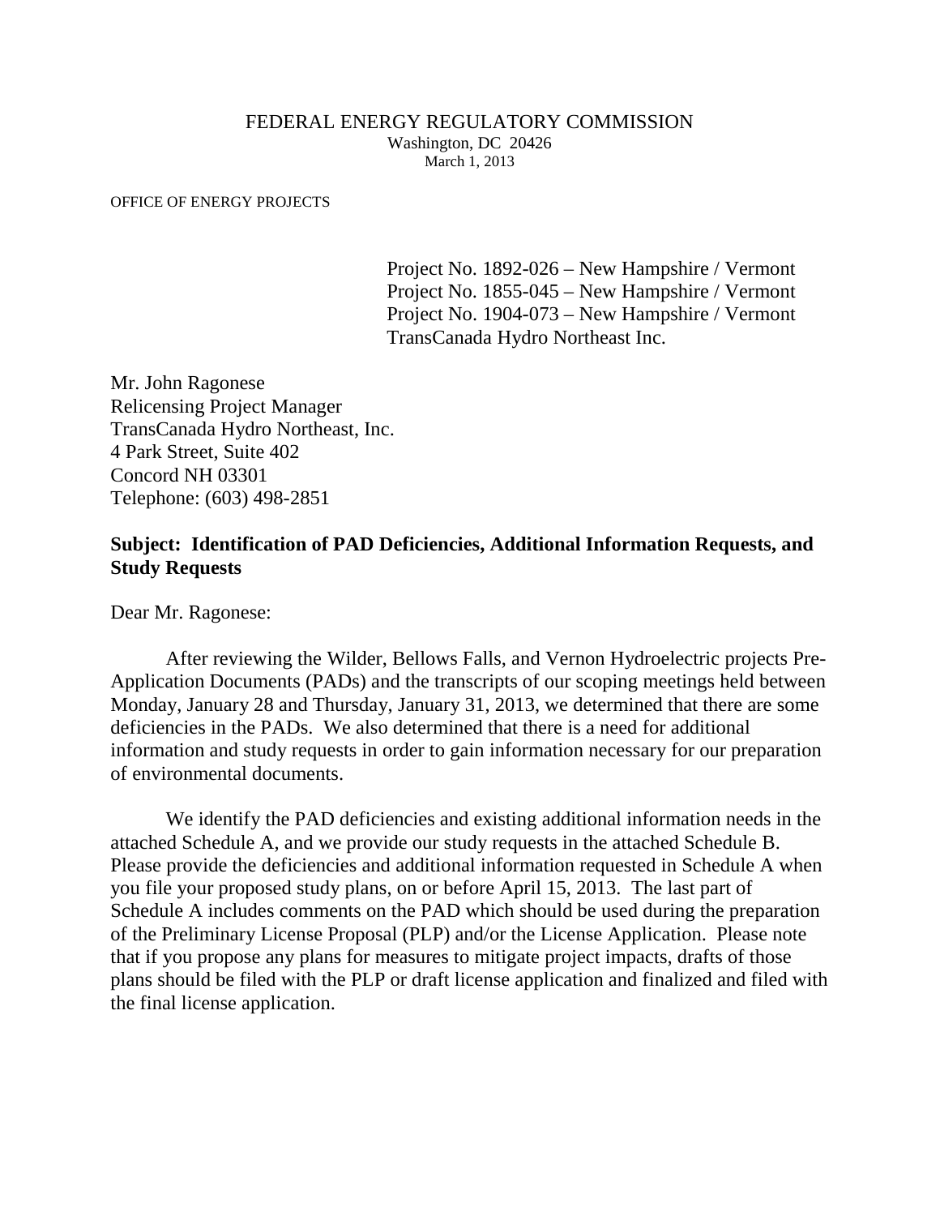FEDERAL ENERGY REGULATORY COMMISSION
Washington, DC 20426
March 1, 2013

OFFICE OF ENERGY PROJECTS

Project No. 1892-026 – New Hampshire / Vermont
Project No. 1855-045 – New Hampshire / Vermont
Project No. 1904-073 – New Hampshire / Vermont
TransCanada Hydro Northeast Inc.

Mr. John Ragonese
Relicensing Project Manager
TransCanada Hydro Northeast, Inc.
4 Park Street, Suite 402
Concord NH 03301
Telephone: (603) 498-2851

**Subject: Identification of PAD Deficiencies, Additional Information Requests, and Study Requests**

Dear Mr. Ragonese:

After reviewing the Wilder, Bellows Falls, and Vernon Hydroelectric projects Pre-Application Documents (PADs) and the transcripts of our scoping meetings held between Monday, January 28 and Thursday, January 31, 2013, we determined that there are some deficiencies in the PADs. We also determined that there is a need for additional information and study requests in order to gain information necessary for our preparation of environmental documents.

We identify the PAD deficiencies and existing additional information needs in the attached Schedule A, and we provide our study requests in the attached Schedule B. Please provide the deficiencies and additional information requested in Schedule A when you file your proposed study plans, on or before April 15, 2013. The last part of Schedule A includes comments on the PAD which should be used during the preparation of the Preliminary License Proposal (PLP) and/or the License Application. Please note that if you propose any plans for measures to mitigate project impacts, drafts of those plans should be filed with the PLP or draft license application and finalized and filed with the final license application.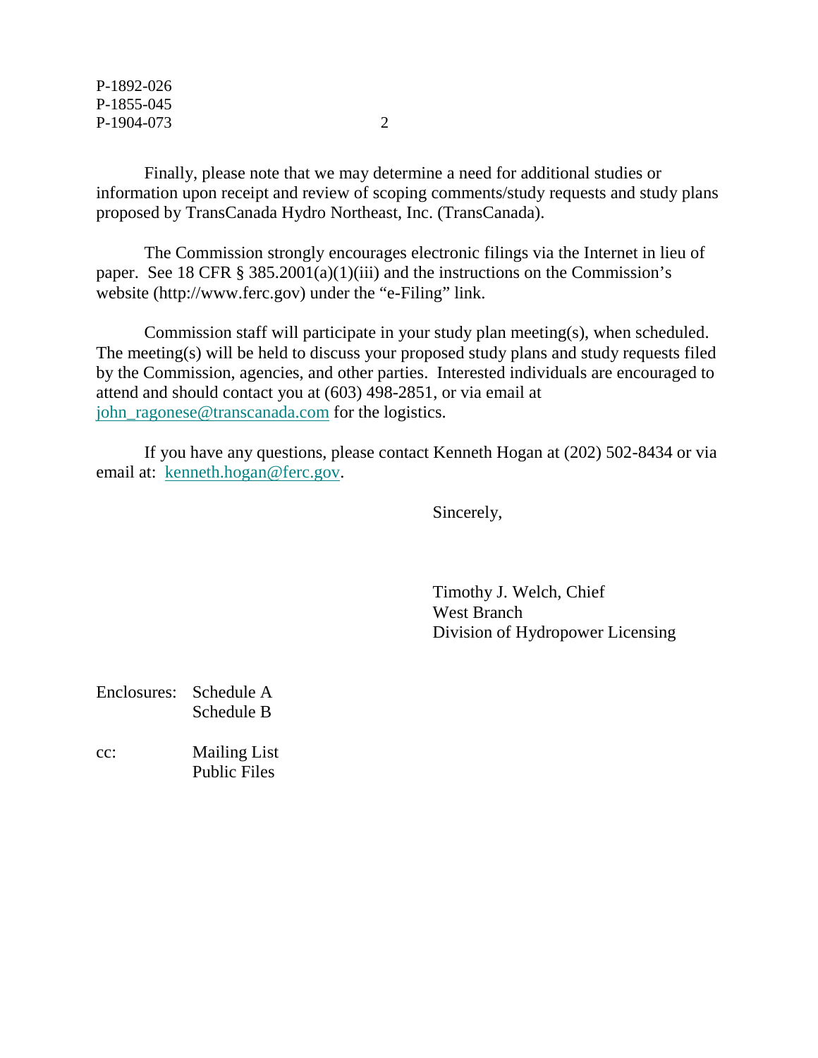Finally, please note that we may determine a need for additional studies or information upon receipt and review of scoping comments/study requests and study plans proposed by TransCanada Hydro Northeast, Inc. (TransCanada).

The Commission strongly encourages electronic filings via the Internet in lieu of paper. See 18 CFR § 385.2001(a)(1)(iii) and the instructions on the Commission's website (http://www.ferc.gov) under the "e-Filing" link.

Commission staff will participate in your study plan meeting(s), when scheduled. The meeting(s) will be held to discuss your proposed study plans and study requests filed by the Commission, agencies, and other parties. Interested individuals are encouraged to attend and should contact you at (603) 498-2851, or via email at john_ragonese@transcanada.com for the logistics.

If you have any questions, please contact Kenneth Hogan at (202) 502-8434 or via email at: kenneth.hogan@ferc.gov.

Sincerely,

Timothy J. Welch, Chief
West Branch
Division of Hydropower Licensing

Enclosures: Schedule A
Schedule B

cc: Mailing List
Public Files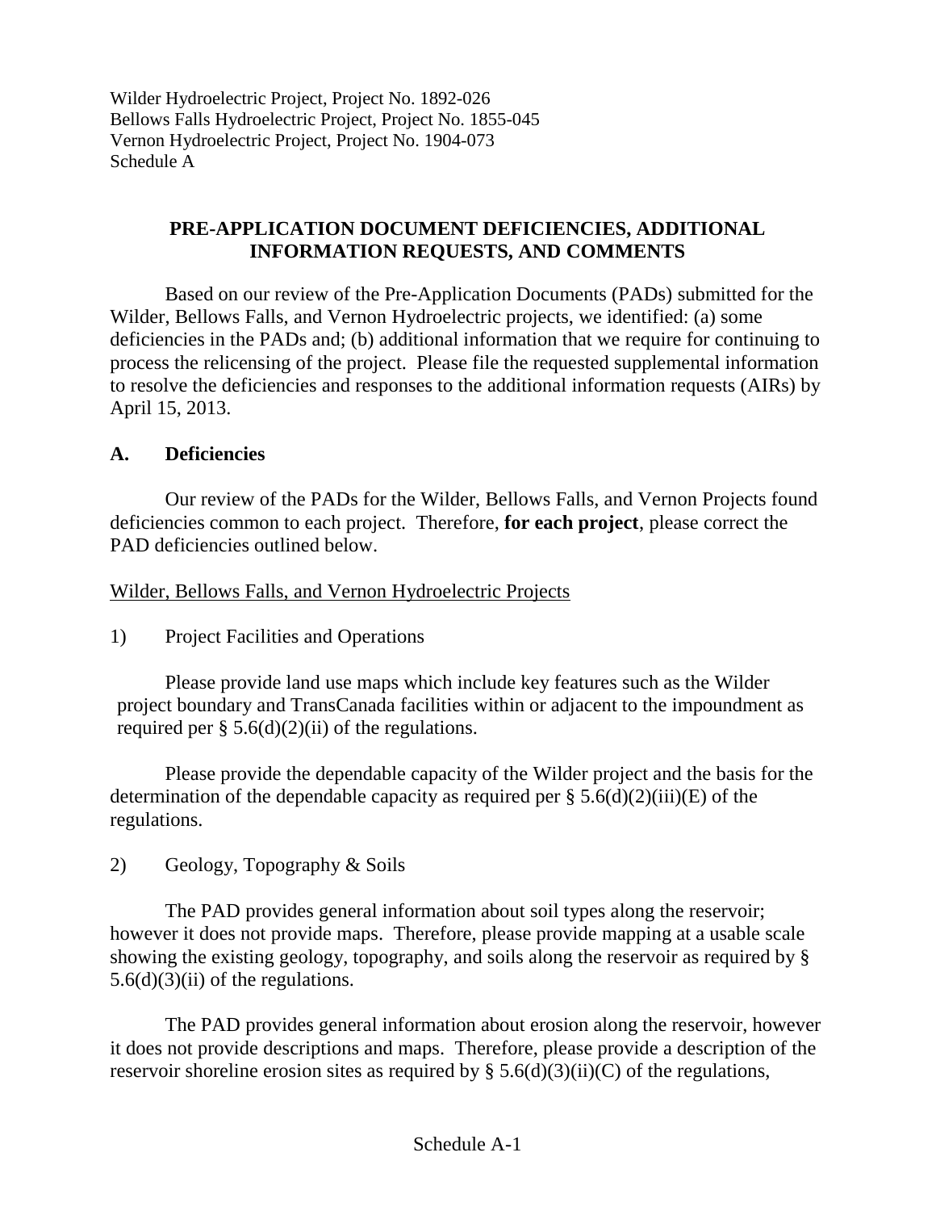Wilder Hydroelectric Project, Project No. 1892-026
Bellows Falls Hydroelectric Project, Project No. 1855-045
Vernon Hydroelectric Project, Project No. 1904-073
Schedule A

## PRE-APPLICATION DOCUMENT DEFICIENCIES, ADDITIONAL INFORMATION REQUESTS, AND COMMENTS

Based on our review of the Pre-Application Documents (PADs) submitted for the Wilder, Bellows Falls, and Vernon Hydroelectric projects, we identified: (a) some deficiencies in the PADs and; (b) additional information that we require for continuing to process the relicensing of the project. Please file the requested supplemental information to resolve the deficiencies and responses to the additional information requests (AIRs) by April 15, 2013.

### A. Deficiencies

Our review of the PADs for the Wilder, Bellows Falls, and Vernon Projects found deficiencies common to each project. Therefore, **for each project**, please correct the PAD deficiencies outlined below.

Wilder, Bellows Falls, and Vernon Hydroelectric Projects

1) Project Facilities and Operations

Please provide land use maps which include key features such as the Wilder project boundary and TransCanada facilities within or adjacent to the impoundment as required per § 5.6(d)(2)(ii) of the regulations.

Please provide the dependable capacity of the Wilder project and the basis for the determination of the dependable capacity as required per § 5.6(d)(2)(iii)(E) of the regulations.

2) Geology, Topography & Soils

The PAD provides general information about soil types along the reservoir; however it does not provide maps. Therefore, please provide mapping at a usable scale showing the existing geology, topography, and soils along the reservoir as required by § 5.6(d)(3)(ii) of the regulations.

The PAD provides general information about erosion along the reservoir, however it does not provide descriptions and maps. Therefore, please provide a description of the reservoir shoreline erosion sites as required by § 5.6(d)(3)(ii)(C) of the regulations,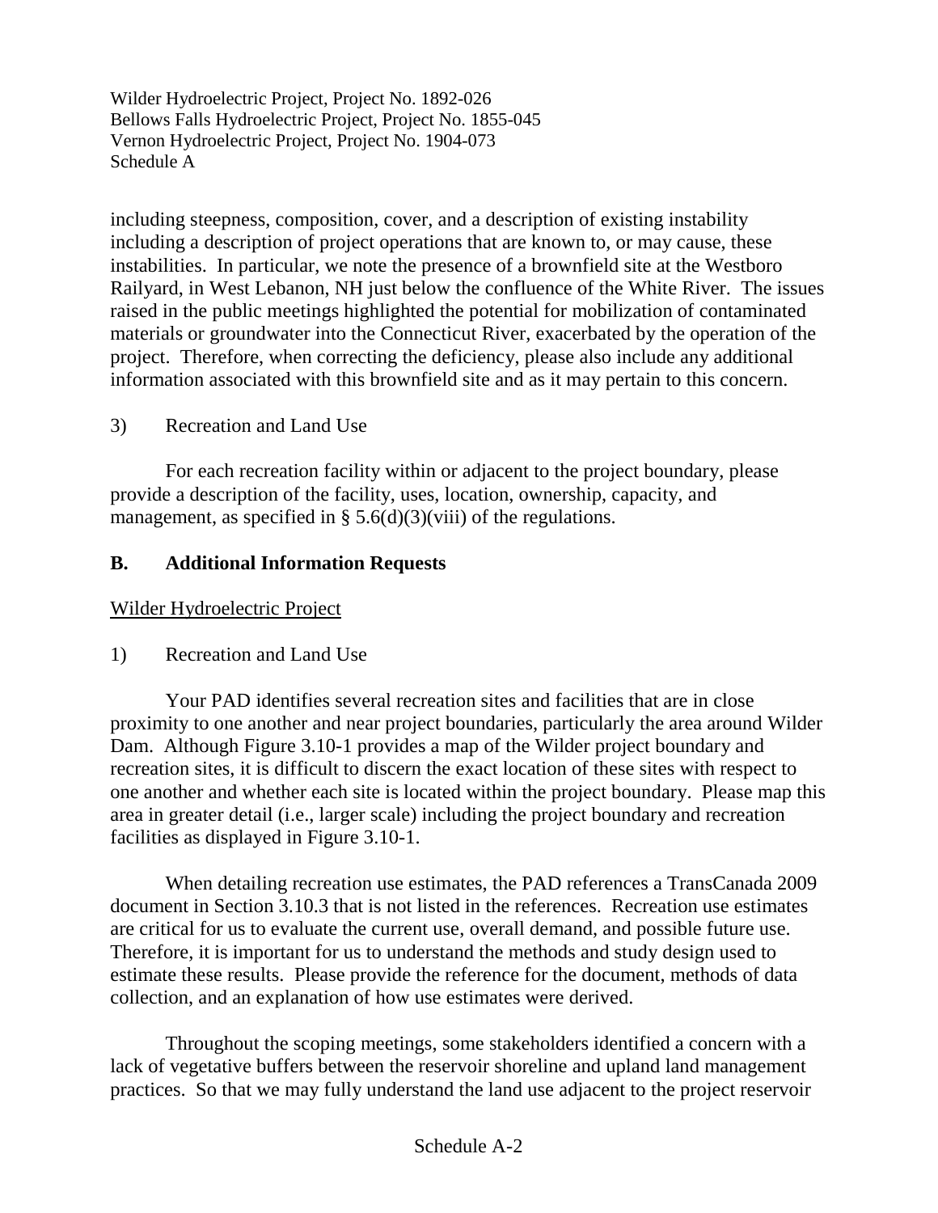including steepness, composition, cover, and a description of existing instability including a description of project operations that are known to, or may cause, these instabilities. In particular, we note the presence of a brownfield site at the Westboro Railyard, in West Lebanon, NH just below the confluence of the White River. The issues raised in the public meetings highlighted the potential for mobilization of contaminated materials or groundwater into the Connecticut River, exacerbated by the operation of the project. Therefore, when correcting the deficiency, please also include any additional information associated with this brownfield site and as it may pertain to this concern.

3) Recreation and Land Use

For each recreation facility within or adjacent to the project boundary, please provide a description of the facility, uses, location, ownership, capacity, and management, as specified in § 5.6(d)(3)(viii) of the regulations.

## B. Additional Information Requests

Wilder Hydroelectric Project

1) Recreation and Land Use

Your PAD identifies several recreation sites and facilities that are in close proximity to one another and near project boundaries, particularly the area around Wilder Dam. Although Figure 3.10-1 provides a map of the Wilder project boundary and recreation sites, it is difficult to discern the exact location of these sites with respect to one another and whether each site is located within the project boundary. Please map this area in greater detail (i.e., larger scale) including the project boundary and recreation facilities as displayed in Figure 3.10-1.

When detailing recreation use estimates, the PAD references a TransCanada 2009 document in Section 3.10.3 that is not listed in the references. Recreation use estimates are critical for us to evaluate the current use, overall demand, and possible future use. Therefore, it is important for us to understand the methods and study design used to estimate these results. Please provide the reference for the document, methods of data collection, and an explanation of how use estimates were derived.

Throughout the scoping meetings, some stakeholders identified a concern with a lack of vegetative buffers between the reservoir shoreline and upland land management practices. So that we may fully understand the land use adjacent to the project reservoir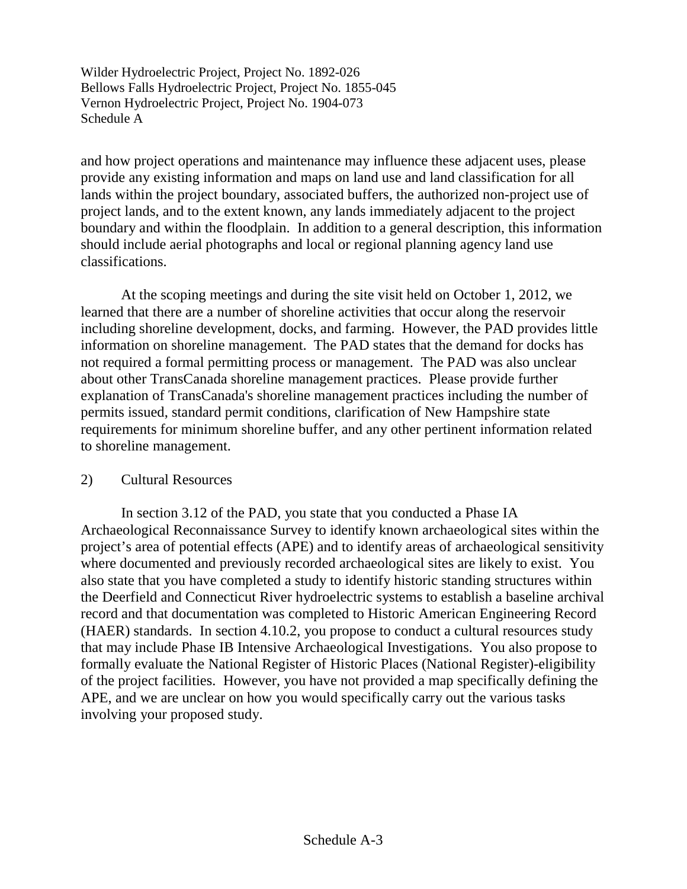and how project operations and maintenance may influence these adjacent uses, please provide any existing information and maps on land use and land classification for all lands within the project boundary, associated buffers, the authorized non-project use of project lands, and to the extent known, any lands immediately adjacent to the project boundary and within the floodplain. In addition to a general description, this information should include aerial photographs and local or regional planning agency land use classifications.

At the scoping meetings and during the site visit held on October 1, 2012, we learned that there are a number of shoreline activities that occur along the reservoir including shoreline development, docks, and farming. However, the PAD provides little information on shoreline management. The PAD states that the demand for docks has not required a formal permitting process or management. The PAD was also unclear about other TransCanada shoreline management practices. Please provide further explanation of TransCanada's shoreline management practices including the number of permits issued, standard permit conditions, clarification of New Hampshire state requirements for minimum shoreline buffer, and any other pertinent information related to shoreline management.

2) Cultural Resources

In section 3.12 of the PAD, you state that you conducted a Phase IA Archaeological Reconnaissance Survey to identify known archaeological sites within the project's area of potential effects (APE) and to identify areas of archaeological sensitivity where documented and previously recorded archaeological sites are likely to exist. You also state that you have completed a study to identify historic standing structures within the Deerfield and Connecticut River hydroelectric systems to establish a baseline archival record and that documentation was completed to Historic American Engineering Record (HAER) standards. In section 4.10.2, you propose to conduct a cultural resources study that may include Phase IB Intensive Archaeological Investigations. You also propose to formally evaluate the National Register of Historic Places (National Register)-eligibility of the project facilities. However, you have not provided a map specifically defining the APE, and we are unclear on how you would specifically carry out the various tasks involving your proposed study.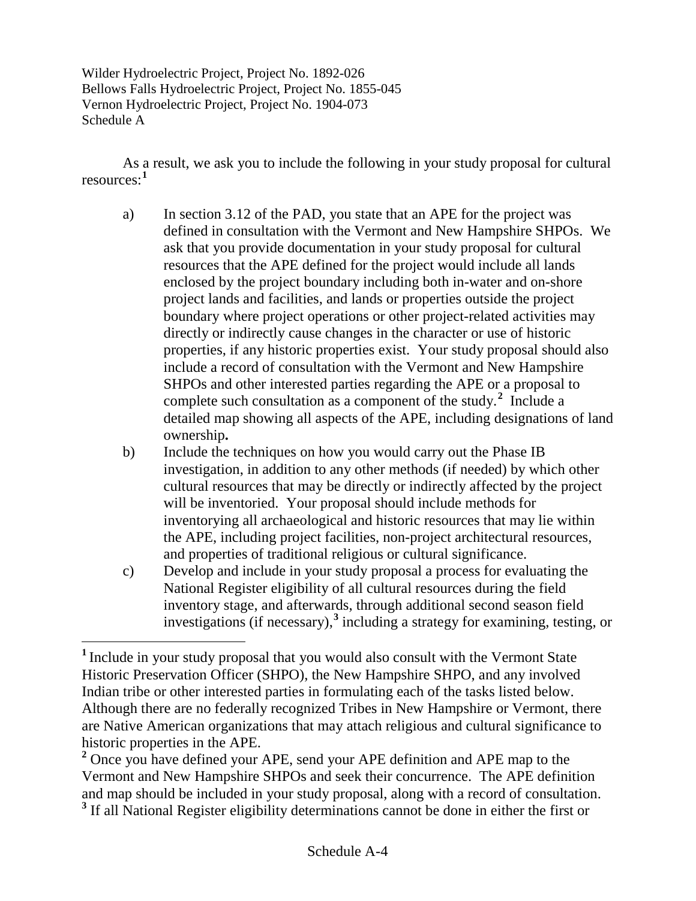As a result, we ask you to include the following in your study proposal for cultural resources:[1]

a) In section 3.12 of the PAD, you state that an APE for the project was defined in consultation with the Vermont and New Hampshire SHPOs. We ask that you provide documentation in your study proposal for cultural resources that the APE defined for the project would include all lands enclosed by the project boundary including both in-water and on-shore project lands and facilities, and lands or properties outside the project boundary where project operations or other project-related activities may directly or indirectly cause changes in the character or use of historic properties, if any historic properties exist. Your study proposal should also include a record of consultation with the Vermont and New Hampshire SHPOs and other interested parties regarding the APE or a proposal to complete such consultation as a component of the study.[2] Include a detailed map showing all aspects of the APE, including designations of land ownership**.**

b) Include the techniques on how you would carry out the Phase IB investigation, in addition to any other methods (if needed) by which other cultural resources that may be directly or indirectly affected by the project will be inventoried. Your proposal should include methods for inventorying all archaeological and historic resources that may lie within the APE, including project facilities, non-project architectural resources, and properties of traditional religious or cultural significance.

c) Develop and include in your study proposal a process for evaluating the National Register eligibility of all cultural resources during the field inventory stage, and afterwards, through additional second season field investigations (if necessary),[3] including a strategy for examining, testing, or

---

[1] Include in your study proposal that you would also consult with the Vermont State Historic Preservation Officer (SHPO), the New Hampshire SHPO, and any involved Indian tribe or other interested parties in formulating each of the tasks listed below. Although there are no federally recognized Tribes in New Hampshire or Vermont, there are Native American organizations that may attach religious and cultural significance to historic properties in the APE.

[2] Once you have defined your APE, send your APE definition and APE map to the Vermont and New Hampshire SHPOs and seek their concurrence. The APE definition and map should be included in your study proposal, along with a record of consultation.

[3] If all National Register eligibility determinations cannot be done in either the first or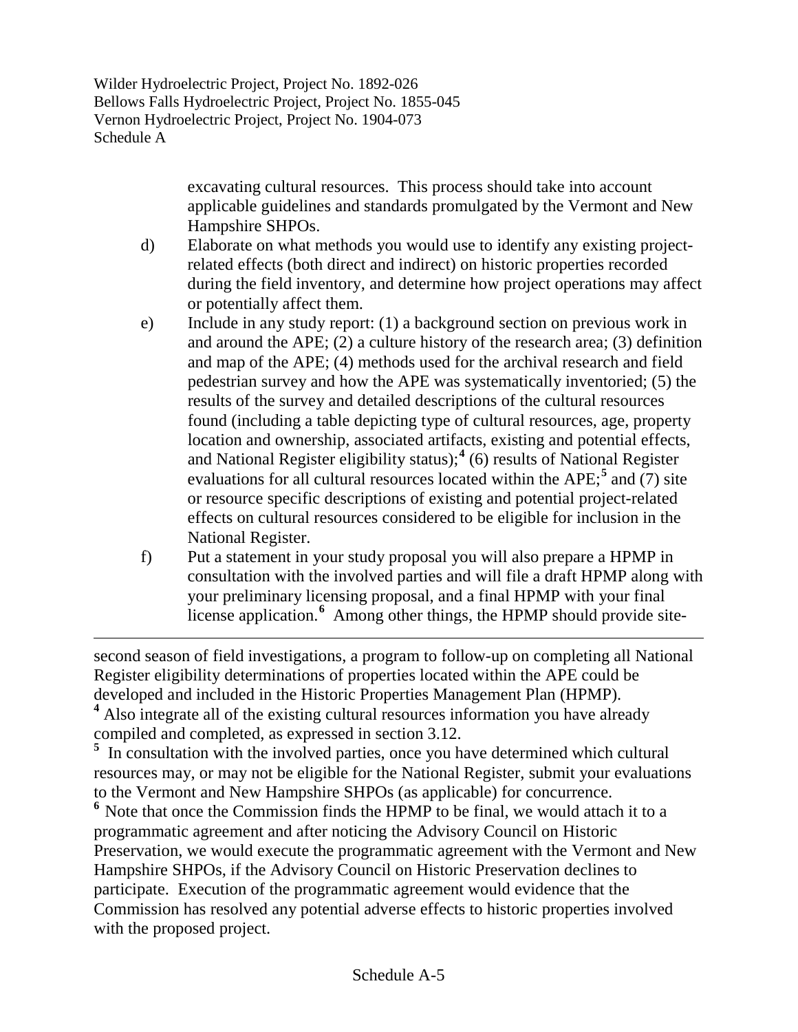excavating cultural resources. This process should take into account applicable guidelines and standards promulgated by the Vermont and New Hampshire SHPOs.

d) Elaborate on what methods you would use to identify any existing project-related effects (both direct and indirect) on historic properties recorded during the field inventory, and determine how project operations may affect or potentially affect them.

e) Include in any study report: (1) a background section on previous work in and around the APE; (2) a culture history of the research area; (3) definition and map of the APE; (4) methods used for the archival research and field pedestrian survey and how the APE was systematically inventoried; (5) the results of the survey and detailed descriptions of the cultural resources found (including a table depicting type of cultural resources, age, property location and ownership, associated artifacts, existing and potential effects, and National Register eligibility status);[4] (6) results of National Register evaluations for all cultural resources located within the APE;[5] and (7) site or resource specific descriptions of existing and potential project-related effects on cultural resources considered to be eligible for inclusion in the National Register.

f) Put a statement in your study proposal you will also prepare a HPMP in consultation with the involved parties and will file a draft HPMP along with your preliminary licensing proposal, and a final HPMP with your final license application.[6] Among other things, the HPMP should provide site-

---

second season of field investigations, a program to follow-up on completing all National Register eligibility determinations of properties located within the APE could be developed and included in the Historic Properties Management Plan (HPMP).

[4] Also integrate all of the existing cultural resources information you have already compiled and completed, as expressed in section 3.12.

[5] In consultation with the involved parties, once you have determined which cultural resources may, or may not be eligible for the National Register, submit your evaluations to the Vermont and New Hampshire SHPOs (as applicable) for concurrence.

[6] Note that once the Commission finds the HPMP to be final, we would attach it to a programmatic agreement and after noticing the Advisory Council on Historic Preservation, we would execute the programmatic agreement with the Vermont and New Hampshire SHPOs, if the Advisory Council on Historic Preservation declines to participate. Execution of the programmatic agreement would evidence that the Commission has resolved any potential adverse effects to historic properties involved with the proposed project.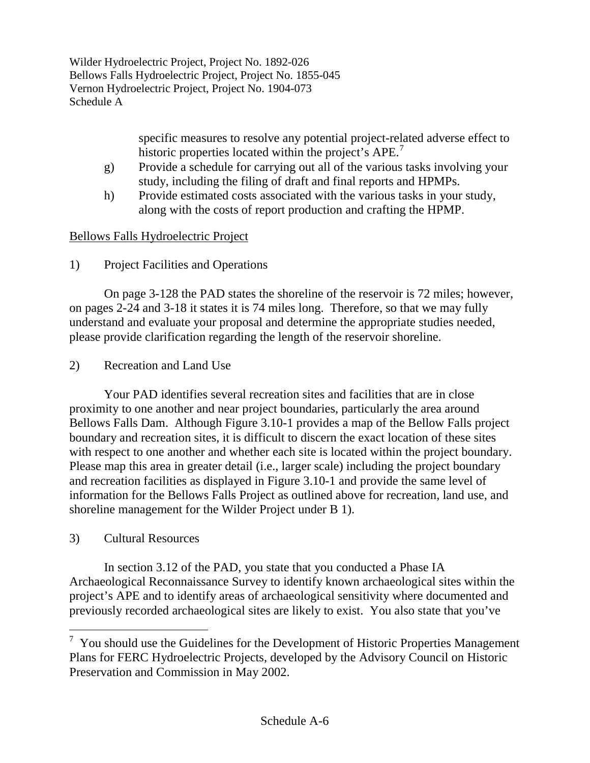specific measures to resolve any potential project-related adverse effect to historic properties located within the project's APE.[7]

g) Provide a schedule for carrying out all of the various tasks involving your study, including the filing of draft and final reports and HPMPs.

h) Provide estimated costs associated with the various tasks in your study, along with the costs of report production and crafting the HPMP.

Bellows Falls Hydroelectric Project

1) Project Facilities and Operations

On page 3-128 the PAD states the shoreline of the reservoir is 72 miles; however, on pages 2-24 and 3-18 it states it is 74 miles long. Therefore, so that we may fully understand and evaluate your proposal and determine the appropriate studies needed, please provide clarification regarding the length of the reservoir shoreline.

2) Recreation and Land Use

Your PAD identifies several recreation sites and facilities that are in close proximity to one another and near project boundaries, particularly the area around Bellows Falls Dam. Although Figure 3.10-1 provides a map of the Bellow Falls project boundary and recreation sites, it is difficult to discern the exact location of these sites with respect to one another and whether each site is located within the project boundary. Please map this area in greater detail (i.e., larger scale) including the project boundary and recreation facilities as displayed in Figure 3.10-1 and provide the same level of information for the Bellows Falls Project as outlined above for recreation, land use, and shoreline management for the Wilder Project under B 1).

3) Cultural Resources

In section 3.12 of the PAD, you state that you conducted a Phase IA Archaeological Reconnaissance Survey to identify known archaeological sites within the project's APE and to identify areas of archaeological sensitivity where documented and previously recorded archaeological sites are likely to exist. You also state that you've

---

[7] You should use the Guidelines for the Development of Historic Properties Management Plans for FERC Hydroelectric Projects, developed by the Advisory Council on Historic Preservation and Commission in May 2002.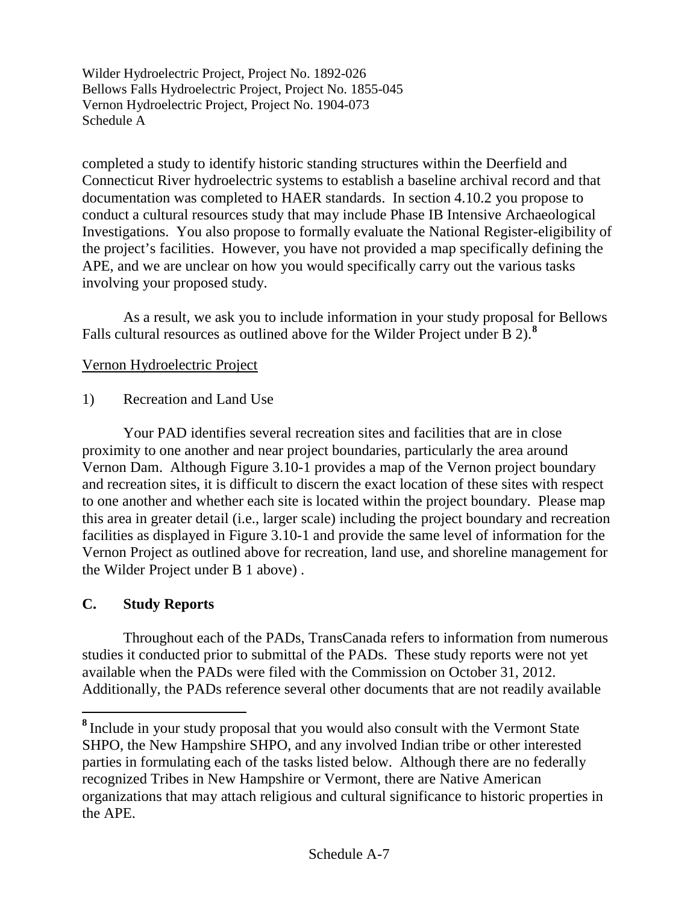completed a study to identify historic standing structures within the Deerfield and Connecticut River hydroelectric systems to establish a baseline archival record and that documentation was completed to HAER standards. In section 4.10.2 you propose to conduct a cultural resources study that may include Phase IB Intensive Archaeological Investigations. You also propose to formally evaluate the National Register-eligibility of the project's facilities. However, you have not provided a map specifically defining the APE, and we are unclear on how you would specifically carry out the various tasks involving your proposed study.

As a result, we ask you to include information in your study proposal for Bellows Falls cultural resources as outlined above for the Wilder Project under B 2).[8]

Vernon Hydroelectric Project

1) Recreation and Land Use

Your PAD identifies several recreation sites and facilities that are in close proximity to one another and near project boundaries, particularly the area around Vernon Dam. Although Figure 3.10-1 provides a map of the Vernon project boundary and recreation sites, it is difficult to discern the exact location of these sites with respect to one another and whether each site is located within the project boundary. Please map this area in greater detail (i.e., larger scale) including the project boundary and recreation facilities as displayed in Figure 3.10-1 and provide the same level of information for the Vernon Project as outlined above for recreation, land use, and shoreline management for the Wilder Project under B 1 above) .

## C. Study Reports

Throughout each of the PADs, TransCanada refers to information from numerous studies it conducted prior to submittal of the PADs. These study reports were not yet available when the PADs were filed with the Commission on October 31, 2012. Additionally, the PADs reference several other documents that are not readily available

[8] Include in your study proposal that you would also consult with the Vermont State SHPO, the New Hampshire SHPO, and any involved Indian tribe or other interested parties in formulating each of the tasks listed below. Although there are no federally recognized Tribes in New Hampshire or Vermont, there are Native American organizations that may attach religious and cultural significance to historic properties in the APE.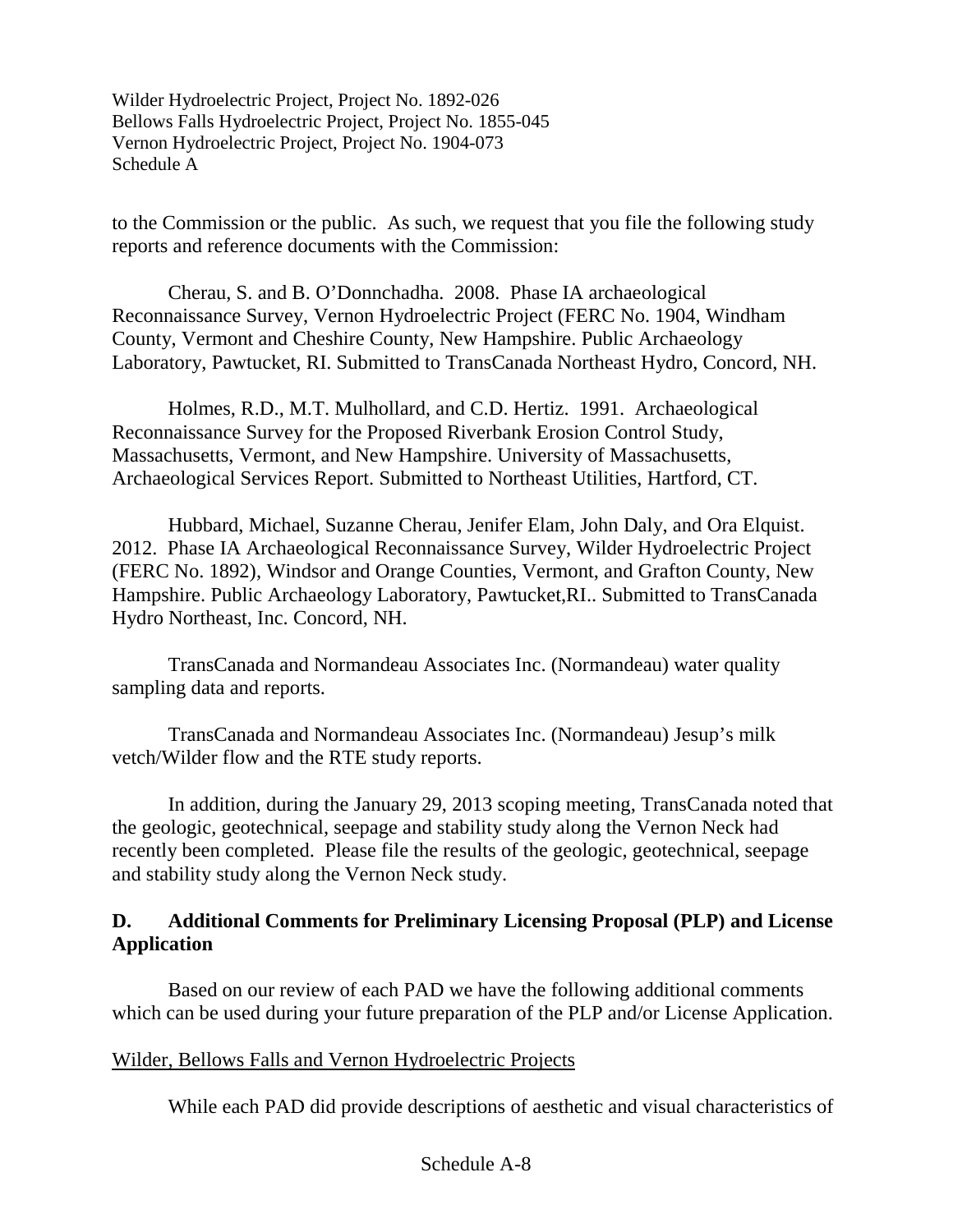to the Commission or the public. As such, we request that you file the following study reports and reference documents with the Commission:

Cherau, S. and B. O'Donnchadha. 2008. Phase IA archaeological Reconnaissance Survey, Vernon Hydroelectric Project (FERC No. 1904, Windham County, Vermont and Cheshire County, New Hampshire. Public Archaeology Laboratory, Pawtucket, RI. Submitted to TransCanada Northeast Hydro, Concord, NH.

Holmes, R.D., M.T. Mulhollard, and C.D. Hertiz. 1991. Archaeological Reconnaissance Survey for the Proposed Riverbank Erosion Control Study, Massachusetts, Vermont, and New Hampshire. University of Massachusetts, Archaeological Services Report. Submitted to Northeast Utilities, Hartford, CT.

Hubbard, Michael, Suzanne Cherau, Jenifer Elam, John Daly, and Ora Elquist. 2012. Phase IA Archaeological Reconnaissance Survey, Wilder Hydroelectric Project (FERC No. 1892), Windsor and Orange Counties, Vermont, and Grafton County, New Hampshire. Public Archaeology Laboratory, Pawtucket,RI.. Submitted to TransCanada Hydro Northeast, Inc. Concord, NH.

TransCanada and Normandeau Associates Inc. (Normandeau) water quality sampling data and reports.

TransCanada and Normandeau Associates Inc. (Normandeau) Jesup's milk vetch/Wilder flow and the RTE study reports.

In addition, during the January 29, 2013 scoping meeting, TransCanada noted that the geologic, geotechnical, seepage and stability study along the Vernon Neck had recently been completed. Please file the results of the geologic, geotechnical, seepage and stability study along the Vernon Neck study.

## D. Additional Comments for Preliminary Licensing Proposal (PLP) and License Application

Based on our review of each PAD we have the following additional comments which can be used during your future preparation of the PLP and/or License Application.

Wilder, Bellows Falls and Vernon Hydroelectric Projects

While each PAD did provide descriptions of aesthetic and visual characteristics of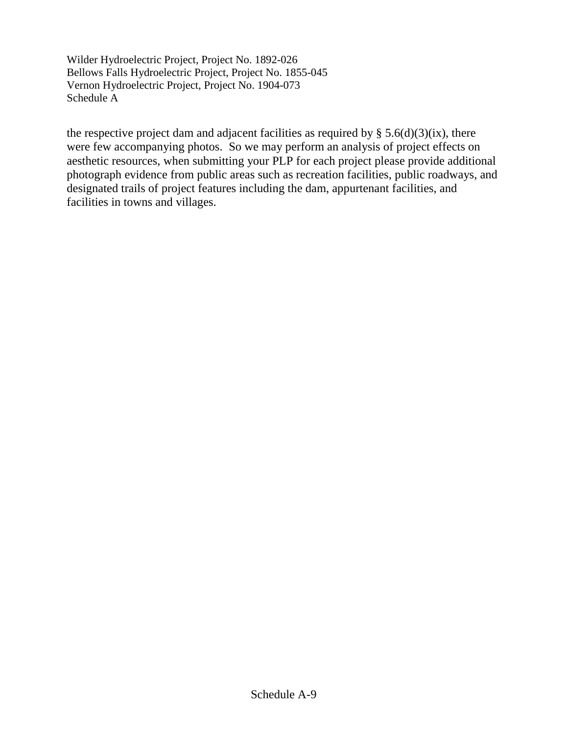the respective project dam and adjacent facilities as required by § 5.6(d)(3)(ix), there were few accompanying photos. So we may perform an analysis of project effects on aesthetic resources, when submitting your PLP for each project please provide additional photograph evidence from public areas such as recreation facilities, public roadways, and designated trails of project features including the dam, appurtenant facilities, and facilities in towns and villages.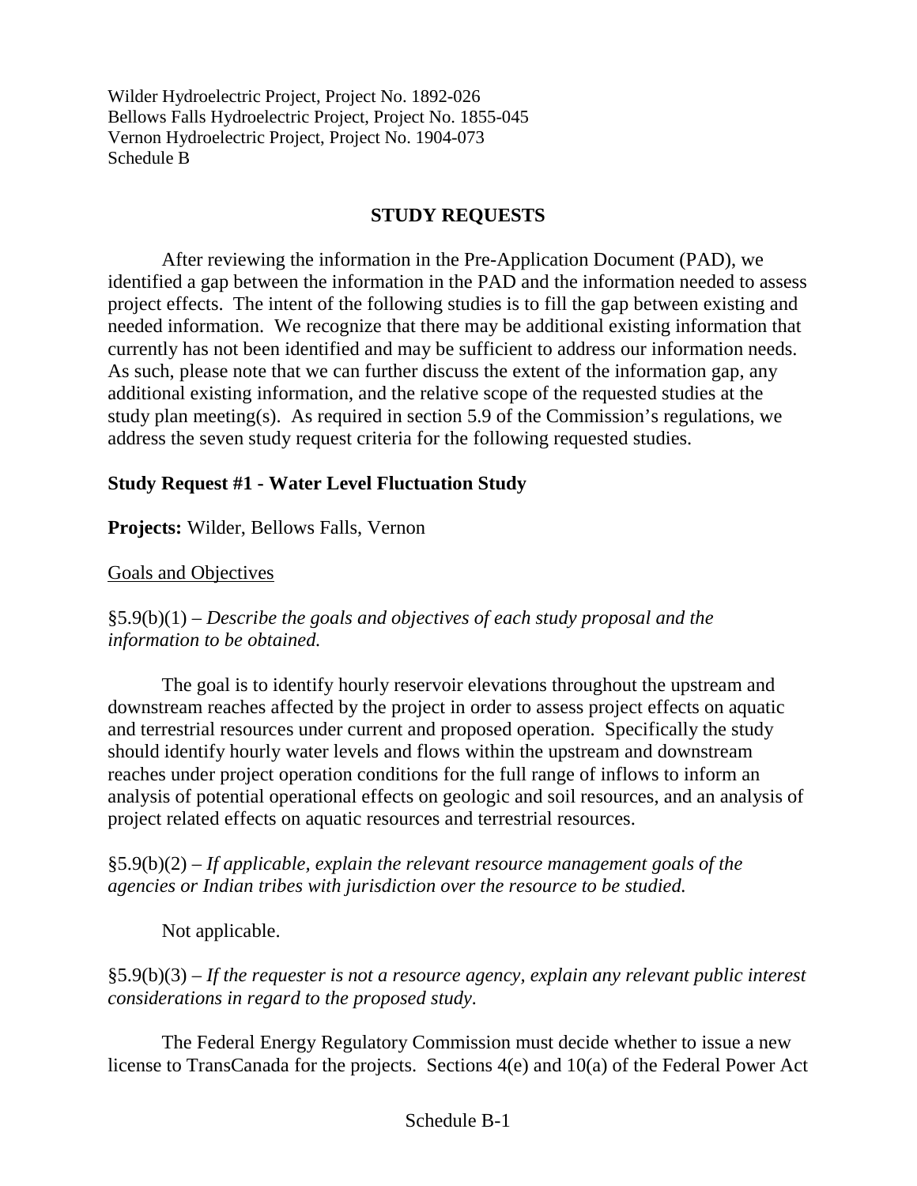Wilder Hydroelectric Project, Project No. 1892-026
Bellows Falls Hydroelectric Project, Project No. 1855-045
Vernon Hydroelectric Project, Project No. 1904-073
Schedule B

## STUDY REQUESTS

After reviewing the information in the Pre-Application Document (PAD), we identified a gap between the information in the PAD and the information needed to assess project effects. The intent of the following studies is to fill the gap between existing and needed information. We recognize that there may be additional existing information that currently has not been identified and may be sufficient to address our information needs. As such, please note that we can further discuss the extent of the information gap, any additional existing information, and the relative scope of the requested studies at the study plan meeting(s). As required in section 5.9 of the Commission's regulations, we address the seven study request criteria for the following requested studies.

### Study Request #1 - Water Level Fluctuation Study

**Projects:** Wilder, Bellows Falls, Vernon

Goals and Objectives

§5.9(b)(1) – *Describe the goals and objectives of each study proposal and the information to be obtained.*

The goal is to identify hourly reservoir elevations throughout the upstream and downstream reaches affected by the project in order to assess project effects on aquatic and terrestrial resources under current and proposed operation. Specifically the study should identify hourly water levels and flows within the upstream and downstream reaches under project operation conditions for the full range of inflows to inform an analysis of potential operational effects on geologic and soil resources, and an analysis of project related effects on aquatic resources and terrestrial resources.

§5.9(b)(2) – *If applicable, explain the relevant resource management goals of the agencies or Indian tribes with jurisdiction over the resource to be studied.*

Not applicable.

§5.9(b)(3) – *If the requester is not a resource agency, explain any relevant public interest considerations in regard to the proposed study.*

The Federal Energy Regulatory Commission must decide whether to issue a new license to TransCanada for the projects. Sections 4(e) and 10(a) of the Federal Power Act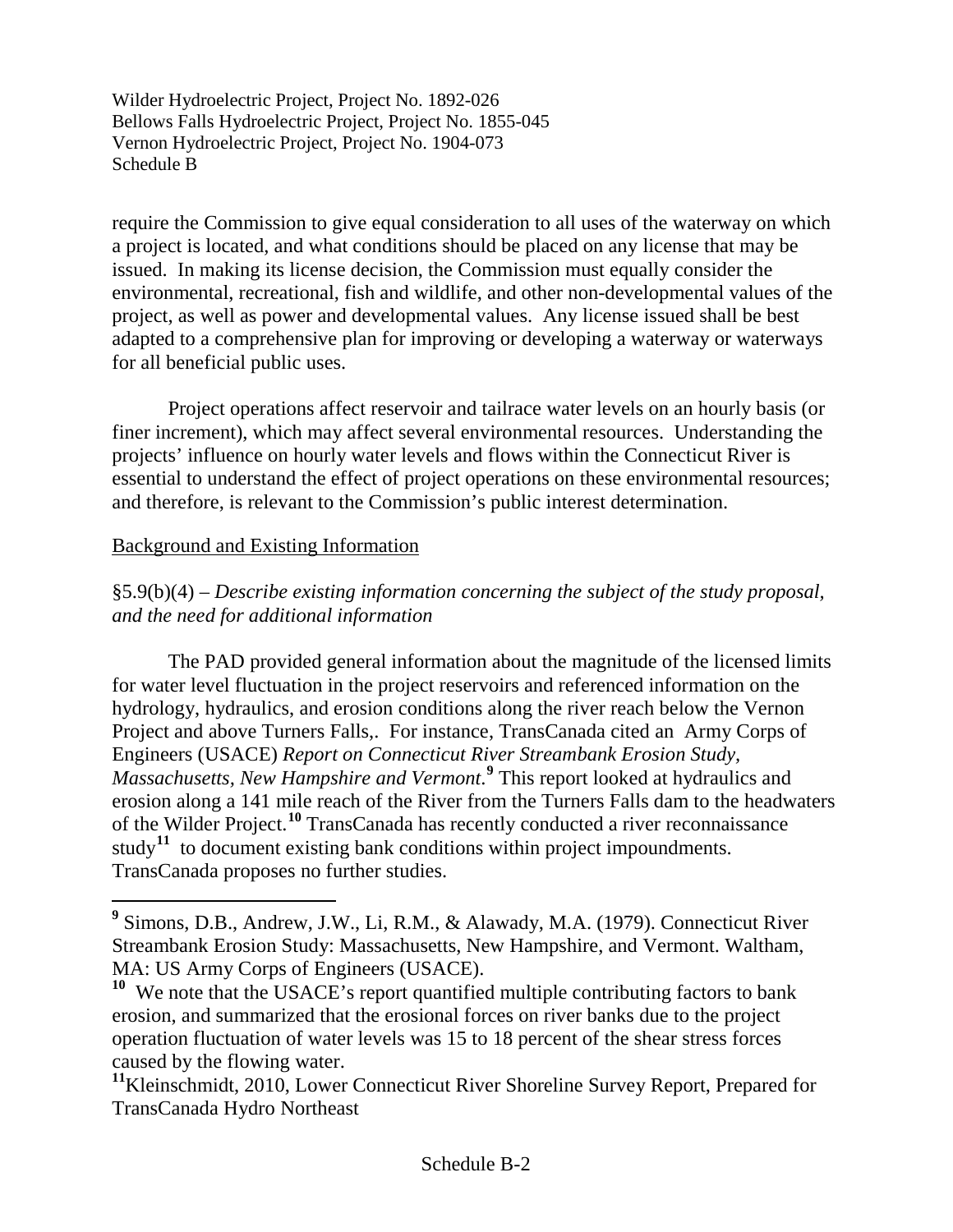require the Commission to give equal consideration to all uses of the waterway on which a project is located, and what conditions should be placed on any license that may be issued. In making its license decision, the Commission must equally consider the environmental, recreational, fish and wildlife, and other non-developmental values of the project, as well as power and developmental values. Any license issued shall be best adapted to a comprehensive plan for improving or developing a waterway or waterways for all beneficial public uses.

Project operations affect reservoir and tailrace water levels on an hourly basis (or finer increment), which may affect several environmental resources. Understanding the projects' influence on hourly water levels and flows within the Connecticut River is essential to understand the effect of project operations on these environmental resources; and therefore, is relevant to the Commission's public interest determination.

Background and Existing Information

§5.9(b)(4) – *Describe existing information concerning the subject of the study proposal, and the need for additional information*

The PAD provided general information about the magnitude of the licensed limits for water level fluctuation in the project reservoirs and referenced information on the hydrology, hydraulics, and erosion conditions along the river reach below the Vernon Project and above Turners Falls,. For instance, TransCanada cited an Army Corps of Engineers (USACE) *Report on Connecticut River Streambank Erosion Study, Massachusetts, New Hampshire and Vermont.*[9] This report looked at hydraulics and erosion along a 141 mile reach of the River from the Turners Falls dam to the headwaters of the Wilder Project.[10] TransCanada has recently conducted a river reconnaissance study[11] to document existing bank conditions within project impoundments. TransCanada proposes no further studies.

---

[9] Simons, D.B., Andrew, J.W., Li, R.M., & Alawady, M.A. (1979). Connecticut River Streambank Erosion Study: Massachusetts, New Hampshire, and Vermont. Waltham, MA: US Army Corps of Engineers (USACE).

[10] We note that the USACE's report quantified multiple contributing factors to bank erosion, and summarized that the erosional forces on river banks due to the project operation fluctuation of water levels was 15 to 18 percent of the shear stress forces caused by the flowing water.

[11] Kleinschmidt, 2010, Lower Connecticut River Shoreline Survey Report, Prepared for TransCanada Hydro Northeast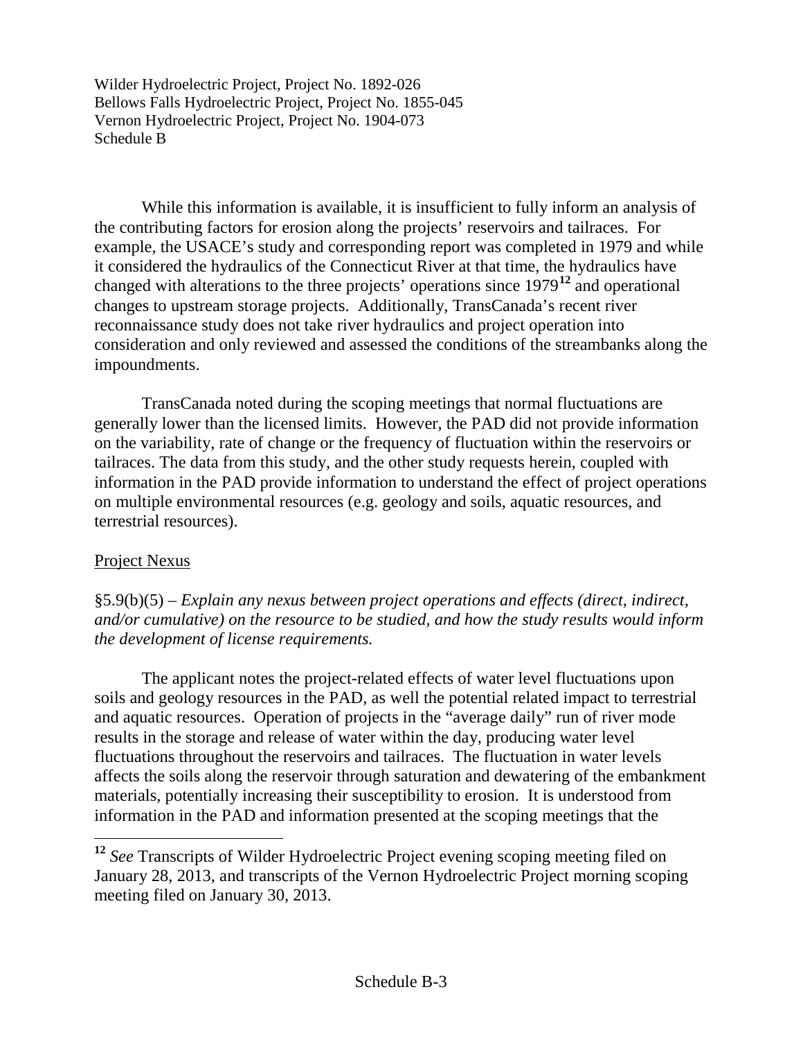While this information is available, it is insufficient to fully inform an analysis of the contributing factors for erosion along the projects' reservoirs and tailraces. For example, the USACE's study and corresponding report was completed in 1979 and while it considered the hydraulics of the Connecticut River at that time, the hydraulics have changed with alterations to the three projects' operations since 1979[12] and operational changes to upstream storage projects. Additionally, TransCanada's recent river reconnaissance study does not take river hydraulics and project operation into consideration and only reviewed and assessed the conditions of the streambanks along the impoundments.

TransCanada noted during the scoping meetings that normal fluctuations are generally lower than the licensed limits. However, the PAD did not provide information on the variability, rate of change or the frequency of fluctuation within the reservoirs or tailraces. The data from this study, and the other study requests herein, coupled with information in the PAD provide information to understand the effect of project operations on multiple environmental resources (e.g. geology and soils, aquatic resources, and terrestrial resources).

Project Nexus

§5.9(b)(5) – *Explain any nexus between project operations and effects (direct, indirect, and/or cumulative) on the resource to be studied, and how the study results would inform the development of license requirements.*

The applicant notes the project-related effects of water level fluctuations upon soils and geology resources in the PAD, as well the potential related impact to terrestrial and aquatic resources. Operation of projects in the "average daily" run of river mode results in the storage and release of water within the day, producing water level fluctuations throughout the reservoirs and tailraces. The fluctuation in water levels affects the soils along the reservoir through saturation and dewatering of the embankment materials, potentially increasing their susceptibility to erosion. It is understood from information in the PAD and information presented at the scoping meetings that the

[12] *See* Transcripts of Wilder Hydroelectric Project evening scoping meeting filed on January 28, 2013, and transcripts of the Vernon Hydroelectric Project morning scoping meeting filed on January 30, 2013.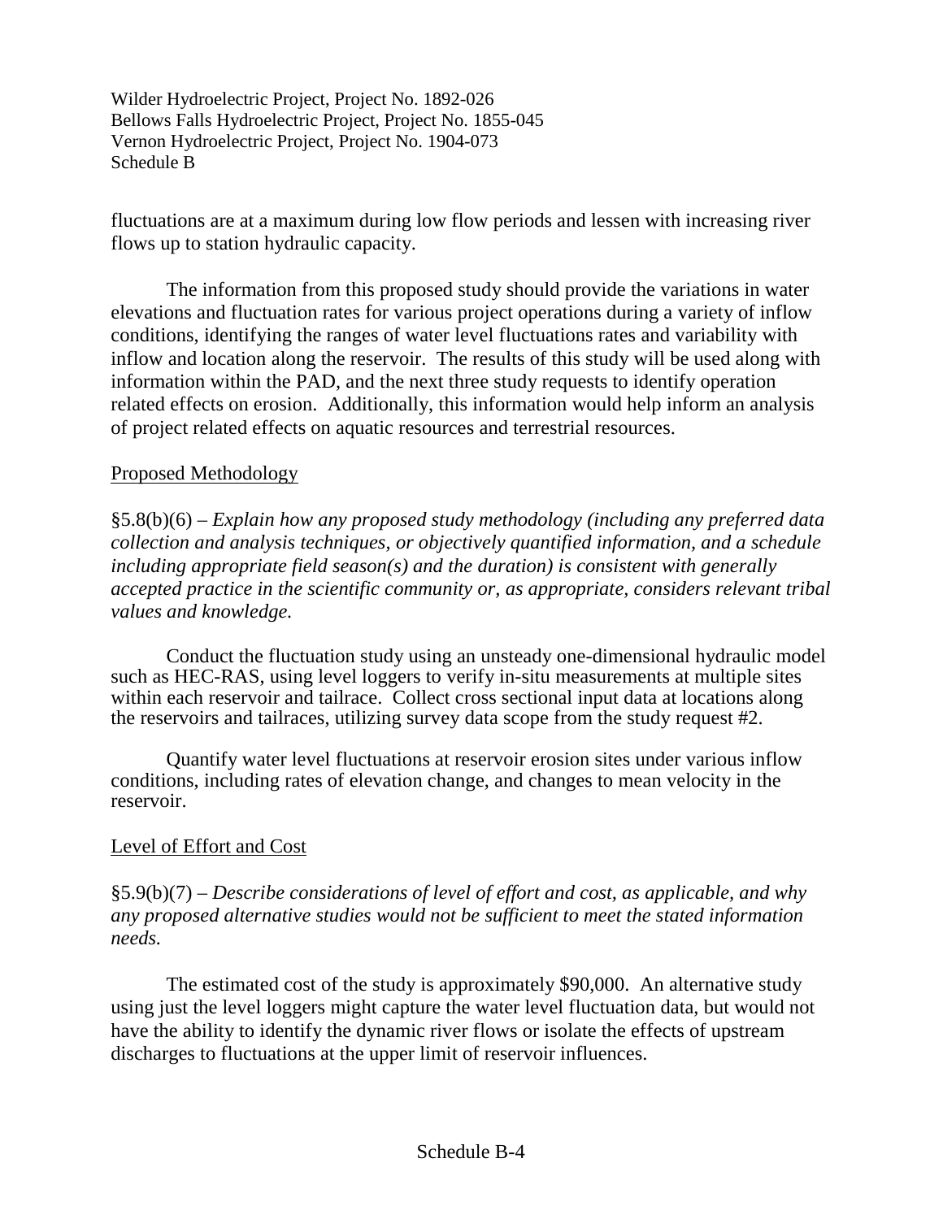fluctuations are at a maximum during low flow periods and lessen with increasing river flows up to station hydraulic capacity.

The information from this proposed study should provide the variations in water elevations and fluctuation rates for various project operations during a variety of inflow conditions, identifying the ranges of water level fluctuations rates and variability with inflow and location along the reservoir. The results of this study will be used along with information within the PAD, and the next three study requests to identify operation related effects on erosion. Additionally, this information would help inform an analysis of project related effects on aquatic resources and terrestrial resources.

## Proposed Methodology

§5.8(b)(6) – *Explain how any proposed study methodology (including any preferred data collection and analysis techniques, or objectively quantified information, and a schedule including appropriate field season(s) and the duration) is consistent with generally accepted practice in the scientific community or, as appropriate, considers relevant tribal values and knowledge.*

Conduct the fluctuation study using an unsteady one-dimensional hydraulic model such as HEC-RAS, using level loggers to verify in-situ measurements at multiple sites within each reservoir and tailrace. Collect cross sectional input data at locations along the reservoirs and tailraces, utilizing survey data scope from the study request #2.

Quantify water level fluctuations at reservoir erosion sites under various inflow conditions, including rates of elevation change, and changes to mean velocity in the reservoir.

## Level of Effort and Cost

§5.9(b)(7) – *Describe considerations of level of effort and cost, as applicable, and why any proposed alternative studies would not be sufficient to meet the stated information needs.*

The estimated cost of the study is approximately $90,000. An alternative study using just the level loggers might capture the water level fluctuation data, but would not have the ability to identify the dynamic river flows or isolate the effects of upstream discharges to fluctuations at the upper limit of reservoir influences.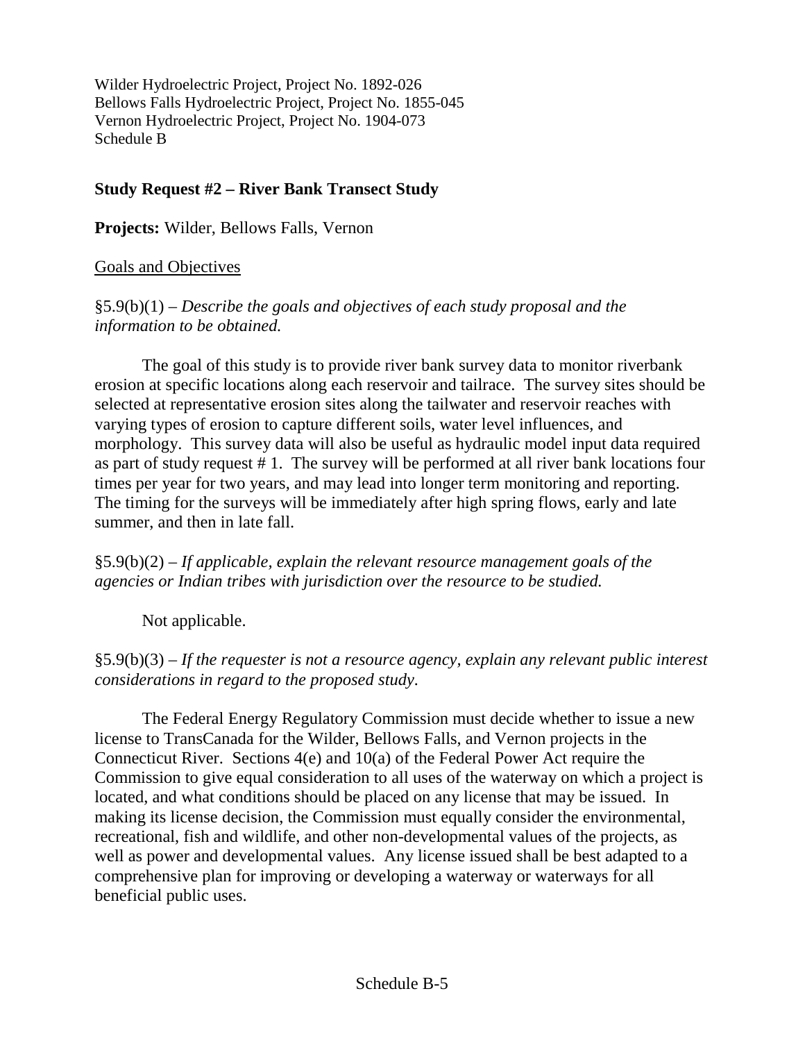Wilder Hydroelectric Project, Project No. 1892-026
Bellows Falls Hydroelectric Project, Project No. 1855-045
Vernon Hydroelectric Project, Project No. 1904-073
Schedule B

## Study Request #2 – River Bank Transect Study

**Projects:** Wilder, Bellows Falls, Vernon

Goals and Objectives

§5.9(b)(1) – *Describe the goals and objectives of each study proposal and the information to be obtained.*

The goal of this study is to provide river bank survey data to monitor riverbank erosion at specific locations along each reservoir and tailrace. The survey sites should be selected at representative erosion sites along the tailwater and reservoir reaches with varying types of erosion to capture different soils, water level influences, and morphology. This survey data will also be useful as hydraulic model input data required as part of study request # 1. The survey will be performed at all river bank locations four times per year for two years, and may lead into longer term monitoring and reporting. The timing for the surveys will be immediately after high spring flows, early and late summer, and then in late fall.

§5.9(b)(2) – *If applicable, explain the relevant resource management goals of the agencies or Indian tribes with jurisdiction over the resource to be studied.*

Not applicable.

§5.9(b)(3) – *If the requester is not a resource agency, explain any relevant public interest considerations in regard to the proposed study.*

The Federal Energy Regulatory Commission must decide whether to issue a new license to TransCanada for the Wilder, Bellows Falls, and Vernon projects in the Connecticut River. Sections 4(e) and 10(a) of the Federal Power Act require the Commission to give equal consideration to all uses of the waterway on which a project is located, and what conditions should be placed on any license that may be issued. In making its license decision, the Commission must equally consider the environmental, recreational, fish and wildlife, and other non-developmental values of the projects, as well as power and developmental values. Any license issued shall be best adapted to a comprehensive plan for improving or developing a waterway or waterways for all beneficial public uses.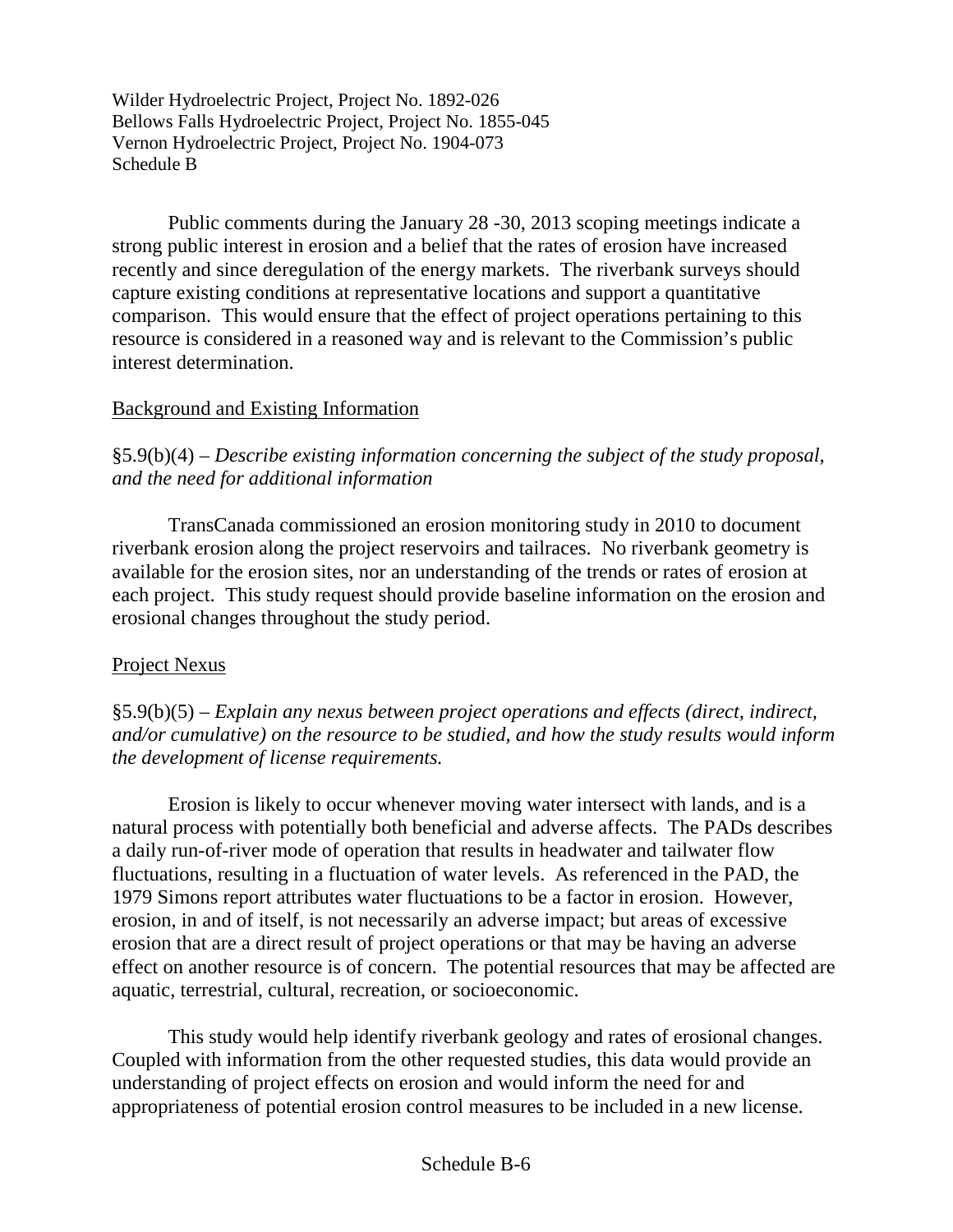Public comments during the January 28 -30, 2013 scoping meetings indicate a strong public interest in erosion and a belief that the rates of erosion have increased recently and since deregulation of the energy markets. The riverbank surveys should capture existing conditions at representative locations and support a quantitative comparison. This would ensure that the effect of project operations pertaining to this resource is considered in a reasoned way and is relevant to the Commission's public interest determination.

Background and Existing Information

§5.9(b)(4) – *Describe existing information concerning the subject of the study proposal, and the need for additional information*

TransCanada commissioned an erosion monitoring study in 2010 to document riverbank erosion along the project reservoirs and tailraces. No riverbank geometry is available for the erosion sites, nor an understanding of the trends or rates of erosion at each project. This study request should provide baseline information on the erosion and erosional changes throughout the study period.

Project Nexus

§5.9(b)(5) – *Explain any nexus between project operations and effects (direct, indirect, and/or cumulative) on the resource to be studied, and how the study results would inform the development of license requirements.*

Erosion is likely to occur whenever moving water intersect with lands, and is a natural process with potentially both beneficial and adverse affects. The PADs describes a daily run-of-river mode of operation that results in headwater and tailwater flow fluctuations, resulting in a fluctuation of water levels. As referenced in the PAD, the 1979 Simons report attributes water fluctuations to be a factor in erosion. However, erosion, in and of itself, is not necessarily an adverse impact; but areas of excessive erosion that are a direct result of project operations or that may be having an adverse effect on another resource is of concern. The potential resources that may be affected are aquatic, terrestrial, cultural, recreation, or socioeconomic.

This study would help identify riverbank geology and rates of erosional changes. Coupled with information from the other requested studies, this data would provide an understanding of project effects on erosion and would inform the need for and appropriateness of potential erosion control measures to be included in a new license.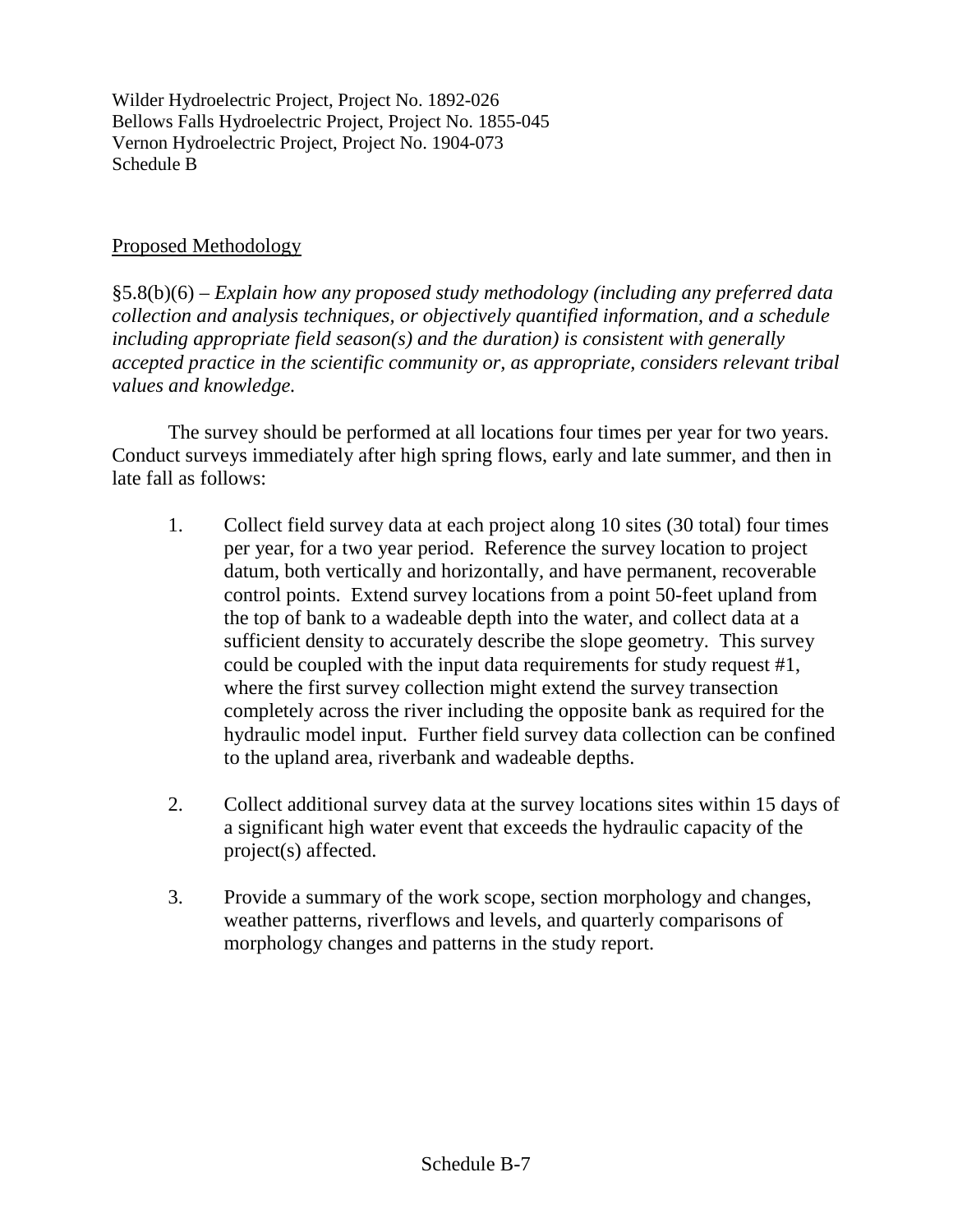Wilder Hydroelectric Project, Project No. 1892-026
Bellows Falls Hydroelectric Project, Project No. 1855-045
Vernon Hydroelectric Project, Project No. 1904-073
Schedule B

## Proposed Methodology

§5.8(b)(6) – *Explain how any proposed study methodology (including any preferred data collection and analysis techniques, or objectively quantified information, and a schedule including appropriate field season(s) and the duration) is consistent with generally accepted practice in the scientific community or, as appropriate, considers relevant tribal values and knowledge.*

The survey should be performed at all locations four times per year for two years. Conduct surveys immediately after high spring flows, early and late summer, and then in late fall as follows:

1. Collect field survey data at each project along 10 sites (30 total) four times per year, for a two year period. Reference the survey location to project datum, both vertically and horizontally, and have permanent, recoverable control points. Extend survey locations from a point 50-feet upland from the top of bank to a wadeable depth into the water, and collect data at a sufficient density to accurately describe the slope geometry. This survey could be coupled with the input data requirements for study request #1, where the first survey collection might extend the survey transection completely across the river including the opposite bank as required for the hydraulic model input. Further field survey data collection can be confined to the upland area, riverbank and wadeable depths.

2. Collect additional survey data at the survey locations sites within 15 days of a significant high water event that exceeds the hydraulic capacity of the project(s) affected.

3. Provide a summary of the work scope, section morphology and changes, weather patterns, riverflows and levels, and quarterly comparisons of morphology changes and patterns in the study report.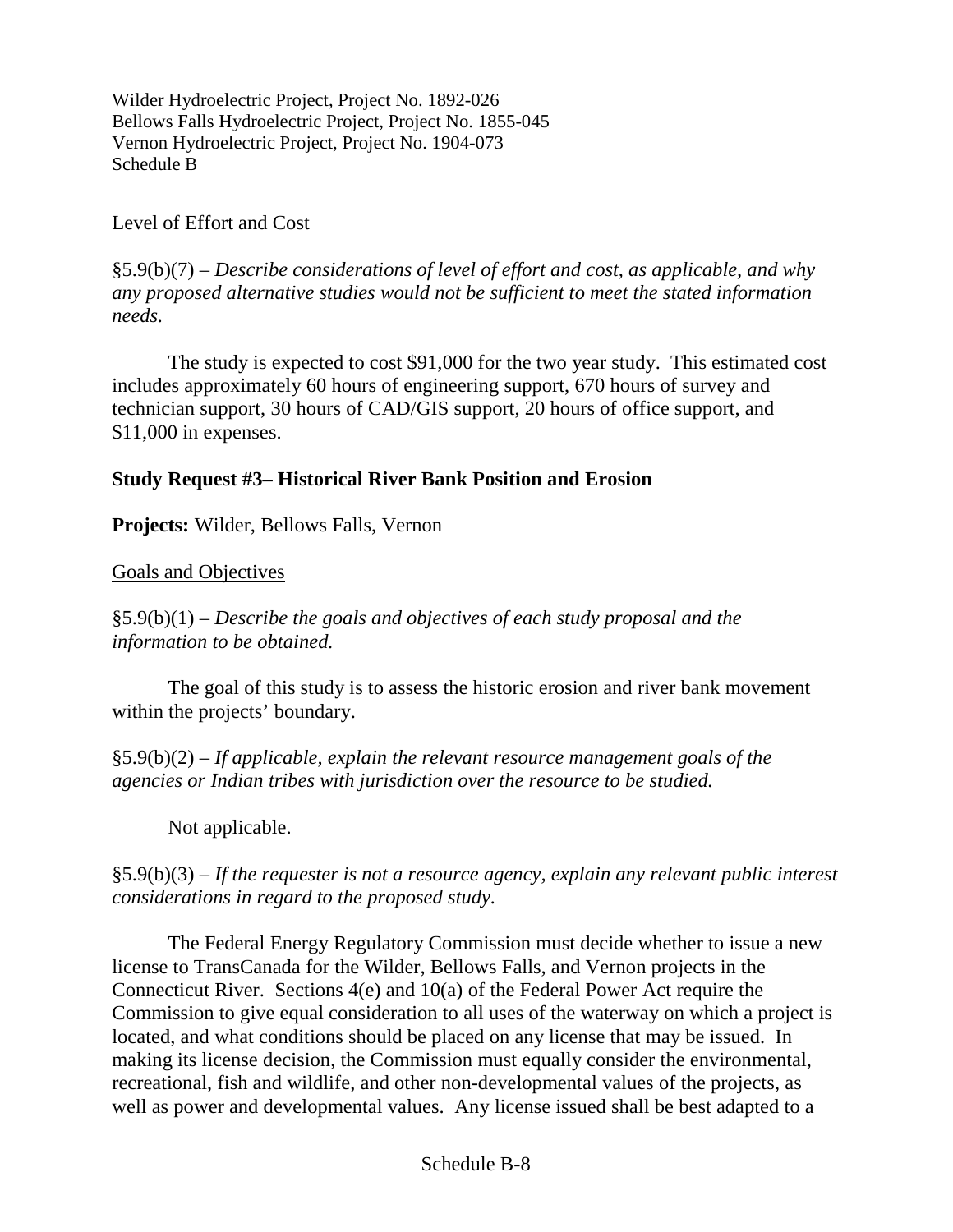Level of Effort and Cost

§5.9(b)(7) – *Describe considerations of level of effort and cost, as applicable, and why any proposed alternative studies would not be sufficient to meet the stated information needs.*

The study is expected to cost $91,000 for the two year study. This estimated cost includes approximately 60 hours of engineering support, 670 hours of survey and technician support, 30 hours of CAD/GIS support, 20 hours of office support, and $11,000 in expenses.

**Study Request #3– Historical River Bank Position and Erosion**

**Projects:** Wilder, Bellows Falls, Vernon

Goals and Objectives

§5.9(b)(1) – *Describe the goals and objectives of each study proposal and the information to be obtained.*

The goal of this study is to assess the historic erosion and river bank movement within the projects' boundary.

§5.9(b)(2) – *If applicable, explain the relevant resource management goals of the agencies or Indian tribes with jurisdiction over the resource to be studied.*

Not applicable.

§5.9(b)(3) – *If the requester is not a resource agency, explain any relevant public interest considerations in regard to the proposed study.*

The Federal Energy Regulatory Commission must decide whether to issue a new license to TransCanada for the Wilder, Bellows Falls, and Vernon projects in the Connecticut River. Sections 4(e) and 10(a) of the Federal Power Act require the Commission to give equal consideration to all uses of the waterway on which a project is located, and what conditions should be placed on any license that may be issued. In making its license decision, the Commission must equally consider the environmental, recreational, fish and wildlife, and other non-developmental values of the projects, as well as power and developmental values. Any license issued shall be best adapted to a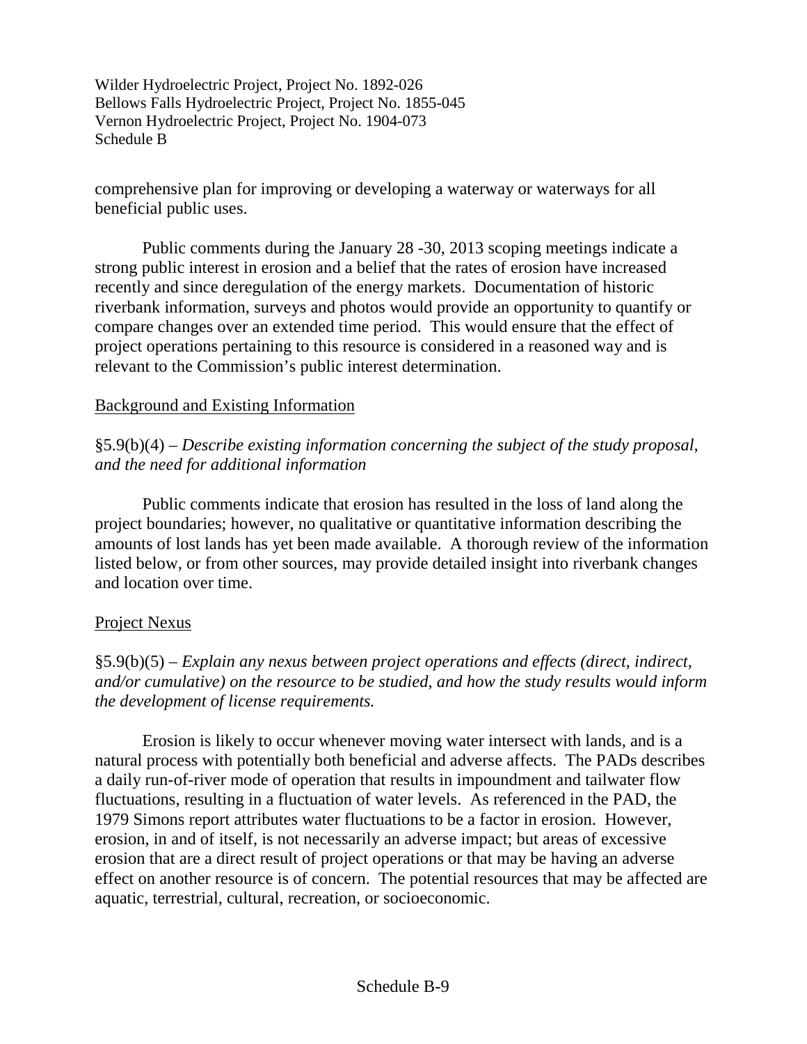comprehensive plan for improving or developing a waterway or waterways for all beneficial public uses.

Public comments during the January 28 -30, 2013 scoping meetings indicate a strong public interest in erosion and a belief that the rates of erosion have increased recently and since deregulation of the energy markets. Documentation of historic riverbank information, surveys and photos would provide an opportunity to quantify or compare changes over an extended time period. This would ensure that the effect of project operations pertaining to this resource is considered in a reasoned way and is relevant to the Commission's public interest determination.

Background and Existing Information

§5.9(b)(4) – *Describe existing information concerning the subject of the study proposal, and the need for additional information*

Public comments indicate that erosion has resulted in the loss of land along the project boundaries; however, no qualitative or quantitative information describing the amounts of lost lands has yet been made available. A thorough review of the information listed below, or from other sources, may provide detailed insight into riverbank changes and location over time.

Project Nexus

§5.9(b)(5) – *Explain any nexus between project operations and effects (direct, indirect, and/or cumulative) on the resource to be studied, and how the study results would inform the development of license requirements.*

Erosion is likely to occur whenever moving water intersect with lands, and is a natural process with potentially both beneficial and adverse affects. The PADs describes a daily run-of-river mode of operation that results in impoundment and tailwater flow fluctuations, resulting in a fluctuation of water levels. As referenced in the PAD, the 1979 Simons report attributes water fluctuations to be a factor in erosion. However, erosion, in and of itself, is not necessarily an adverse impact; but areas of excessive erosion that are a direct result of project operations or that may be having an adverse effect on another resource is of concern. The potential resources that may be affected are aquatic, terrestrial, cultural, recreation, or socioeconomic.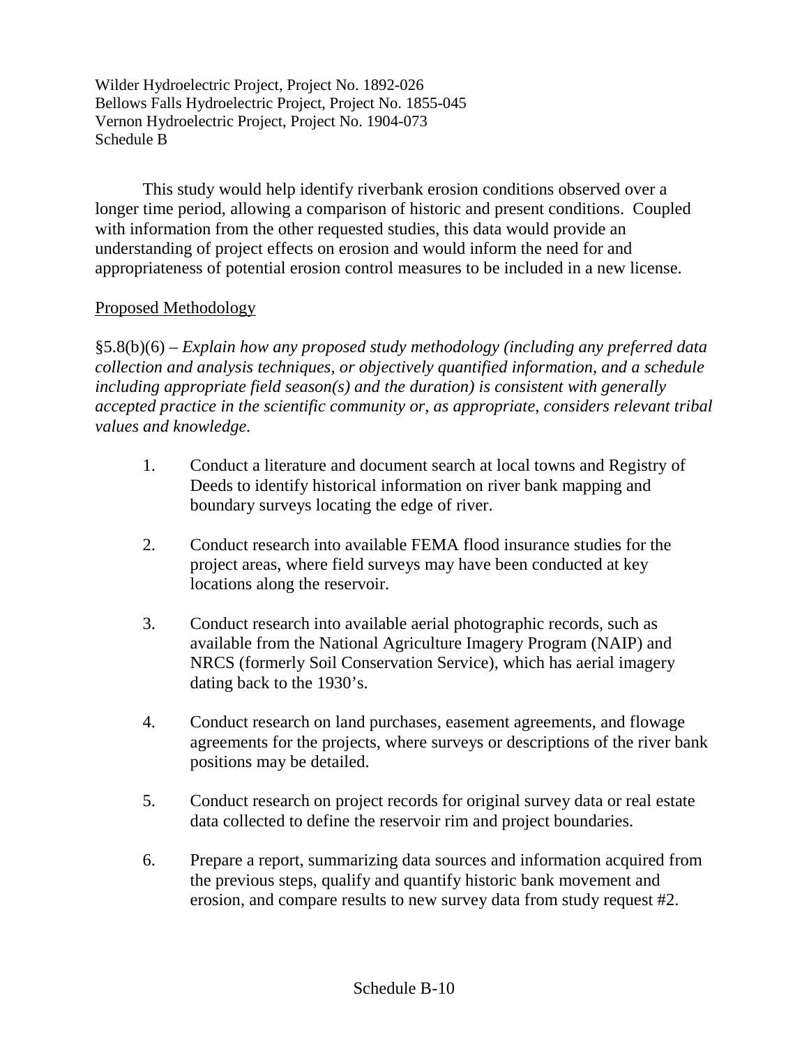This study would help identify riverbank erosion conditions observed over a longer time period, allowing a comparison of historic and present conditions. Coupled with information from the other requested studies, this data would provide an understanding of project effects on erosion and would inform the need for and appropriateness of potential erosion control measures to be included in a new license.

<u>Proposed Methodology</u>

§5.8(b)(6) – *Explain how any proposed study methodology (including any preferred data collection and analysis techniques, or objectively quantified information, and a schedule including appropriate field season(s) and the duration) is consistent with generally accepted practice in the scientific community or, as appropriate, considers relevant tribal values and knowledge.*

1. Conduct a literature and document search at local towns and Registry of Deeds to identify historical information on river bank mapping and boundary surveys locating the edge of river.

2. Conduct research into available FEMA flood insurance studies for the project areas, where field surveys may have been conducted at key locations along the reservoir.

3. Conduct research into available aerial photographic records, such as available from the National Agriculture Imagery Program (NAIP) and NRCS (formerly Soil Conservation Service), which has aerial imagery dating back to the 1930's.

4. Conduct research on land purchases, easement agreements, and flowage agreements for the projects, where surveys or descriptions of the river bank positions may be detailed.

5. Conduct research on project records for original survey data or real estate data collected to define the reservoir rim and project boundaries.

6. Prepare a report, summarizing data sources and information acquired from the previous steps, qualify and quantify historic bank movement and erosion, and compare results to new survey data from study request #2.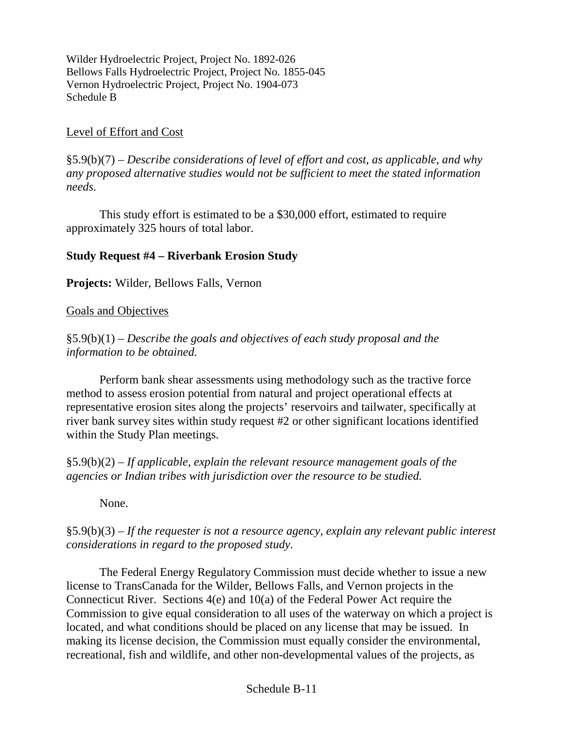Level of Effort and Cost

§5.9(b)(7) – *Describe considerations of level of effort and cost, as applicable, and why any proposed alternative studies would not be sufficient to meet the stated information needs.*

This study effort is estimated to be a $30,000 effort, estimated to require approximately 325 hours of total labor.

**Study Request #4 – Riverbank Erosion Study**

**Projects:** Wilder, Bellows Falls, Vernon

Goals and Objectives

§5.9(b)(1) – *Describe the goals and objectives of each study proposal and the information to be obtained.*

Perform bank shear assessments using methodology such as the tractive force method to assess erosion potential from natural and project operational effects at representative erosion sites along the projects' reservoirs and tailwater, specifically at river bank survey sites within study request #2 or other significant locations identified within the Study Plan meetings.

§5.9(b)(2) – *If applicable, explain the relevant resource management goals of the agencies or Indian tribes with jurisdiction over the resource to be studied.*

None.

§5.9(b)(3) – *If the requester is not a resource agency, explain any relevant public interest considerations in regard to the proposed study.*

The Federal Energy Regulatory Commission must decide whether to issue a new license to TransCanada for the Wilder, Bellows Falls, and Vernon projects in the Connecticut River. Sections 4(e) and 10(a) of the Federal Power Act require the Commission to give equal consideration to all uses of the waterway on which a project is located, and what conditions should be placed on any license that may be issued. In making its license decision, the Commission must equally consider the environmental, recreational, fish and wildlife, and other non-developmental values of the projects, as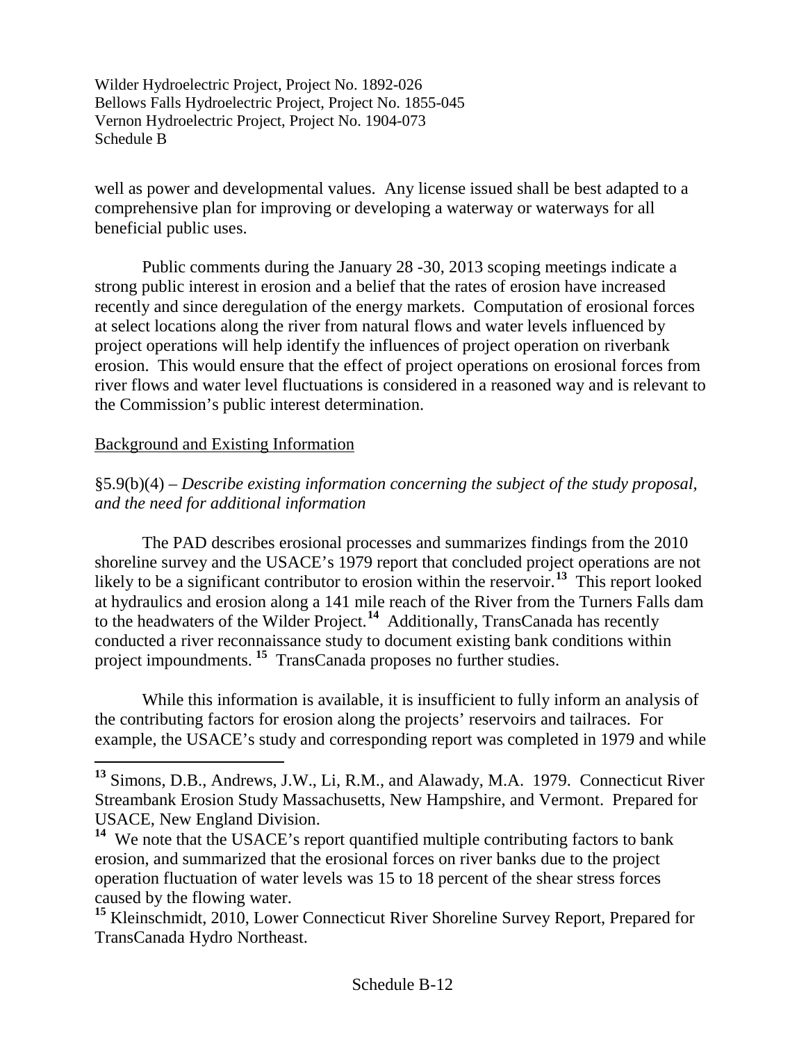well as power and developmental values. Any license issued shall be best adapted to a comprehensive plan for improving or developing a waterway or waterways for all beneficial public uses.

Public comments during the January 28 -30, 2013 scoping meetings indicate a strong public interest in erosion and a belief that the rates of erosion have increased recently and since deregulation of the energy markets. Computation of erosional forces at select locations along the river from natural flows and water levels influenced by project operations will help identify the influences of project operation on riverbank erosion. This would ensure that the effect of project operations on erosional forces from river flows and water level fluctuations is considered in a reasoned way and is relevant to the Commission's public interest determination.

<u>Background and Existing Information</u>

§5.9(b)(4) – *Describe existing information concerning the subject of the study proposal, and the need for additional information*

The PAD describes erosional processes and summarizes findings from the 2010 shoreline survey and the USACE's 1979 report that concluded project operations are not likely to be a significant contributor to erosion within the reservoir.[13] This report looked at hydraulics and erosion along a 141 mile reach of the River from the Turners Falls dam to the headwaters of the Wilder Project.[14] Additionally, TransCanada has recently conducted a river reconnaissance study to document existing bank conditions within project impoundments.[15] TransCanada proposes no further studies.

While this information is available, it is insufficient to fully inform an analysis of the contributing factors for erosion along the projects' reservoirs and tailraces. For example, the USACE's study and corresponding report was completed in 1979 and while

---

[13] Simons, D.B., Andrews, J.W., Li, R.M., and Alawady, M.A. 1979. Connecticut River Streambank Erosion Study Massachusetts, New Hampshire, and Vermont. Prepared for USACE, New England Division.

[14] We note that the USACE's report quantified multiple contributing factors to bank erosion, and summarized that the erosional forces on river banks due to the project operation fluctuation of water levels was 15 to 18 percent of the shear stress forces caused by the flowing water.

[15] Kleinschmidt, 2010, Lower Connecticut River Shoreline Survey Report, Prepared for TransCanada Hydro Northeast.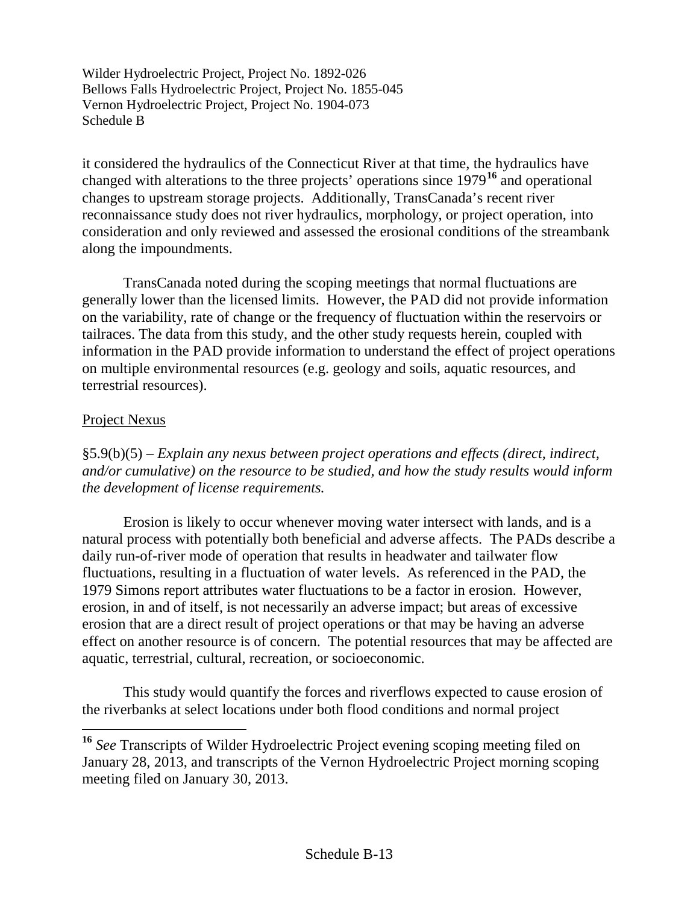it considered the hydraulics of the Connecticut River at that time, the hydraulics have changed with alterations to the three projects' operations since 1979[16] and operational changes to upstream storage projects. Additionally, TransCanada's recent river reconnaissance study does not river hydraulics, morphology, or project operation, into consideration and only reviewed and assessed the erosional conditions of the streambank along the impoundments.

TransCanada noted during the scoping meetings that normal fluctuations are generally lower than the licensed limits. However, the PAD did not provide information on the variability, rate of change or the frequency of fluctuation within the reservoirs or tailraces. The data from this study, and the other study requests herein, coupled with information in the PAD provide information to understand the effect of project operations on multiple environmental resources (e.g. geology and soils, aquatic resources, and terrestrial resources).

Project Nexus

§5.9(b)(5) – *Explain any nexus between project operations and effects (direct, indirect, and/or cumulative) on the resource to be studied, and how the study results would inform the development of license requirements.*

Erosion is likely to occur whenever moving water intersect with lands, and is a natural process with potentially both beneficial and adverse affects. The PADs describe a daily run-of-river mode of operation that results in headwater and tailwater flow fluctuations, resulting in a fluctuation of water levels. As referenced in the PAD, the 1979 Simons report attributes water fluctuations to be a factor in erosion. However, erosion, in and of itself, is not necessarily an adverse impact; but areas of excessive erosion that are a direct result of project operations or that may be having an adverse effect on another resource is of concern. The potential resources that may be affected are aquatic, terrestrial, cultural, recreation, or socioeconomic.

This study would quantify the forces and riverflows expected to cause erosion of the riverbanks at select locations under both flood conditions and normal project

[16] *See* Transcripts of Wilder Hydroelectric Project evening scoping meeting filed on January 28, 2013, and transcripts of the Vernon Hydroelectric Project morning scoping meeting filed on January 30, 2013.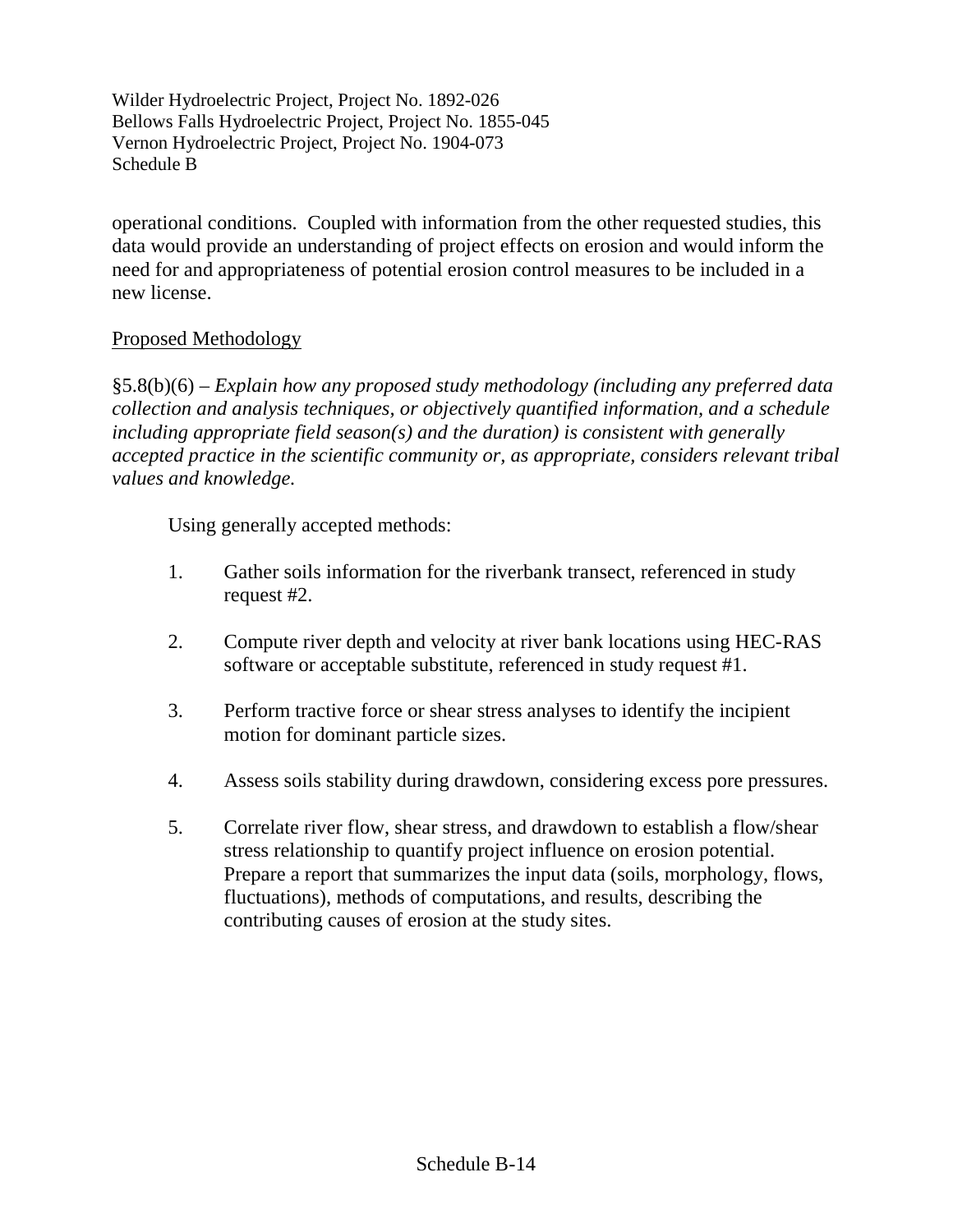operational conditions. Coupled with information from the other requested studies, this data would provide an understanding of project effects on erosion and would inform the need for and appropriateness of potential erosion control measures to be included in a new license.

Proposed Methodology

§5.8(b)(6) – *Explain how any proposed study methodology (including any preferred data collection and analysis techniques, or objectively quantified information, and a schedule including appropriate field season(s) and the duration) is consistent with generally accepted practice in the scientific community or, as appropriate, considers relevant tribal values and knowledge.*

Using generally accepted methods:

1. Gather soils information for the riverbank transect, referenced in study request #2.

2. Compute river depth and velocity at river bank locations using HEC-RAS software or acceptable substitute, referenced in study request #1.

3. Perform tractive force or shear stress analyses to identify the incipient motion for dominant particle sizes.

4. Assess soils stability during drawdown, considering excess pore pressures.

5. Correlate river flow, shear stress, and drawdown to establish a flow/shear stress relationship to quantify project influence on erosion potential. Prepare a report that summarizes the input data (soils, morphology, flows, fluctuations), methods of computations, and results, describing the contributing causes of erosion at the study sites.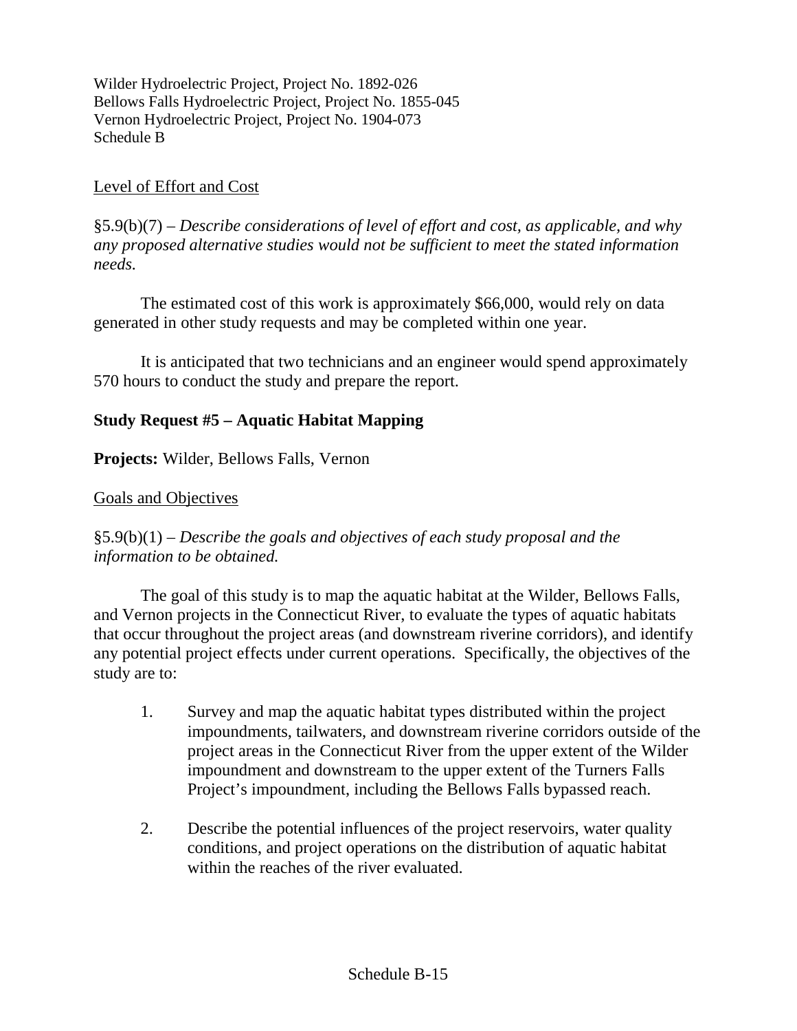Level of Effort and Cost

§5.9(b)(7) – *Describe considerations of level of effort and cost, as applicable, and why any proposed alternative studies would not be sufficient to meet the stated information needs.*

The estimated cost of this work is approximately $66,000, would rely on data generated in other study requests and may be completed within one year.

It is anticipated that two technicians and an engineer would spend approximately 570 hours to conduct the study and prepare the report.

**Study Request #5 – Aquatic Habitat Mapping**

**Projects:** Wilder, Bellows Falls, Vernon

Goals and Objectives

§5.9(b)(1) – *Describe the goals and objectives of each study proposal and the information to be obtained.*

The goal of this study is to map the aquatic habitat at the Wilder, Bellows Falls, and Vernon projects in the Connecticut River, to evaluate the types of aquatic habitats that occur throughout the project areas (and downstream riverine corridors), and identify any potential project effects under current operations. Specifically, the objectives of the study are to:

1. Survey and map the aquatic habitat types distributed within the project impoundments, tailwaters, and downstream riverine corridors outside of the project areas in the Connecticut River from the upper extent of the Wilder impoundment and downstream to the upper extent of the Turners Falls Project's impoundment, including the Bellows Falls bypassed reach.

2. Describe the potential influences of the project reservoirs, water quality conditions, and project operations on the distribution of aquatic habitat within the reaches of the river evaluated.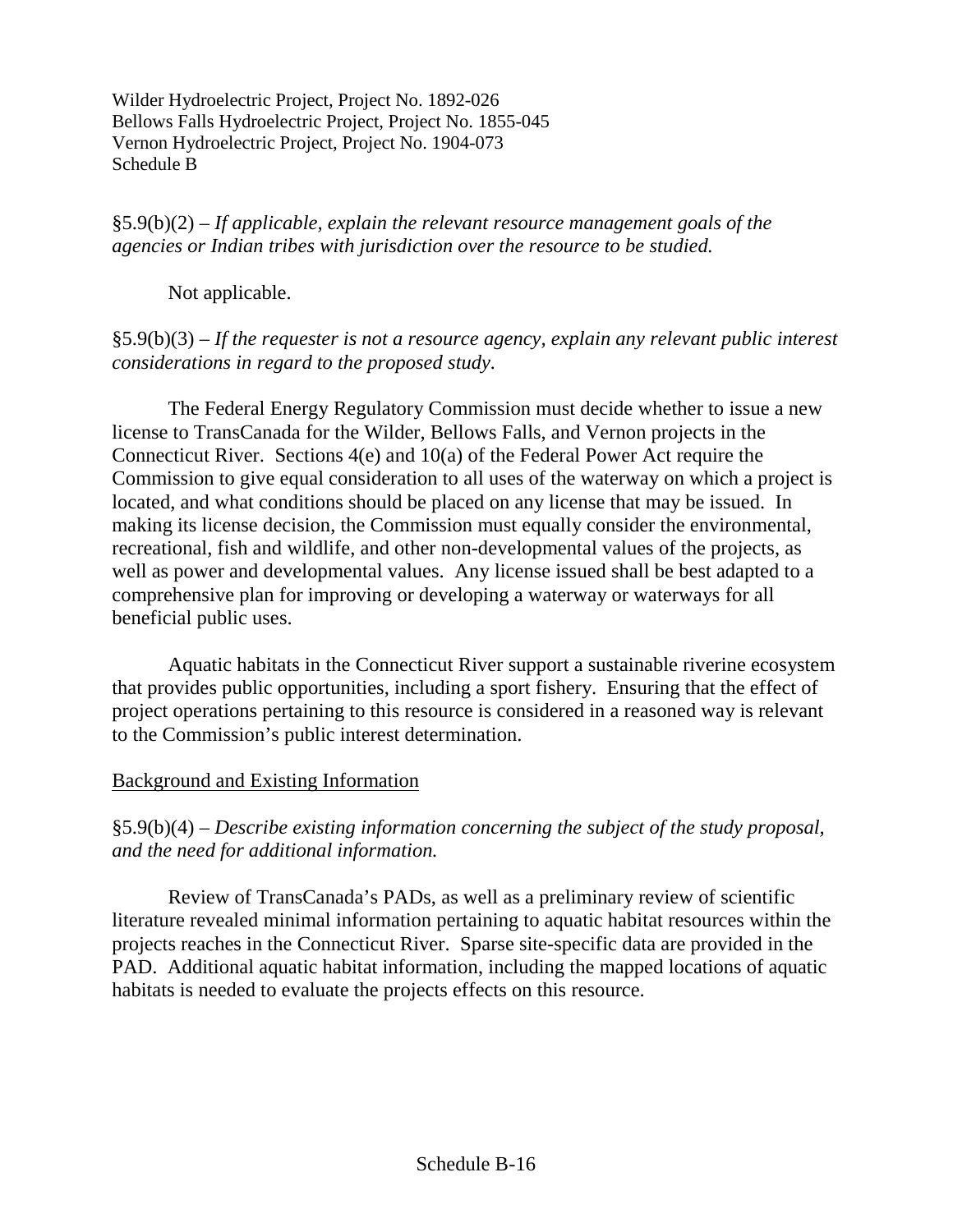§5.9(b)(2) – *If applicable, explain the relevant resource management goals of the agencies or Indian tribes with jurisdiction over the resource to be studied.*

Not applicable.

§5.9(b)(3) – *If the requester is not a resource agency, explain any relevant public interest considerations in regard to the proposed study*.

The Federal Energy Regulatory Commission must decide whether to issue a new license to TransCanada for the Wilder, Bellows Falls, and Vernon projects in the Connecticut River. Sections 4(e) and 10(a) of the Federal Power Act require the Commission to give equal consideration to all uses of the waterway on which a project is located, and what conditions should be placed on any license that may be issued. In making its license decision, the Commission must equally consider the environmental, recreational, fish and wildlife, and other non-developmental values of the projects, as well as power and developmental values. Any license issued shall be best adapted to a comprehensive plan for improving or developing a waterway or waterways for all beneficial public uses.

Aquatic habitats in the Connecticut River support a sustainable riverine ecosystem that provides public opportunities, including a sport fishery. Ensuring that the effect of project operations pertaining to this resource is considered in a reasoned way is relevant to the Commission's public interest determination.

<u>Background and Existing Information</u>

§5.9(b)(4) – *Describe existing information concerning the subject of the study proposal, and the need for additional information.*

Review of TransCanada's PADs, as well as a preliminary review of scientific literature revealed minimal information pertaining to aquatic habitat resources within the projects reaches in the Connecticut River. Sparse site-specific data are provided in the PAD. Additional aquatic habitat information, including the mapped locations of aquatic habitats is needed to evaluate the projects effects on this resource.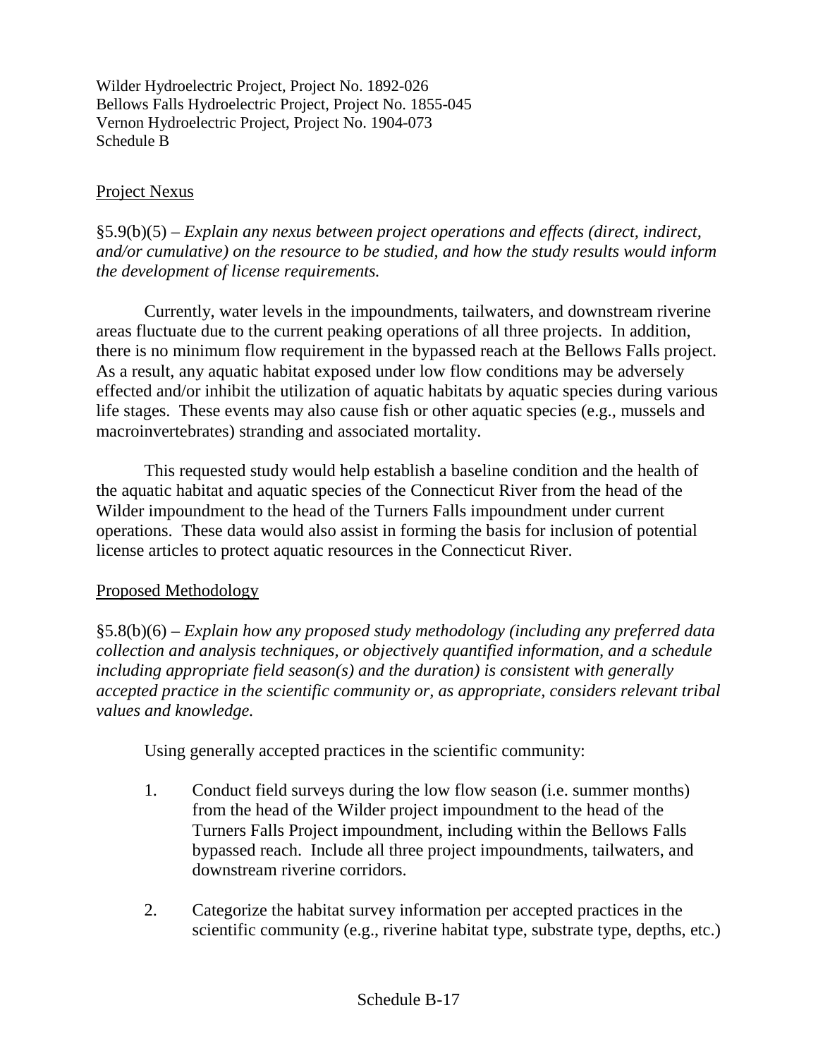Wilder Hydroelectric Project, Project No. 1892-026
Bellows Falls Hydroelectric Project, Project No. 1855-045
Vernon Hydroelectric Project, Project No. 1904-073
Schedule B

## Project Nexus

§5.9(b)(5) – *Explain any nexus between project operations and effects (direct, indirect, and/or cumulative) on the resource to be studied, and how the study results would inform the development of license requirements.*

Currently, water levels in the impoundments, tailwaters, and downstream riverine areas fluctuate due to the current peaking operations of all three projects. In addition, there is no minimum flow requirement in the bypassed reach at the Bellows Falls project. As a result, any aquatic habitat exposed under low flow conditions may be adversely effected and/or inhibit the utilization of aquatic habitats by aquatic species during various life stages. These events may also cause fish or other aquatic species (e.g., mussels and macroinvertebrates) stranding and associated mortality.

This requested study would help establish a baseline condition and the health of the aquatic habitat and aquatic species of the Connecticut River from the head of the Wilder impoundment to the head of the Turners Falls impoundment under current operations. These data would also assist in forming the basis for inclusion of potential license articles to protect aquatic resources in the Connecticut River.

## Proposed Methodology

§5.8(b)(6) – *Explain how any proposed study methodology (including any preferred data collection and analysis techniques, or objectively quantified information, and a schedule including appropriate field season(s) and the duration) is consistent with generally accepted practice in the scientific community or, as appropriate, considers relevant tribal values and knowledge.*

Using generally accepted practices in the scientific community:

1. Conduct field surveys during the low flow season (i.e. summer months) from the head of the Wilder project impoundment to the head of the Turners Falls Project impoundment, including within the Bellows Falls bypassed reach. Include all three project impoundments, tailwaters, and downstream riverine corridors.

2. Categorize the habitat survey information per accepted practices in the scientific community (e.g., riverine habitat type, substrate type, depths, etc.)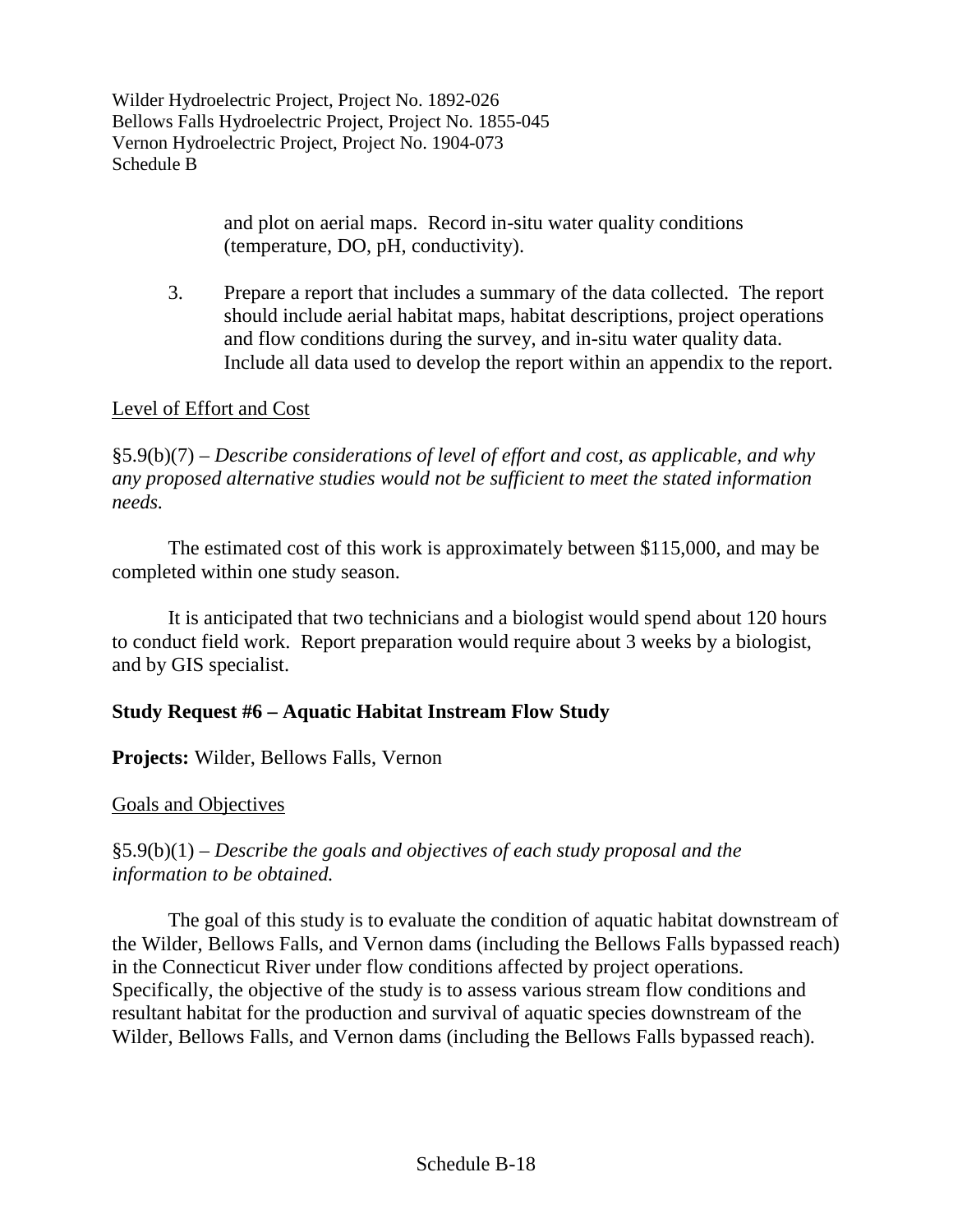and plot on aerial maps. Record in-situ water quality conditions (temperature, DO, pH, conductivity).

3. Prepare a report that includes a summary of the data collected. The report should include aerial habitat maps, habitat descriptions, project operations and flow conditions during the survey, and in-situ water quality data. Include all data used to develop the report within an appendix to the report.

Level of Effort and Cost

§5.9(b)(7) – *Describe considerations of level of effort and cost, as applicable, and why any proposed alternative studies would not be sufficient to meet the stated information needs.*

The estimated cost of this work is approximately between $115,000, and may be completed within one study season.

It is anticipated that two technicians and a biologist would spend about 120 hours to conduct field work. Report preparation would require about 3 weeks by a biologist, and by GIS specialist.

**Study Request #6 – Aquatic Habitat Instream Flow Study**

**Projects:** Wilder, Bellows Falls, Vernon

Goals and Objectives

§5.9(b)(1) – *Describe the goals and objectives of each study proposal and the information to be obtained.*

The goal of this study is to evaluate the condition of aquatic habitat downstream of the Wilder, Bellows Falls, and Vernon dams (including the Bellows Falls bypassed reach) in the Connecticut River under flow conditions affected by project operations. Specifically, the objective of the study is to assess various stream flow conditions and resultant habitat for the production and survival of aquatic species downstream of the Wilder, Bellows Falls, and Vernon dams (including the Bellows Falls bypassed reach).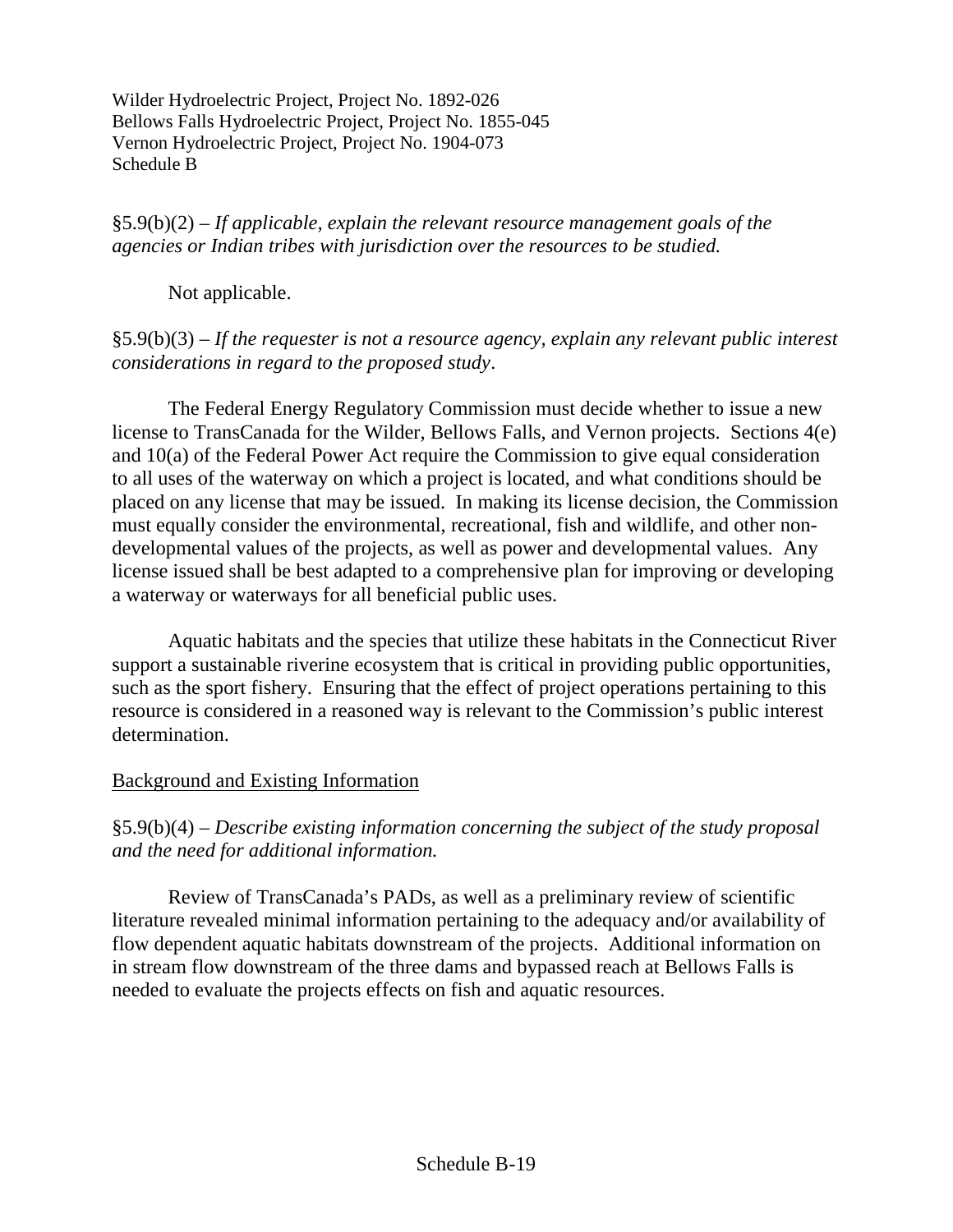§5.9(b)(2) – *If applicable, explain the relevant resource management goals of the agencies or Indian tribes with jurisdiction over the resources to be studied.*

Not applicable.

§5.9(b)(3) – *If the requester is not a resource agency, explain any relevant public interest considerations in regard to the proposed study*.

The Federal Energy Regulatory Commission must decide whether to issue a new license to TransCanada for the Wilder, Bellows Falls, and Vernon projects. Sections 4(e) and 10(a) of the Federal Power Act require the Commission to give equal consideration to all uses of the waterway on which a project is located, and what conditions should be placed on any license that may be issued. In making its license decision, the Commission must equally consider the environmental, recreational, fish and wildlife, and other non-developmental values of the projects, as well as power and developmental values. Any license issued shall be best adapted to a comprehensive plan for improving or developing a waterway or waterways for all beneficial public uses.

Aquatic habitats and the species that utilize these habitats in the Connecticut River support a sustainable riverine ecosystem that is critical in providing public opportunities, such as the sport fishery. Ensuring that the effect of project operations pertaining to this resource is considered in a reasoned way is relevant to the Commission's public interest determination.

<u>Background and Existing Information</u>

§5.9(b)(4) – *Describe existing information concerning the subject of the study proposal and the need for additional information.*

Review of TransCanada's PADs, as well as a preliminary review of scientific literature revealed minimal information pertaining to the adequacy and/or availability of flow dependent aquatic habitats downstream of the projects. Additional information on in stream flow downstream of the three dams and bypassed reach at Bellows Falls is needed to evaluate the projects effects on fish and aquatic resources.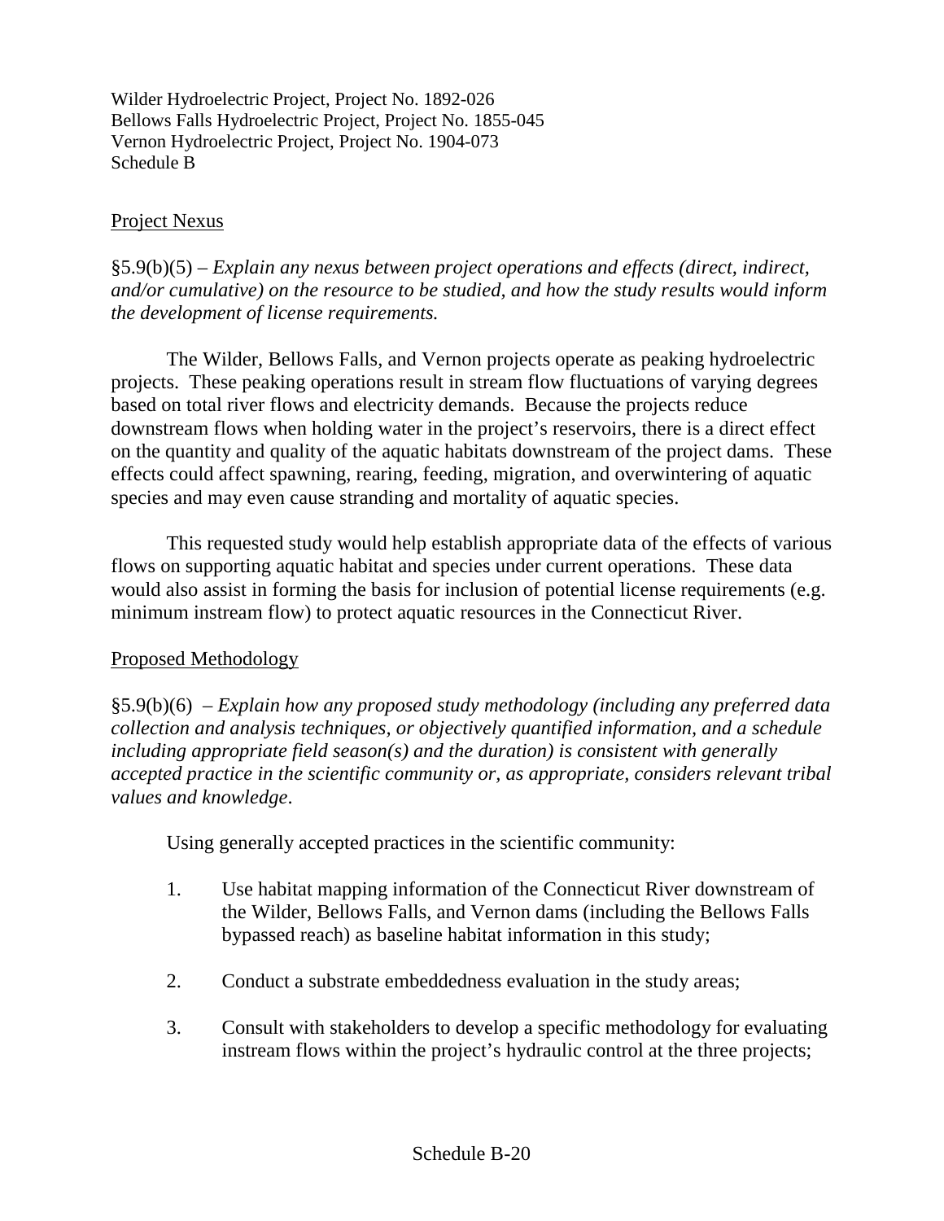Wilder Hydroelectric Project, Project No. 1892-026
Bellows Falls Hydroelectric Project, Project No. 1855-045
Vernon Hydroelectric Project, Project No. 1904-073
Schedule B

## Project Nexus

§5.9(b)(5) – *Explain any nexus between project operations and effects (direct, indirect, and/or cumulative) on the resource to be studied, and how the study results would inform the development of license requirements.*

The Wilder, Bellows Falls, and Vernon projects operate as peaking hydroelectric projects. These peaking operations result in stream flow fluctuations of varying degrees based on total river flows and electricity demands. Because the projects reduce downstream flows when holding water in the project's reservoirs, there is a direct effect on the quantity and quality of the aquatic habitats downstream of the project dams. These effects could affect spawning, rearing, feeding, migration, and overwintering of aquatic species and may even cause stranding and mortality of aquatic species.

This requested study would help establish appropriate data of the effects of various flows on supporting aquatic habitat and species under current operations. These data would also assist in forming the basis for inclusion of potential license requirements (e.g. minimum instream flow) to protect aquatic resources in the Connecticut River.

## Proposed Methodology

§5.9(b)(6) – *Explain how any proposed study methodology (including any preferred data collection and analysis techniques, or objectively quantified information, and a schedule including appropriate field season(s) and the duration) is consistent with generally accepted practice in the scientific community or, as appropriate, considers relevant tribal values and knowledge*.

Using generally accepted practices in the scientific community:

1. Use habitat mapping information of the Connecticut River downstream of the Wilder, Bellows Falls, and Vernon dams (including the Bellows Falls bypassed reach) as baseline habitat information in this study;

2. Conduct a substrate embeddedness evaluation in the study areas;

3. Consult with stakeholders to develop a specific methodology for evaluating instream flows within the project's hydraulic control at the three projects;

Schedule B-20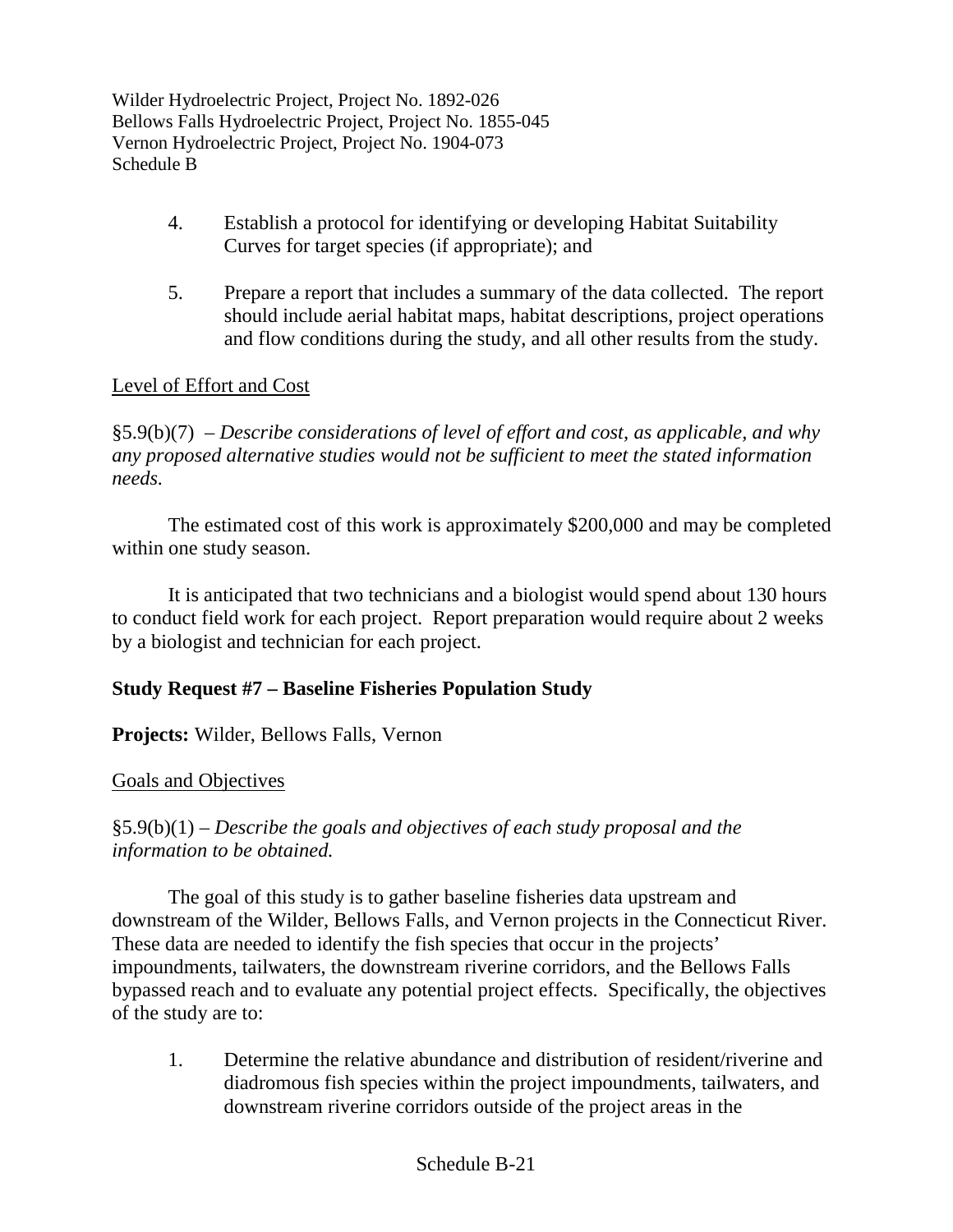4. Establish a protocol for identifying or developing Habitat Suitability Curves for target species (if appropriate); and

5. Prepare a report that includes a summary of the data collected. The report should include aerial habitat maps, habitat descriptions, project operations and flow conditions during the study, and all other results from the study.

<u>Level of Effort and Cost</u>

§5.9(b)(7) – *Describe considerations of level of effort and cost, as applicable, and why any proposed alternative studies would not be sufficient to meet the stated information needs.*

The estimated cost of this work is approximately $200,000 and may be completed within one study season.

It is anticipated that two technicians and a biologist would spend about 130 hours to conduct field work for each project. Report preparation would require about 2 weeks by a biologist and technician for each project.

**Study Request #7 – Baseline Fisheries Population Study**

**Projects:** Wilder, Bellows Falls, Vernon

<u>Goals and Objectives</u>

§5.9(b)(1) – *Describe the goals and objectives of each study proposal and the information to be obtained.*

The goal of this study is to gather baseline fisheries data upstream and downstream of the Wilder, Bellows Falls, and Vernon projects in the Connecticut River. These data are needed to identify the fish species that occur in the projects' impoundments, tailwaters, the downstream riverine corridors, and the Bellows Falls bypassed reach and to evaluate any potential project effects. Specifically, the objectives of the study are to:

1. Determine the relative abundance and distribution of resident/riverine and diadromous fish species within the project impoundments, tailwaters, and downstream riverine corridors outside of the project areas in the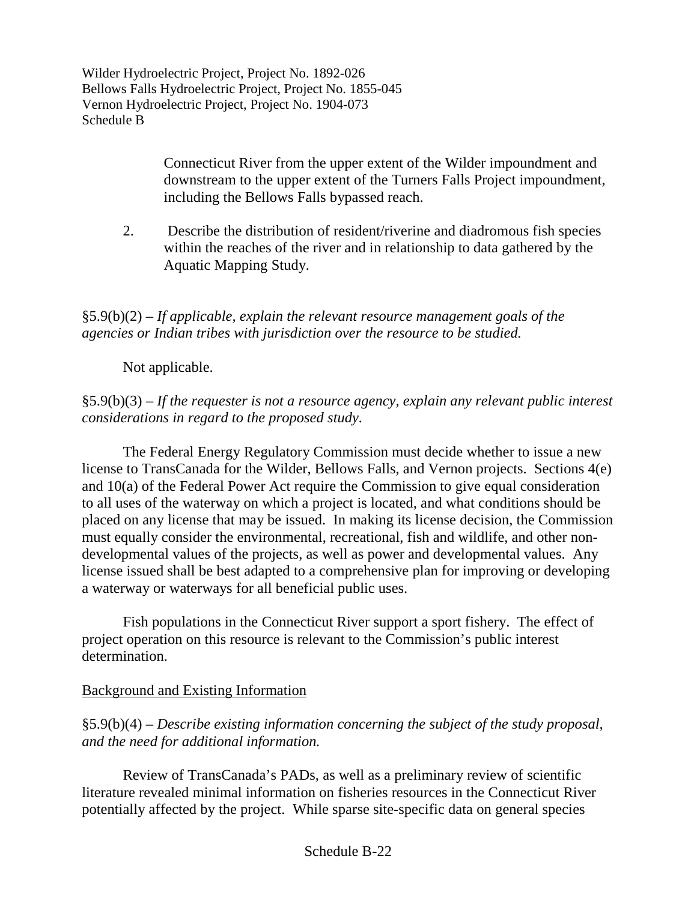Connecticut River from the upper extent of the Wilder impoundment and downstream to the upper extent of the Turners Falls Project impoundment, including the Bellows Falls bypassed reach.

2. Describe the distribution of resident/riverine and diadromous fish species within the reaches of the river and in relationship to data gathered by the Aquatic Mapping Study.

§5.9(b)(2) – *If applicable, explain the relevant resource management goals of the agencies or Indian tribes with jurisdiction over the resource to be studied.*

Not applicable.

§5.9(b)(3) – *If the requester is not a resource agency, explain any relevant public interest considerations in regard to the proposed study*.

The Federal Energy Regulatory Commission must decide whether to issue a new license to TransCanada for the Wilder, Bellows Falls, and Vernon projects. Sections 4(e) and 10(a) of the Federal Power Act require the Commission to give equal consideration to all uses of the waterway on which a project is located, and what conditions should be placed on any license that may be issued. In making its license decision, the Commission must equally consider the environmental, recreational, fish and wildlife, and other non-developmental values of the projects, as well as power and developmental values. Any license issued shall be best adapted to a comprehensive plan for improving or developing a waterway or waterways for all beneficial public uses.

Fish populations in the Connecticut River support a sport fishery. The effect of project operation on this resource is relevant to the Commission's public interest determination.

Background and Existing Information

§5.9(b)(4) – *Describe existing information concerning the subject of the study proposal, and the need for additional information.*

Review of TransCanada's PADs, as well as a preliminary review of scientific literature revealed minimal information on fisheries resources in the Connecticut River potentially affected by the project. While sparse site-specific data on general species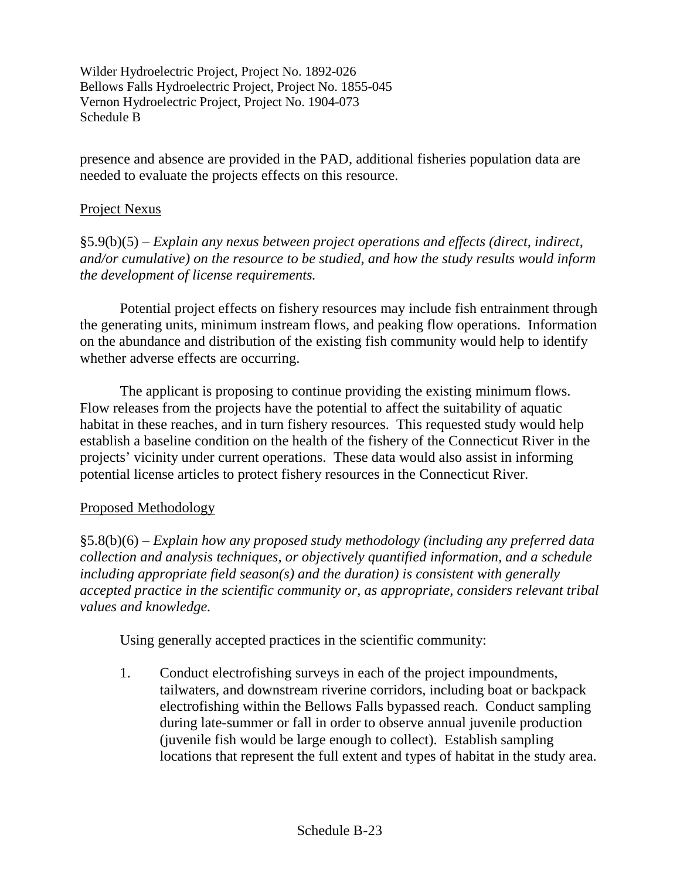presence and absence are provided in the PAD, additional fisheries population data are needed to evaluate the projects effects on this resource.

Project Nexus

§5.9(b)(5) – *Explain any nexus between project operations and effects (direct, indirect, and/or cumulative) on the resource to be studied, and how the study results would inform the development of license requirements.*

Potential project effects on fishery resources may include fish entrainment through the generating units, minimum instream flows, and peaking flow operations. Information on the abundance and distribution of the existing fish community would help to identify whether adverse effects are occurring.

The applicant is proposing to continue providing the existing minimum flows. Flow releases from the projects have the potential to affect the suitability of aquatic habitat in these reaches, and in turn fishery resources. This requested study would help establish a baseline condition on the health of the fishery of the Connecticut River in the projects' vicinity under current operations. These data would also assist in informing potential license articles to protect fishery resources in the Connecticut River.

Proposed Methodology

§5.8(b)(6) – *Explain how any proposed study methodology (including any preferred data collection and analysis techniques, or objectively quantified information, and a schedule including appropriate field season(s) and the duration) is consistent with generally accepted practice in the scientific community or, as appropriate, considers relevant tribal values and knowledge.*

Using generally accepted practices in the scientific community:

1. Conduct electrofishing surveys in each of the project impoundments, tailwaters, and downstream riverine corridors, including boat or backpack electrofishing within the Bellows Falls bypassed reach. Conduct sampling during late-summer or fall in order to observe annual juvenile production (juvenile fish would be large enough to collect). Establish sampling locations that represent the full extent and types of habitat in the study area.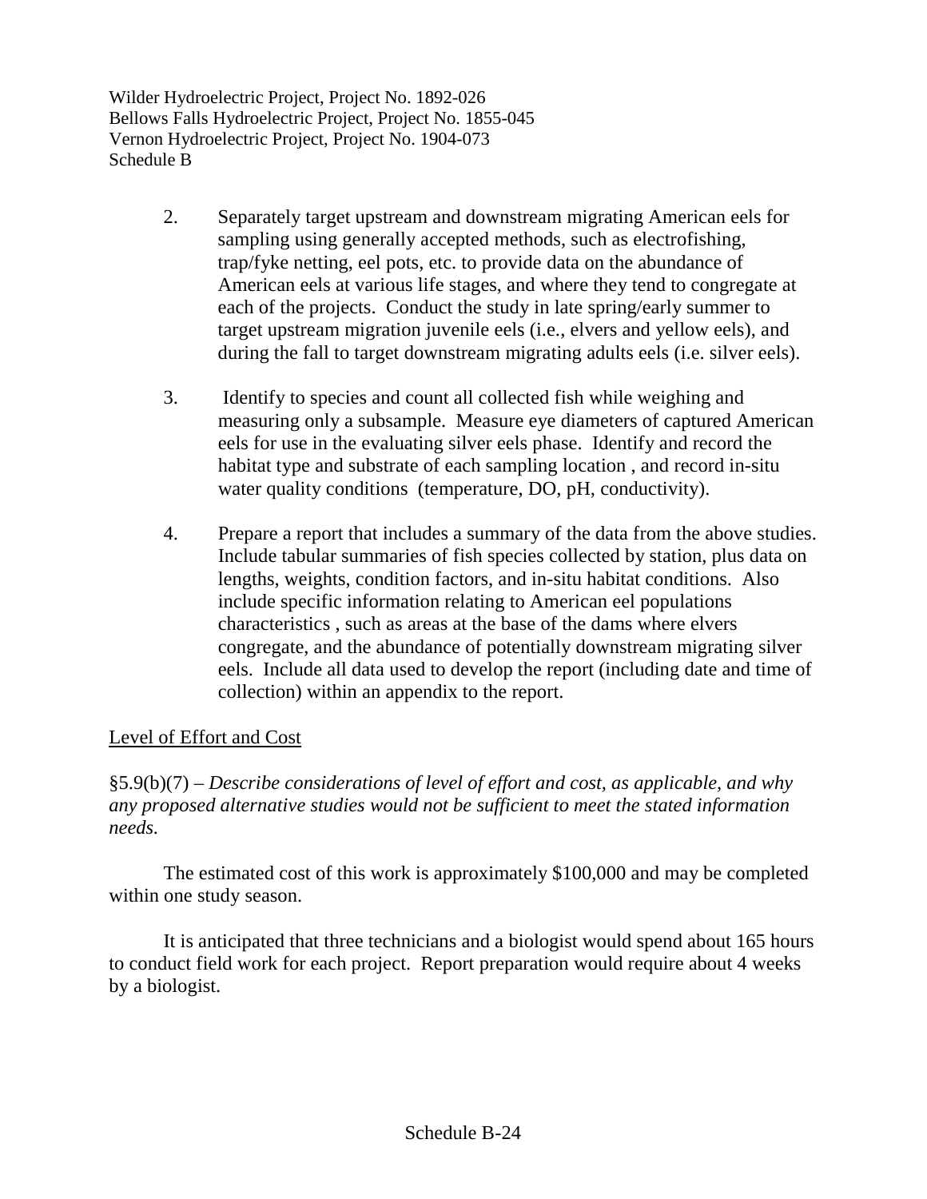2. Separately target upstream and downstream migrating American eels for sampling using generally accepted methods, such as electrofishing, trap/fyke netting, eel pots, etc. to provide data on the abundance of American eels at various life stages, and where they tend to congregate at each of the projects. Conduct the study in late spring/early summer to target upstream migration juvenile eels (i.e., elvers and yellow eels), and during the fall to target downstream migrating adults eels (i.e. silver eels).

3. Identify to species and count all collected fish while weighing and measuring only a subsample. Measure eye diameters of captured American eels for use in the evaluating silver eels phase. Identify and record the habitat type and substrate of each sampling location , and record in-situ water quality conditions (temperature, DO, pH, conductivity).

4. Prepare a report that includes a summary of the data from the above studies. Include tabular summaries of fish species collected by station, plus data on lengths, weights, condition factors, and in-situ habitat conditions. Also include specific information relating to American eel populations characteristics , such as areas at the base of the dams where elvers congregate, and the abundance of potentially downstream migrating silver eels. Include all data used to develop the report (including date and time of collection) within an appendix to the report.

Level of Effort and Cost

§5.9(b)(7) – *Describe considerations of level of effort and cost, as applicable, and why any proposed alternative studies would not be sufficient to meet the stated information needs.*

The estimated cost of this work is approximately $100,000 and may be completed within one study season.

It is anticipated that three technicians and a biologist would spend about 165 hours to conduct field work for each project. Report preparation would require about 4 weeks by a biologist.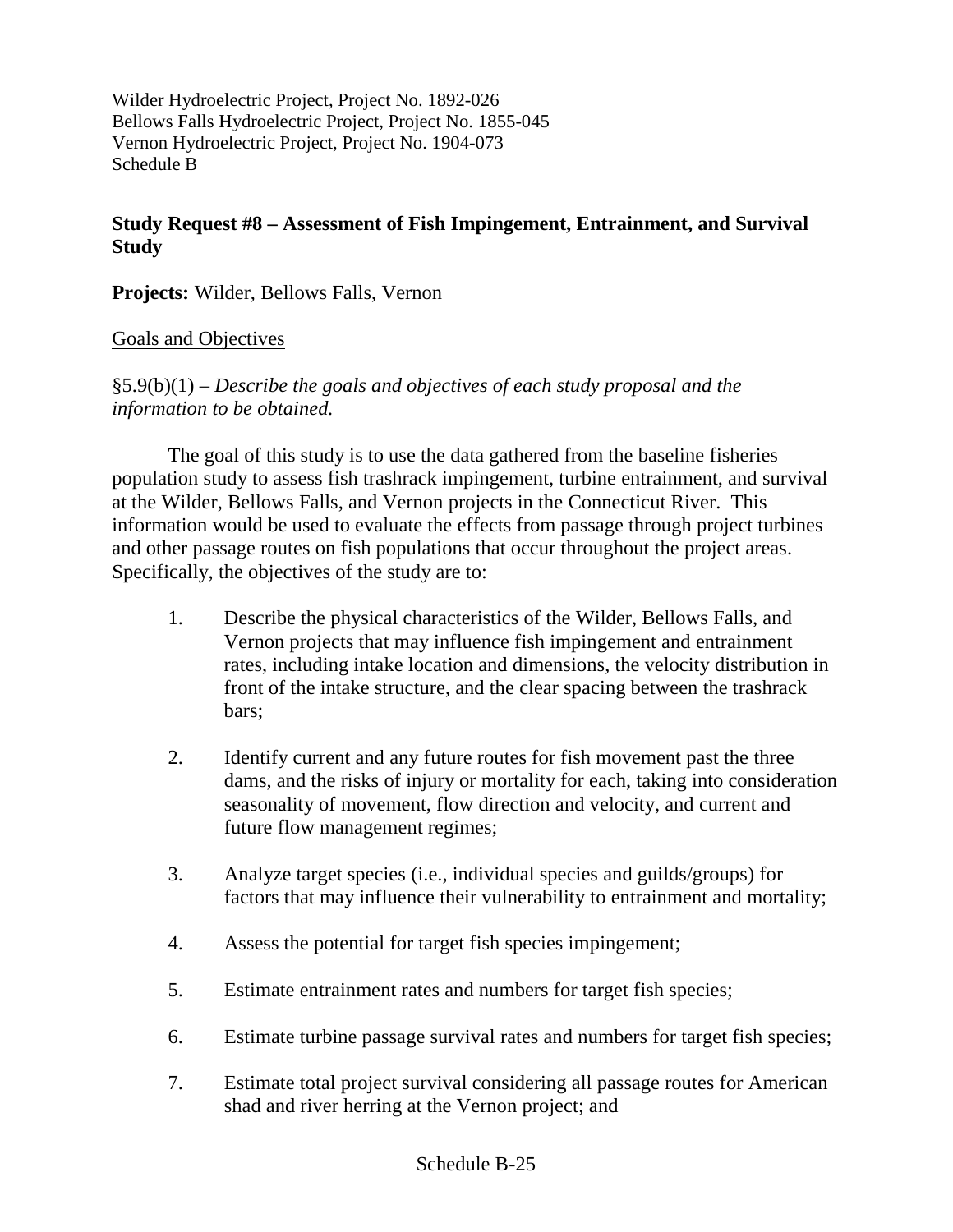Wilder Hydroelectric Project, Project No. 1892-026
Bellows Falls Hydroelectric Project, Project No. 1855-045
Vernon Hydroelectric Project, Project No. 1904-073
Schedule B

**Study Request #8 – Assessment of Fish Impingement, Entrainment, and Survival Study**

**Projects:** Wilder, Bellows Falls, Vernon

<u>Goals and Objectives</u>

§5.9(b)(1) – *Describe the goals and objectives of each study proposal and the information to be obtained.*

The goal of this study is to use the data gathered from the baseline fisheries population study to assess fish trashrack impingement, turbine entrainment, and survival at the Wilder, Bellows Falls, and Vernon projects in the Connecticut River. This information would be used to evaluate the effects from passage through project turbines and other passage routes on fish populations that occur throughout the project areas. Specifically, the objectives of the study are to:

1. Describe the physical characteristics of the Wilder, Bellows Falls, and Vernon projects that may influence fish impingement and entrainment rates, including intake location and dimensions, the velocity distribution in front of the intake structure, and the clear spacing between the trashrack bars;

2. Identify current and any future routes for fish movement past the three dams, and the risks of injury or mortality for each, taking into consideration seasonality of movement, flow direction and velocity, and current and future flow management regimes;

3. Analyze target species (i.e., individual species and guilds/groups) for factors that may influence their vulnerability to entrainment and mortality;

4. Assess the potential for target fish species impingement;

5. Estimate entrainment rates and numbers for target fish species;

6. Estimate turbine passage survival rates and numbers for target fish species;

7. Estimate total project survival considering all passage routes for American shad and river herring at the Vernon project; and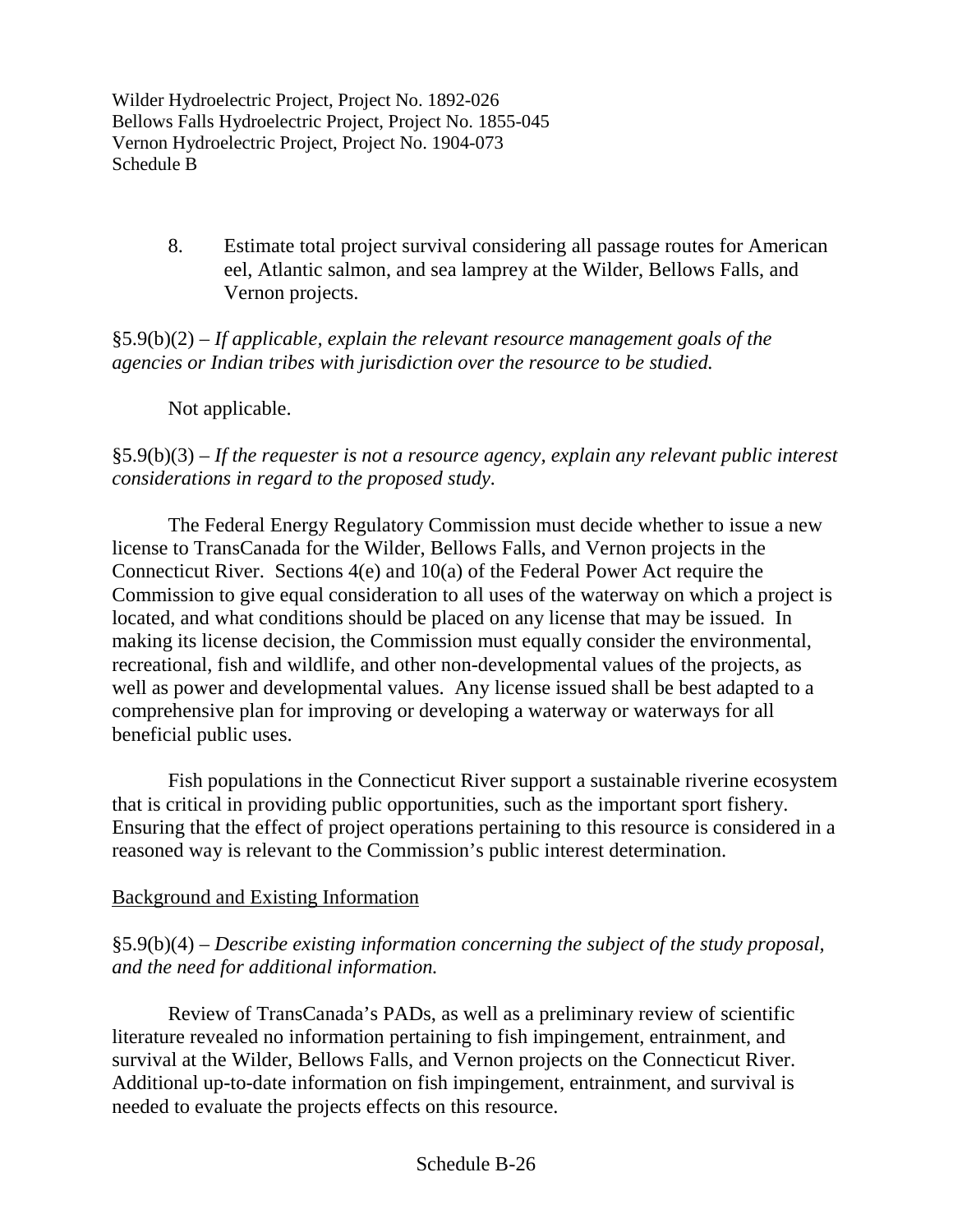8. Estimate total project survival considering all passage routes for American eel, Atlantic salmon, and sea lamprey at the Wilder, Bellows Falls, and Vernon projects.

§5.9(b)(2) – *If applicable, explain the relevant resource management goals of the agencies or Indian tribes with jurisdiction over the resource to be studied.*

Not applicable.

§5.9(b)(3) – *If the requester is not a resource agency, explain any relevant public interest considerations in regard to the proposed study*.

The Federal Energy Regulatory Commission must decide whether to issue a new license to TransCanada for the Wilder, Bellows Falls, and Vernon projects in the Connecticut River. Sections 4(e) and 10(a) of the Federal Power Act require the Commission to give equal consideration to all uses of the waterway on which a project is located, and what conditions should be placed on any license that may be issued. In making its license decision, the Commission must equally consider the environmental, recreational, fish and wildlife, and other non-developmental values of the projects, as well as power and developmental values. Any license issued shall be best adapted to a comprehensive plan for improving or developing a waterway or waterways for all beneficial public uses.

Fish populations in the Connecticut River support a sustainable riverine ecosystem that is critical in providing public opportunities, such as the important sport fishery. Ensuring that the effect of project operations pertaining to this resource is considered in a reasoned way is relevant to the Commission's public interest determination.

Background and Existing Information

§5.9(b)(4) – *Describe existing information concerning the subject of the study proposal, and the need for additional information.*

Review of TransCanada's PADs, as well as a preliminary review of scientific literature revealed no information pertaining to fish impingement, entrainment, and survival at the Wilder, Bellows Falls, and Vernon projects on the Connecticut River. Additional up-to-date information on fish impingement, entrainment, and survival is needed to evaluate the projects effects on this resource.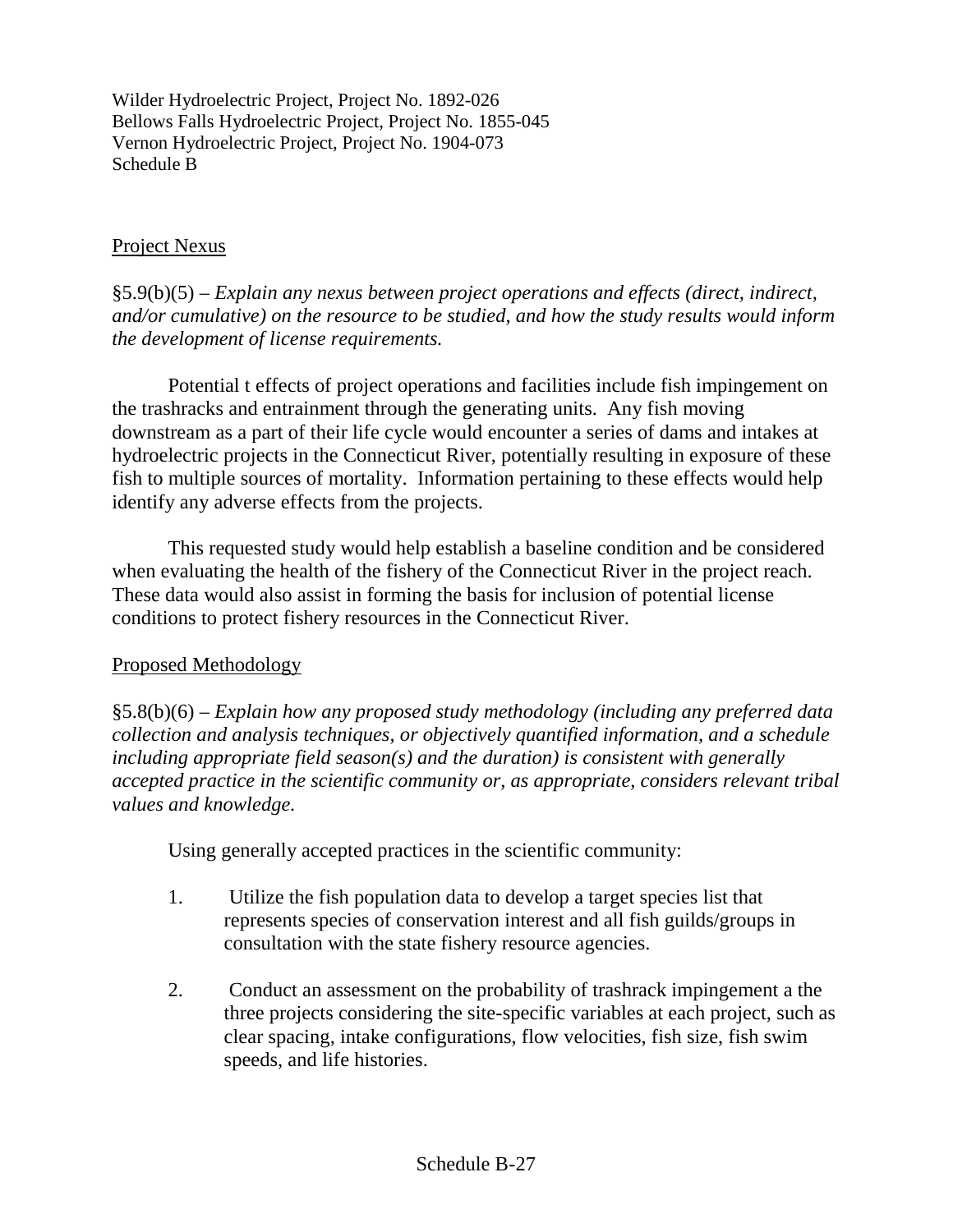Wilder Hydroelectric Project, Project No. 1892-026
Bellows Falls Hydroelectric Project, Project No. 1855-045
Vernon Hydroelectric Project, Project No. 1904-073
Schedule B

Project Nexus

§5.9(b)(5) – *Explain any nexus between project operations and effects (direct, indirect, and/or cumulative) on the resource to be studied, and how the study results would inform the development of license requirements.*

Potential t effects of project operations and facilities include fish impingement on the trashracks and entrainment through the generating units. Any fish moving downstream as a part of their life cycle would encounter a series of dams and intakes at hydroelectric projects in the Connecticut River, potentially resulting in exposure of these fish to multiple sources of mortality. Information pertaining to these effects would help identify any adverse effects from the projects.

This requested study would help establish a baseline condition and be considered when evaluating the health of the fishery of the Connecticut River in the project reach. These data would also assist in forming the basis for inclusion of potential license conditions to protect fishery resources in the Connecticut River.

Proposed Methodology

§5.8(b)(6) – *Explain how any proposed study methodology (including any preferred data collection and analysis techniques, or objectively quantified information, and a schedule including appropriate field season(s) and the duration) is consistent with generally accepted practice in the scientific community or, as appropriate, considers relevant tribal values and knowledge.*

Using generally accepted practices in the scientific community:

1. Utilize the fish population data to develop a target species list that represents species of conservation interest and all fish guilds/groups in consultation with the state fishery resource agencies.

2. Conduct an assessment on the probability of trashrack impingement a the three projects considering the site-specific variables at each project, such as clear spacing, intake configurations, flow velocities, fish size, fish swim speeds, and life histories.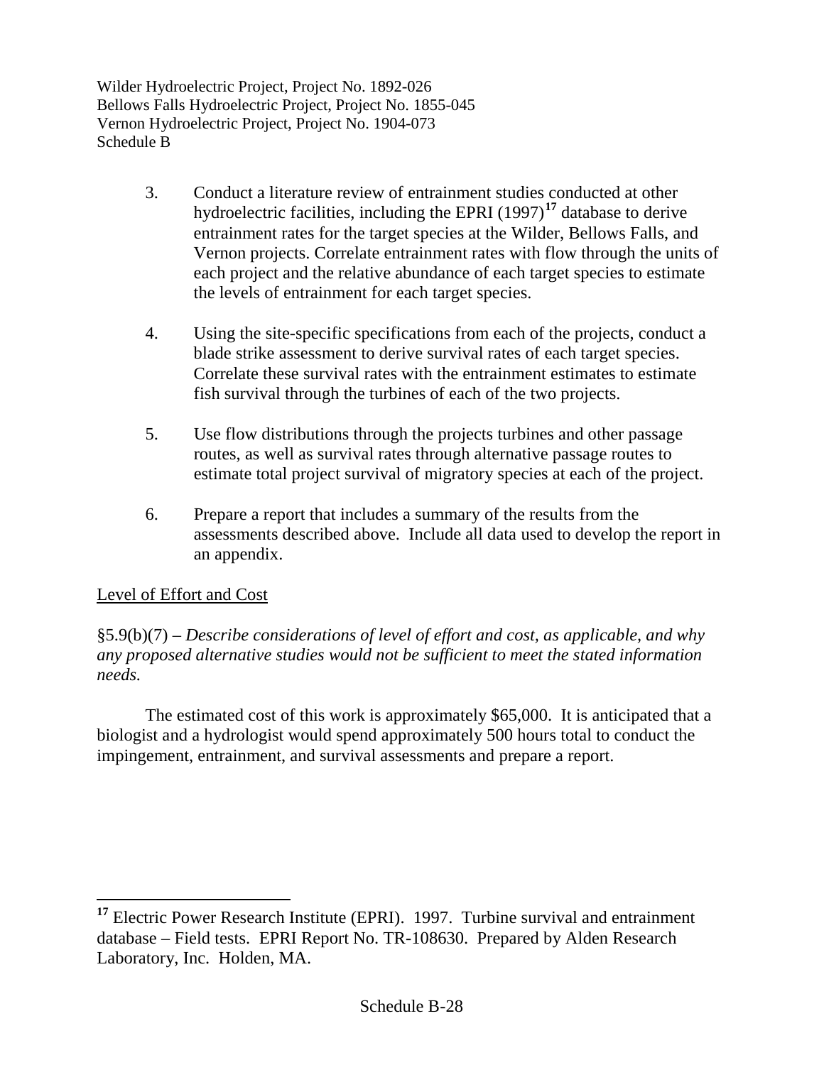3. Conduct a literature review of entrainment studies conducted at other hydroelectric facilities, including the EPRI (1997)[17] database to derive entrainment rates for the target species at the Wilder, Bellows Falls, and Vernon projects. Correlate entrainment rates with flow through the units of each project and the relative abundance of each target species to estimate the levels of entrainment for each target species.

4. Using the site-specific specifications from each of the projects, conduct a blade strike assessment to derive survival rates of each target species. Correlate these survival rates with the entrainment estimates to estimate fish survival through the turbines of each of the two projects.

5. Use flow distributions through the projects turbines and other passage routes, as well as survival rates through alternative passage routes to estimate total project survival of migratory species at each of the project.

6. Prepare a report that includes a summary of the results from the assessments described above. Include all data used to develop the report in an appendix.

Level of Effort and Cost

§5.9(b)(7) – *Describe considerations of level of effort and cost, as applicable, and why any proposed alternative studies would not be sufficient to meet the stated information needs.*

The estimated cost of this work is approximately $65,000. It is anticipated that a biologist and a hydrologist would spend approximately 500 hours total to conduct the impingement, entrainment, and survival assessments and prepare a report.

---

[17] Electric Power Research Institute (EPRI). 1997. Turbine survival and entrainment database – Field tests. EPRI Report No. TR-108630. Prepared by Alden Research Laboratory, Inc. Holden, MA.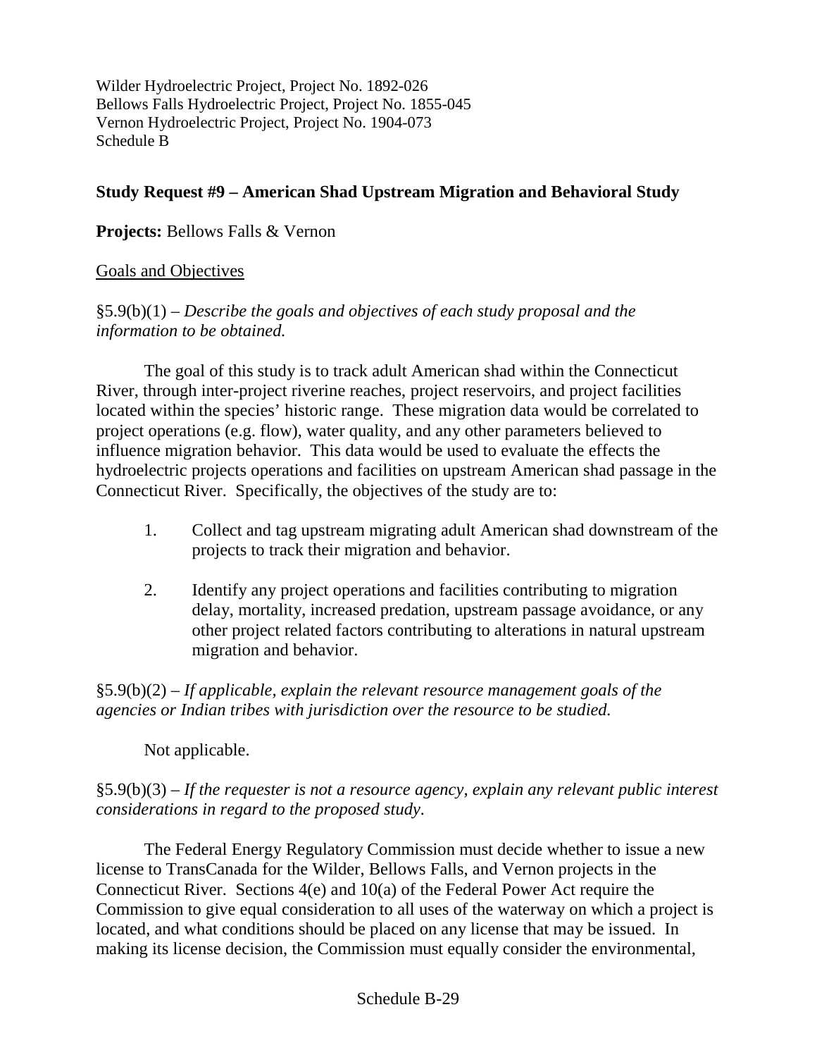Wilder Hydroelectric Project, Project No. 1892-026
Bellows Falls Hydroelectric Project, Project No. 1855-045
Vernon Hydroelectric Project, Project No. 1904-073
Schedule B

**Study Request #9 – American Shad Upstream Migration and Behavioral Study**

**Projects:** Bellows Falls & Vernon

Goals and Objectives

§5.9(b)(1) – *Describe the goals and objectives of each study proposal and the information to be obtained.*

The goal of this study is to track adult American shad within the Connecticut River, through inter-project riverine reaches, project reservoirs, and project facilities located within the species' historic range. These migration data would be correlated to project operations (e.g. flow), water quality, and any other parameters believed to influence migration behavior. This data would be used to evaluate the effects the hydroelectric projects operations and facilities on upstream American shad passage in the Connecticut River. Specifically, the objectives of the study are to:

1. Collect and tag upstream migrating adult American shad downstream of the projects to track their migration and behavior.
2. Identify any project operations and facilities contributing to migration delay, mortality, increased predation, upstream passage avoidance, or any other project related factors contributing to alterations in natural upstream migration and behavior.

§5.9(b)(2) – *If applicable, explain the relevant resource management goals of the agencies or Indian tribes with jurisdiction over the resource to be studied.*

Not applicable.

§5.9(b)(3) – *If the requester is not a resource agency, explain any relevant public interest considerations in regard to the proposed study.*

The Federal Energy Regulatory Commission must decide whether to issue a new license to TransCanada for the Wilder, Bellows Falls, and Vernon projects in the Connecticut River. Sections 4(e) and 10(a) of the Federal Power Act require the Commission to give equal consideration to all uses of the waterway on which a project is located, and what conditions should be placed on any license that may be issued. In making its license decision, the Commission must equally consider the environmental,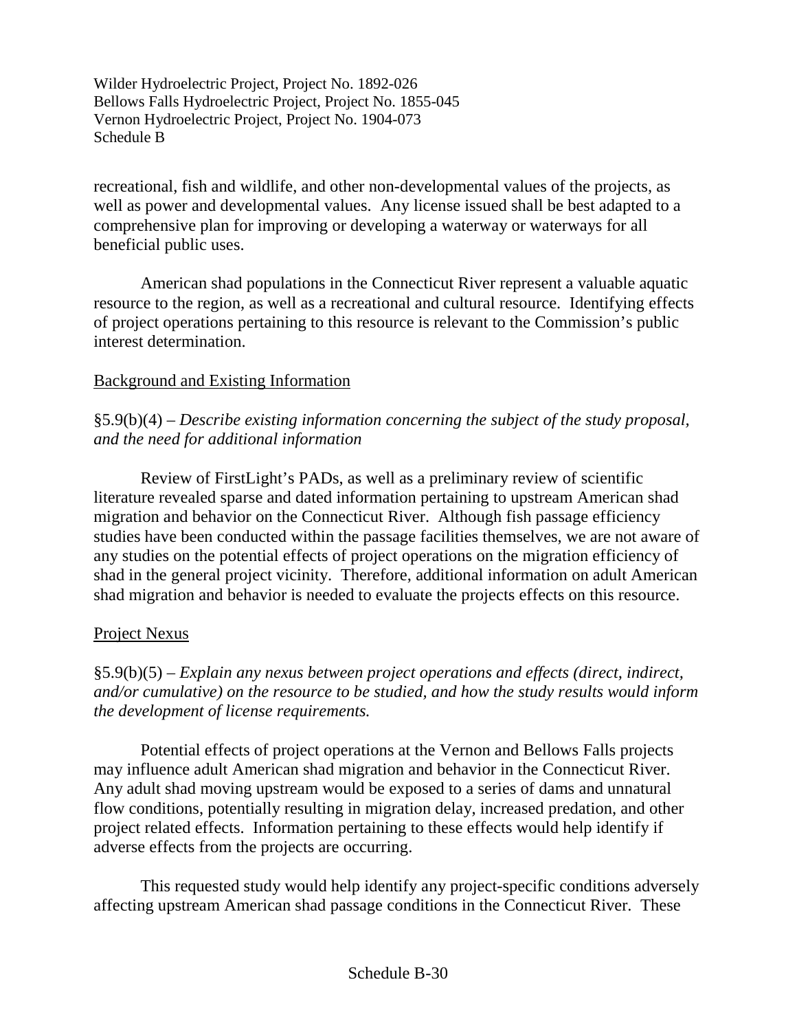recreational, fish and wildlife, and other non-developmental values of the projects, as well as power and developmental values. Any license issued shall be best adapted to a comprehensive plan for improving or developing a waterway or waterways for all beneficial public uses.

American shad populations in the Connecticut River represent a valuable aquatic resource to the region, as well as a recreational and cultural resource. Identifying effects of project operations pertaining to this resource is relevant to the Commission's public interest determination.

Background and Existing Information

§5.9(b)(4) – *Describe existing information concerning the subject of the study proposal, and the need for additional information*

Review of FirstLight's PADs, as well as a preliminary review of scientific literature revealed sparse and dated information pertaining to upstream American shad migration and behavior on the Connecticut River. Although fish passage efficiency studies have been conducted within the passage facilities themselves, we are not aware of any studies on the potential effects of project operations on the migration efficiency of shad in the general project vicinity. Therefore, additional information on adult American shad migration and behavior is needed to evaluate the projects effects on this resource.

Project Nexus

§5.9(b)(5) – *Explain any nexus between project operations and effects (direct, indirect, and/or cumulative) on the resource to be studied, and how the study results would inform the development of license requirements.*

Potential effects of project operations at the Vernon and Bellows Falls projects may influence adult American shad migration and behavior in the Connecticut River. Any adult shad moving upstream would be exposed to a series of dams and unnatural flow conditions, potentially resulting in migration delay, increased predation, and other project related effects. Information pertaining to these effects would help identify if adverse effects from the projects are occurring.

This requested study would help identify any project-specific conditions adversely affecting upstream American shad passage conditions in the Connecticut River. These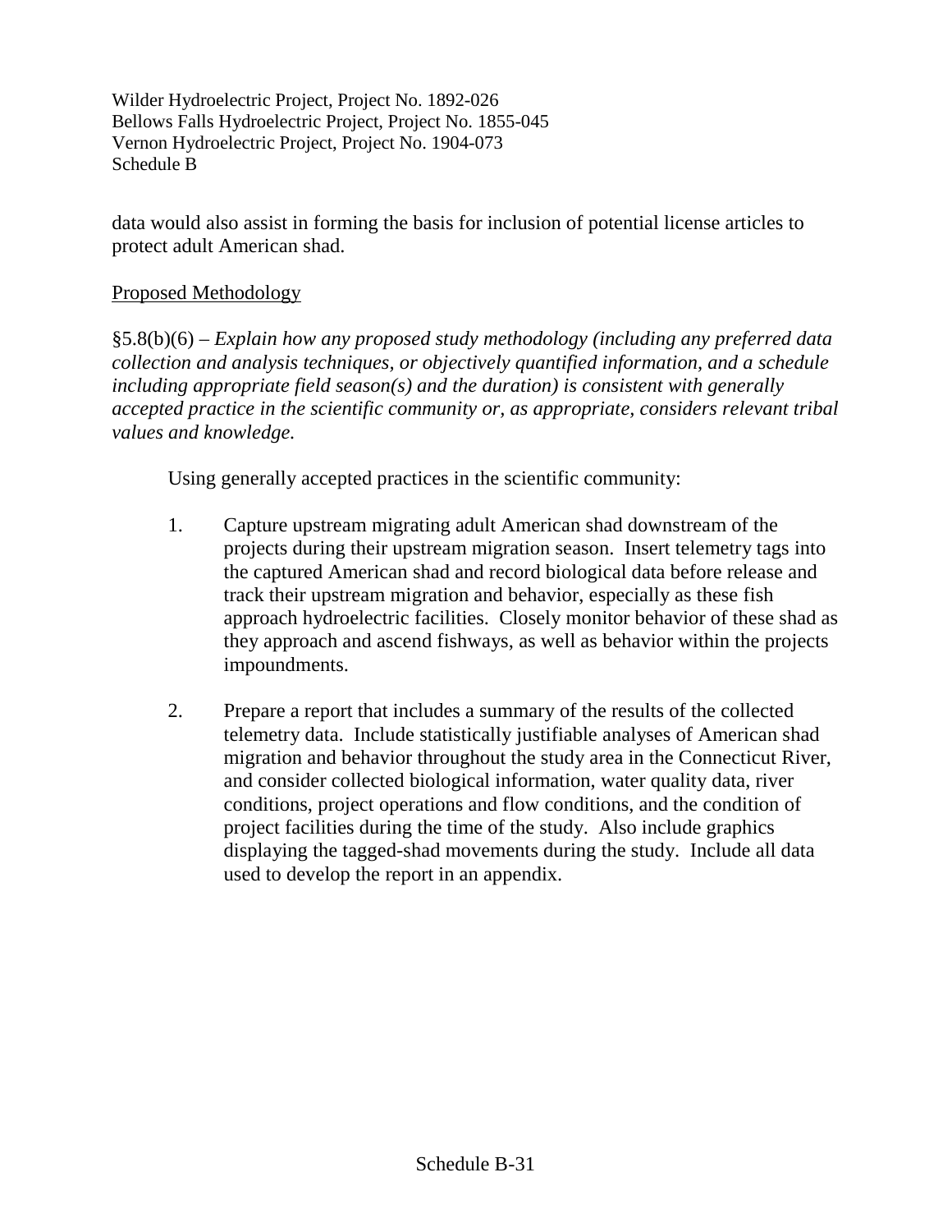data would also assist in forming the basis for inclusion of potential license articles to protect adult American shad.

Proposed Methodology

§5.8(b)(6) – *Explain how any proposed study methodology (including any preferred data collection and analysis techniques, or objectively quantified information, and a schedule including appropriate field season(s) and the duration) is consistent with generally accepted practice in the scientific community or, as appropriate, considers relevant tribal values and knowledge.*

Using generally accepted practices in the scientific community:

1. Capture upstream migrating adult American shad downstream of the projects during their upstream migration season. Insert telemetry tags into the captured American shad and record biological data before release and track their upstream migration and behavior, especially as these fish approach hydroelectric facilities. Closely monitor behavior of these shad as they approach and ascend fishways, as well as behavior within the projects impoundments.

2. Prepare a report that includes a summary of the results of the collected telemetry data. Include statistically justifiable analyses of American shad migration and behavior throughout the study area in the Connecticut River, and consider collected biological information, water quality data, river conditions, project operations and flow conditions, and the condition of project facilities during the time of the study. Also include graphics displaying the tagged-shad movements during the study. Include all data used to develop the report in an appendix.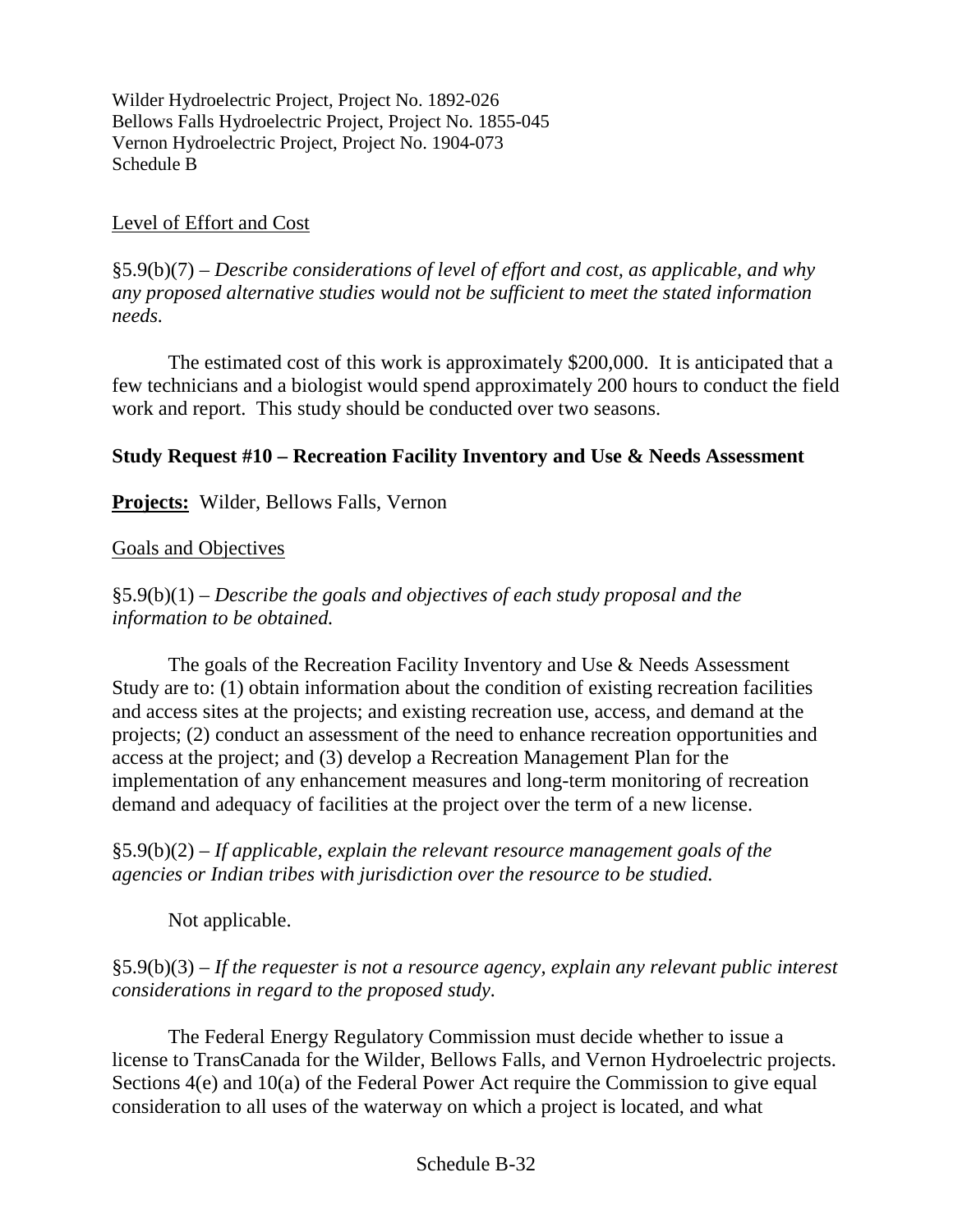Level of Effort and Cost

§5.9(b)(7) – *Describe considerations of level of effort and cost, as applicable, and why any proposed alternative studies would not be sufficient to meet the stated information needs.*

The estimated cost of this work is approximately $200,000. It is anticipated that a few technicians and a biologist would spend approximately 200 hours to conduct the field work and report. This study should be conducted over two seasons.

**Study Request #10 – Recreation Facility Inventory and Use & Needs Assessment**

**Projects:** Wilder, Bellows Falls, Vernon

Goals and Objectives

§5.9(b)(1) – *Describe the goals and objectives of each study proposal and the information to be obtained.*

The goals of the Recreation Facility Inventory and Use & Needs Assessment Study are to: (1) obtain information about the condition of existing recreation facilities and access sites at the projects; and existing recreation use, access, and demand at the projects; (2) conduct an assessment of the need to enhance recreation opportunities and access at the project; and (3) develop a Recreation Management Plan for the implementation of any enhancement measures and long-term monitoring of recreation demand and adequacy of facilities at the project over the term of a new license.

§5.9(b)(2) – *If applicable, explain the relevant resource management goals of the agencies or Indian tribes with jurisdiction over the resource to be studied.*

Not applicable.

§5.9(b)(3) – *If the requester is not a resource agency, explain any relevant public interest considerations in regard to the proposed study.*

The Federal Energy Regulatory Commission must decide whether to issue a license to TransCanada for the Wilder, Bellows Falls, and Vernon Hydroelectric projects. Sections 4(e) and 10(a) of the Federal Power Act require the Commission to give equal consideration to all uses of the waterway on which a project is located, and what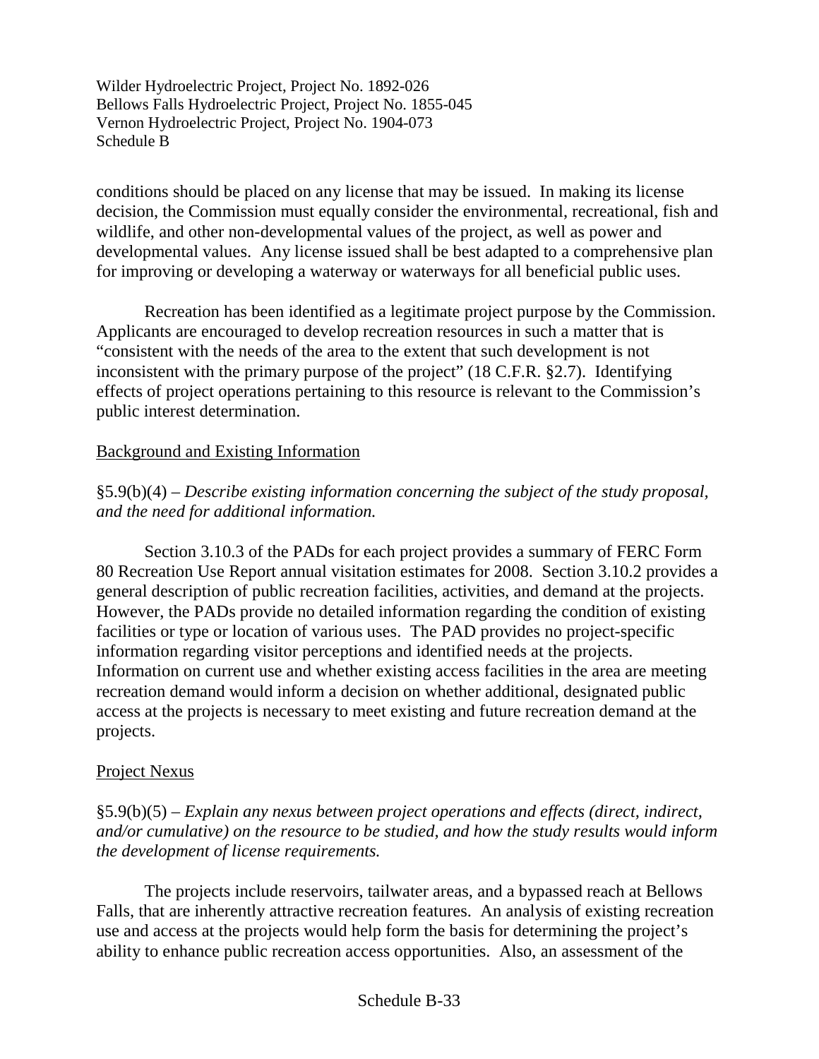conditions should be placed on any license that may be issued. In making its license decision, the Commission must equally consider the environmental, recreational, fish and wildlife, and other non-developmental values of the project, as well as power and developmental values. Any license issued shall be best adapted to a comprehensive plan for improving or developing a waterway or waterways for all beneficial public uses.

Recreation has been identified as a legitimate project purpose by the Commission. Applicants are encouraged to develop recreation resources in such a matter that is "consistent with the needs of the area to the extent that such development is not inconsistent with the primary purpose of the project" (18 C.F.R. §2.7). Identifying effects of project operations pertaining to this resource is relevant to the Commission's public interest determination.

Background and Existing Information

§5.9(b)(4) – *Describe existing information concerning the subject of the study proposal, and the need for additional information.*

Section 3.10.3 of the PADs for each project provides a summary of FERC Form 80 Recreation Use Report annual visitation estimates for 2008. Section 3.10.2 provides a general description of public recreation facilities, activities, and demand at the projects. However, the PADs provide no detailed information regarding the condition of existing facilities or type or location of various uses. The PAD provides no project-specific information regarding visitor perceptions and identified needs at the projects. Information on current use and whether existing access facilities in the area are meeting recreation demand would inform a decision on whether additional, designated public access at the projects is necessary to meet existing and future recreation demand at the projects.

Project Nexus

§5.9(b)(5) – *Explain any nexus between project operations and effects (direct, indirect, and/or cumulative) on the resource to be studied, and how the study results would inform the development of license requirements.*

The projects include reservoirs, tailwater areas, and a bypassed reach at Bellows Falls, that are inherently attractive recreation features. An analysis of existing recreation use and access at the projects would help form the basis for determining the project's ability to enhance public recreation access opportunities. Also, an assessment of the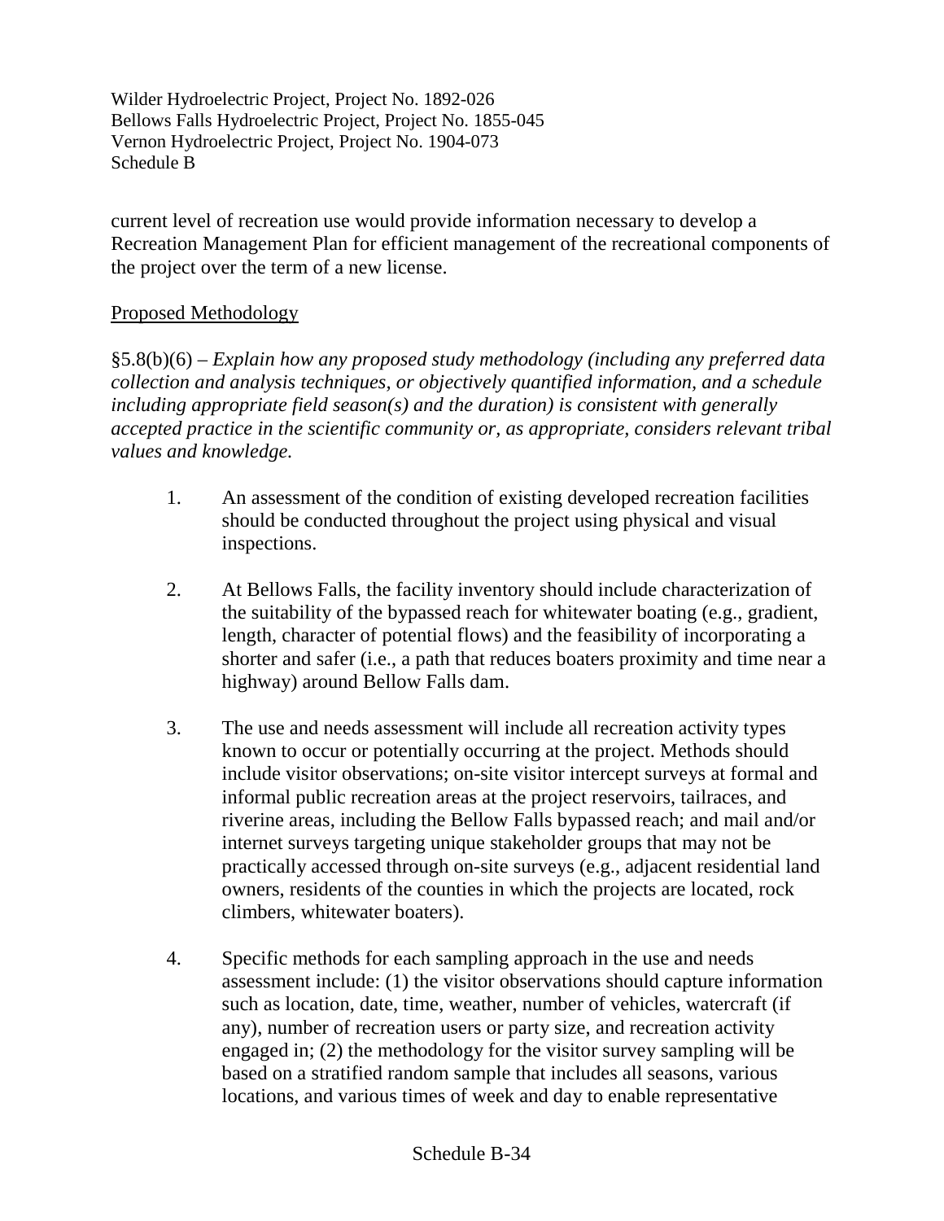current level of recreation use would provide information necessary to develop a Recreation Management Plan for efficient management of the recreational components of the project over the term of a new license.

Proposed Methodology

§5.8(b)(6) – *Explain how any proposed study methodology (including any preferred data collection and analysis techniques, or objectively quantified information, and a schedule including appropriate field season(s) and the duration) is consistent with generally accepted practice in the scientific community or, as appropriate, considers relevant tribal values and knowledge.*

1. An assessment of the condition of existing developed recreation facilities should be conducted throughout the project using physical and visual inspections.

2. At Bellows Falls, the facility inventory should include characterization of the suitability of the bypassed reach for whitewater boating (e.g., gradient, length, character of potential flows) and the feasibility of incorporating a shorter and safer (i.e., a path that reduces boaters proximity and time near a highway) around Bellow Falls dam.

3. The use and needs assessment will include all recreation activity types known to occur or potentially occurring at the project. Methods should include visitor observations; on-site visitor intercept surveys at formal and informal public recreation areas at the project reservoirs, tailraces, and riverine areas, including the Bellow Falls bypassed reach; and mail and/or internet surveys targeting unique stakeholder groups that may not be practically accessed through on-site surveys (e.g., adjacent residential land owners, residents of the counties in which the projects are located, rock climbers, whitewater boaters).

4. Specific methods for each sampling approach in the use and needs assessment include: (1) the visitor observations should capture information such as location, date, time, weather, number of vehicles, watercraft (if any), number of recreation users or party size, and recreation activity engaged in; (2) the methodology for the visitor survey sampling will be based on a stratified random sample that includes all seasons, various locations, and various times of week and day to enable representative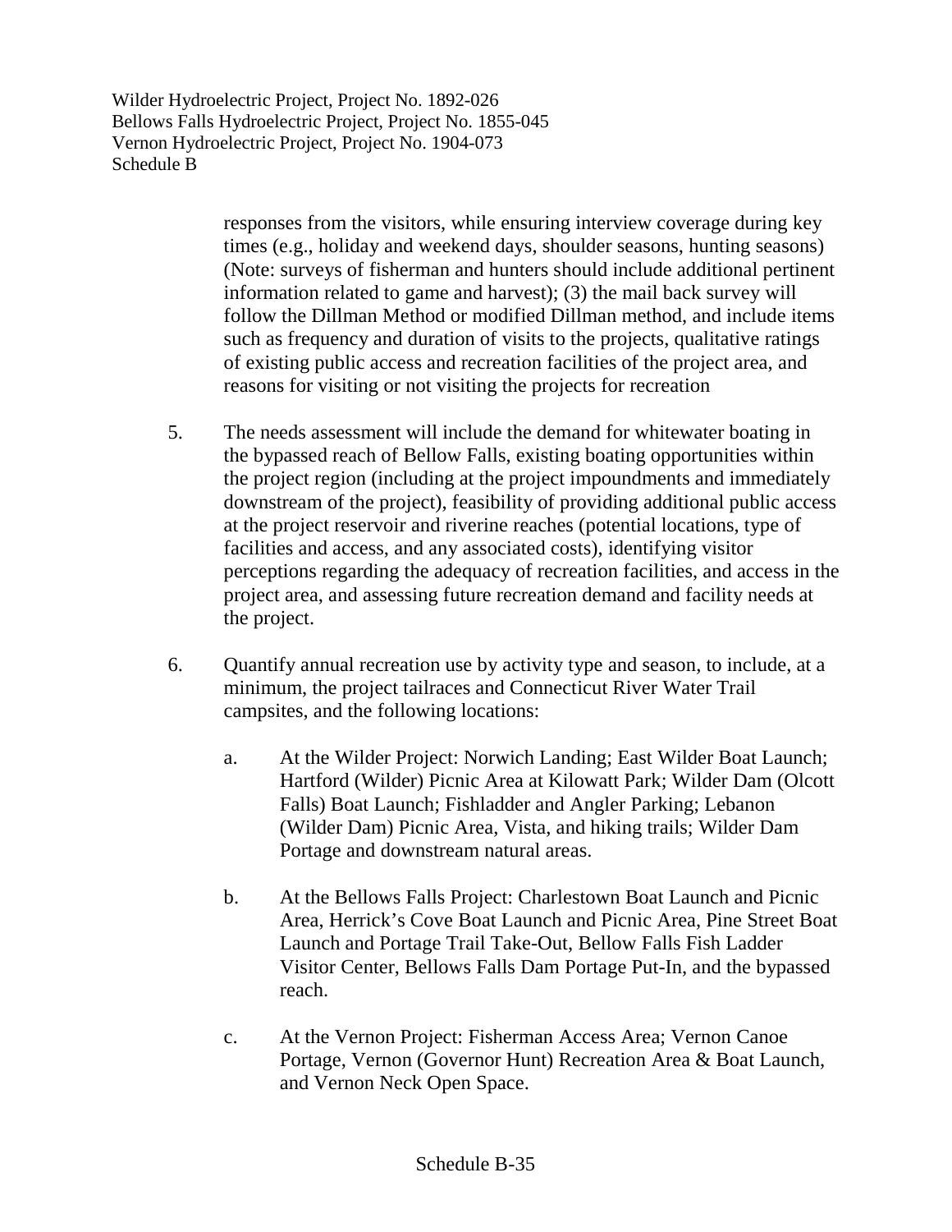responses from the visitors, while ensuring interview coverage during key times (e.g., holiday and weekend days, shoulder seasons, hunting seasons) (Note: surveys of fisherman and hunters should include additional pertinent information related to game and harvest); (3) the mail back survey will follow the Dillman Method or modified Dillman method, and include items such as frequency and duration of visits to the projects, qualitative ratings of existing public access and recreation facilities of the project area, and reasons for visiting or not visiting the projects for recreation

5. The needs assessment will include the demand for whitewater boating in the bypassed reach of Bellow Falls, existing boating opportunities within the project region (including at the project impoundments and immediately downstream of the project), feasibility of providing additional public access at the project reservoir and riverine reaches (potential locations, type of facilities and access, and any associated costs), identifying visitor perceptions regarding the adequacy of recreation facilities, and access in the project area, and assessing future recreation demand and facility needs at the project.

6. Quantify annual recreation use by activity type and season, to include, at a minimum, the project tailraces and Connecticut River Water Trail campsites, and the following locations:

   a. At the Wilder Project: Norwich Landing; East Wilder Boat Launch; Hartford (Wilder) Picnic Area at Kilowatt Park; Wilder Dam (Olcott Falls) Boat Launch; Fishladder and Angler Parking; Lebanon (Wilder Dam) Picnic Area, Vista, and hiking trails; Wilder Dam Portage and downstream natural areas.

   b. At the Bellows Falls Project: Charlestown Boat Launch and Picnic Area, Herrick's Cove Boat Launch and Picnic Area, Pine Street Boat Launch and Portage Trail Take-Out, Bellow Falls Fish Ladder Visitor Center, Bellows Falls Dam Portage Put-In, and the bypassed reach.

   c. At the Vernon Project: Fisherman Access Area; Vernon Canoe Portage, Vernon (Governor Hunt) Recreation Area & Boat Launch, and Vernon Neck Open Space.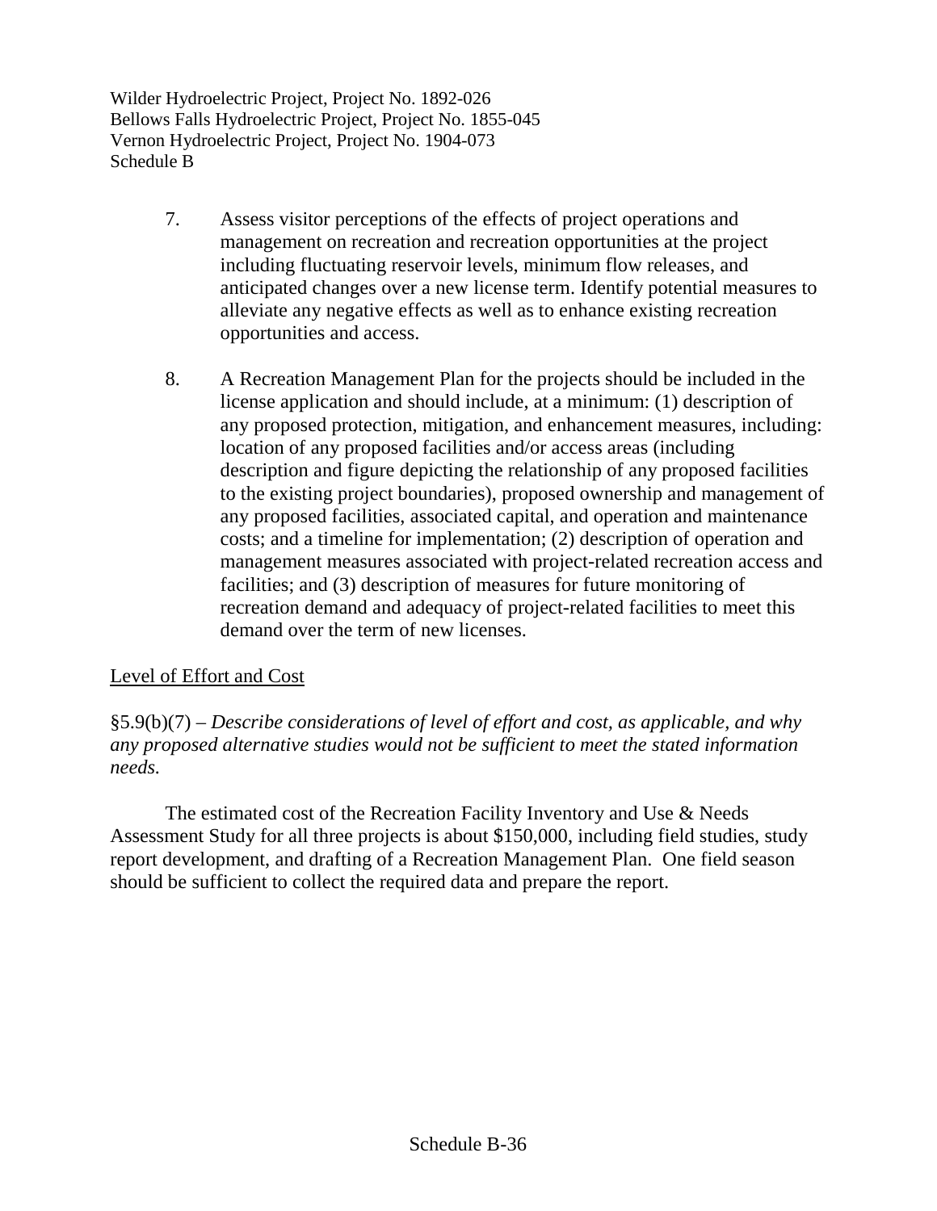7. Assess visitor perceptions of the effects of project operations and management on recreation and recreation opportunities at the project including fluctuating reservoir levels, minimum flow releases, and anticipated changes over a new license term. Identify potential measures to alleviate any negative effects as well as to enhance existing recreation opportunities and access.

8. A Recreation Management Plan for the projects should be included in the license application and should include, at a minimum: (1) description of any proposed protection, mitigation, and enhancement measures, including: location of any proposed facilities and/or access areas (including description and figure depicting the relationship of any proposed facilities to the existing project boundaries), proposed ownership and management of any proposed facilities, associated capital, and operation and maintenance costs; and a timeline for implementation; (2) description of operation and management measures associated with project-related recreation access and facilities; and (3) description of measures for future monitoring of recreation demand and adequacy of project-related facilities to meet this demand over the term of new licenses.

<u>Level of Effort and Cost</u>

§5.9(b)(7) – *Describe considerations of level of effort and cost, as applicable, and why any proposed alternative studies would not be sufficient to meet the stated information needs.*

The estimated cost of the Recreation Facility Inventory and Use & Needs Assessment Study for all three projects is about $150,000, including field studies, study report development, and drafting of a Recreation Management Plan. One field season should be sufficient to collect the required data and prepare the report.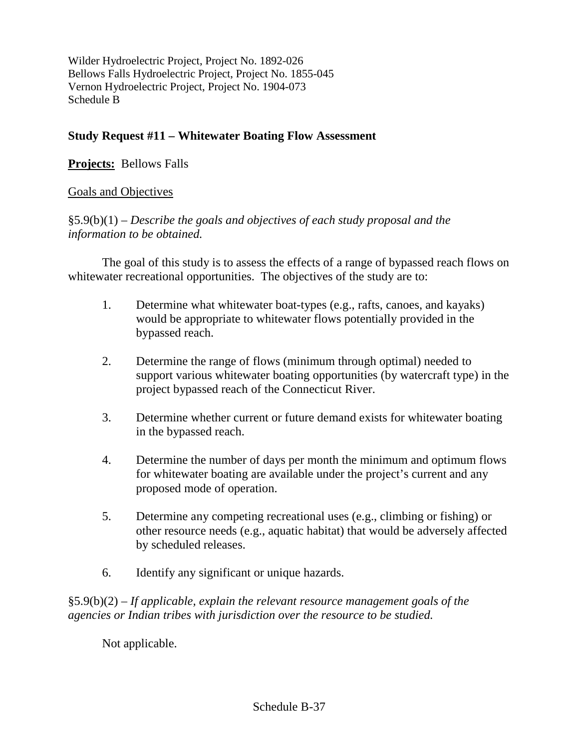Wilder Hydroelectric Project, Project No. 1892-026
Bellows Falls Hydroelectric Project, Project No. 1855-045
Vernon Hydroelectric Project, Project No. 1904-073
Schedule B

## Study Request #11 – Whitewater Boating Flow Assessment

**Projects:** Bellows Falls

Goals and Objectives

§5.9(b)(1) – *Describe the goals and objectives of each study proposal and the information to be obtained.*

The goal of this study is to assess the effects of a range of bypassed reach flows on whitewater recreational opportunities. The objectives of the study are to:

1. Determine what whitewater boat-types (e.g., rafts, canoes, and kayaks) would be appropriate to whitewater flows potentially provided in the bypassed reach.

2. Determine the range of flows (minimum through optimal) needed to support various whitewater boating opportunities (by watercraft type) in the project bypassed reach of the Connecticut River.

3. Determine whether current or future demand exists for whitewater boating in the bypassed reach.

4. Determine the number of days per month the minimum and optimum flows for whitewater boating are available under the project's current and any proposed mode of operation.

5. Determine any competing recreational uses (e.g., climbing or fishing) or other resource needs (e.g., aquatic habitat) that would be adversely affected by scheduled releases.

6. Identify any significant or unique hazards.

§5.9(b)(2) – *If applicable, explain the relevant resource management goals of the agencies or Indian tribes with jurisdiction over the resource to be studied.*

Not applicable.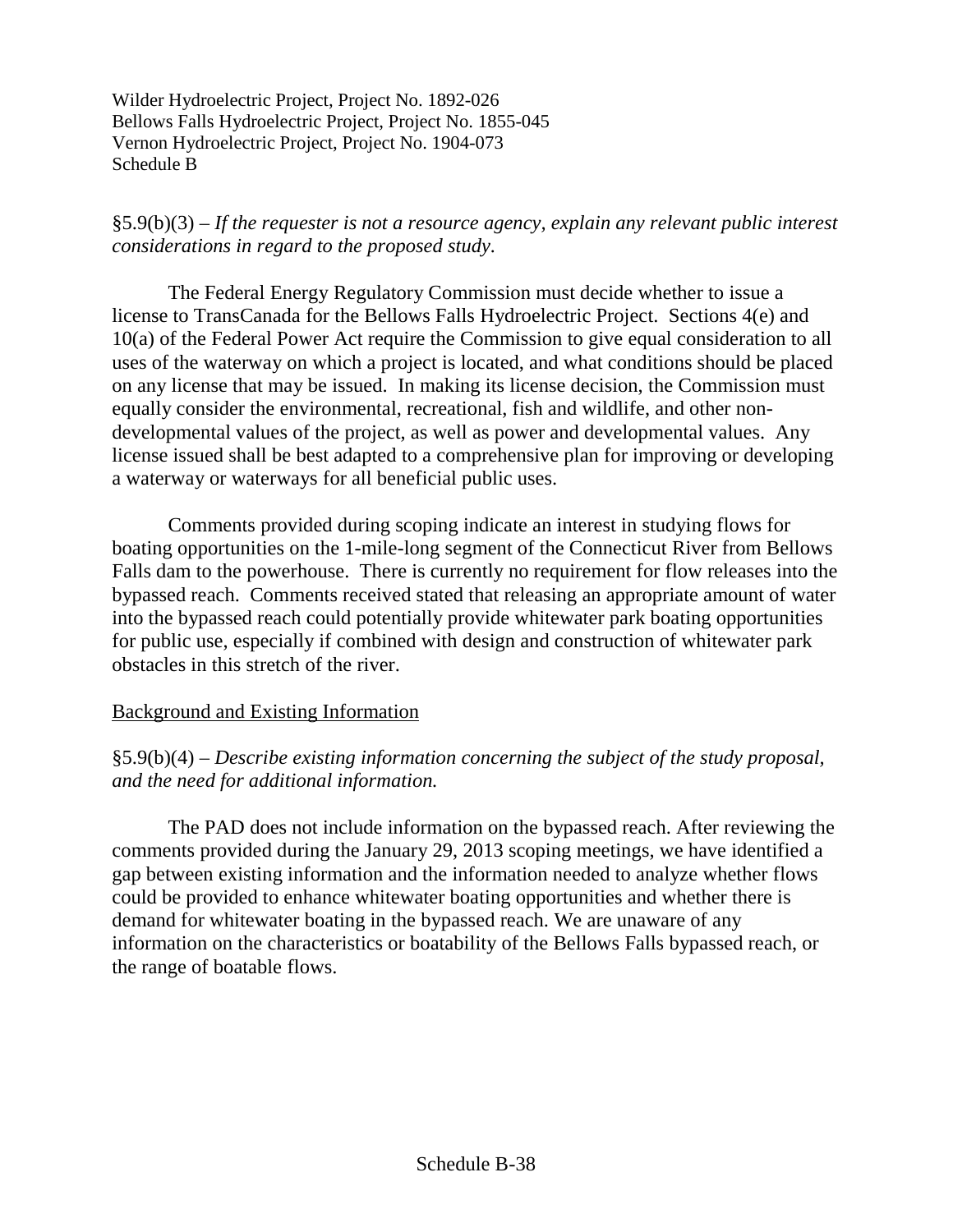§5.9(b)(3) – *If the requester is not a resource agency, explain any relevant public interest considerations in regard to the proposed study*.

The Federal Energy Regulatory Commission must decide whether to issue a license to TransCanada for the Bellows Falls Hydroelectric Project. Sections 4(e) and 10(a) of the Federal Power Act require the Commission to give equal consideration to all uses of the waterway on which a project is located, and what conditions should be placed on any license that may be issued. In making its license decision, the Commission must equally consider the environmental, recreational, fish and wildlife, and other non-developmental values of the project, as well as power and developmental values. Any license issued shall be best adapted to a comprehensive plan for improving or developing a waterway or waterways for all beneficial public uses.

Comments provided during scoping indicate an interest in studying flows for boating opportunities on the 1-mile-long segment of the Connecticut River from Bellows Falls dam to the powerhouse. There is currently no requirement for flow releases into the bypassed reach. Comments received stated that releasing an appropriate amount of water into the bypassed reach could potentially provide whitewater park boating opportunities for public use, especially if combined with design and construction of whitewater park obstacles in this stretch of the river.

## Background and Existing Information

§5.9(b)(4) – *Describe existing information concerning the subject of the study proposal, and the need for additional information.*

The PAD does not include information on the bypassed reach. After reviewing the comments provided during the January 29, 2013 scoping meetings, we have identified a gap between existing information and the information needed to analyze whether flows could be provided to enhance whitewater boating opportunities and whether there is demand for whitewater boating in the bypassed reach. We are unaware of any information on the characteristics or boatability of the Bellows Falls bypassed reach, or the range of boatable flows.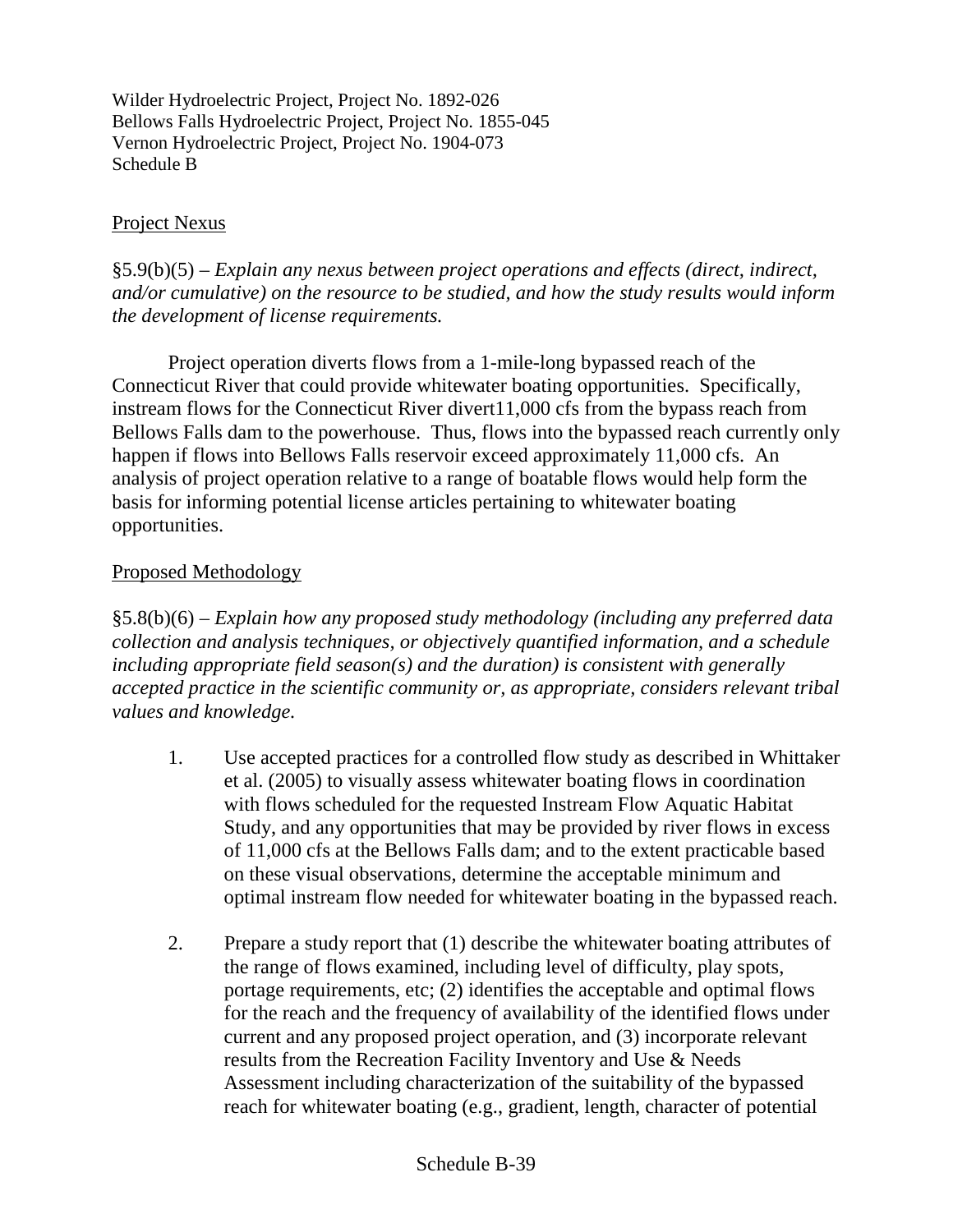Wilder Hydroelectric Project, Project No. 1892-026
Bellows Falls Hydroelectric Project, Project No. 1855-045
Vernon Hydroelectric Project, Project No. 1904-073
Schedule B

Project Nexus

§5.9(b)(5) – *Explain any nexus between project operations and effects (direct, indirect, and/or cumulative) on the resource to be studied, and how the study results would inform the development of license requirements.*

Project operation diverts flows from a 1-mile-long bypassed reach of the Connecticut River that could provide whitewater boating opportunities. Specifically, instream flows for the Connecticut River divert11,000 cfs from the bypass reach from Bellows Falls dam to the powerhouse. Thus, flows into the bypassed reach currently only happen if flows into Bellows Falls reservoir exceed approximately 11,000 cfs. An analysis of project operation relative to a range of boatable flows would help form the basis for informing potential license articles pertaining to whitewater boating opportunities.

Proposed Methodology

§5.8(b)(6) – *Explain how any proposed study methodology (including any preferred data collection and analysis techniques, or objectively quantified information, and a schedule including appropriate field season(s) and the duration) is consistent with generally accepted practice in the scientific community or, as appropriate, considers relevant tribal values and knowledge.*

1. Use accepted practices for a controlled flow study as described in Whittaker et al. (2005) to visually assess whitewater boating flows in coordination with flows scheduled for the requested Instream Flow Aquatic Habitat Study, and any opportunities that may be provided by river flows in excess of 11,000 cfs at the Bellows Falls dam; and to the extent practicable based on these visual observations, determine the acceptable minimum and optimal instream flow needed for whitewater boating in the bypassed reach.

2. Prepare a study report that (1) describe the whitewater boating attributes of the range of flows examined, including level of difficulty, play spots, portage requirements, etc; (2) identifies the acceptable and optimal flows for the reach and the frequency of availability of the identified flows under current and any proposed project operation, and (3) incorporate relevant results from the Recreation Facility Inventory and Use & Needs Assessment including characterization of the suitability of the bypassed reach for whitewater boating (e.g., gradient, length, character of potential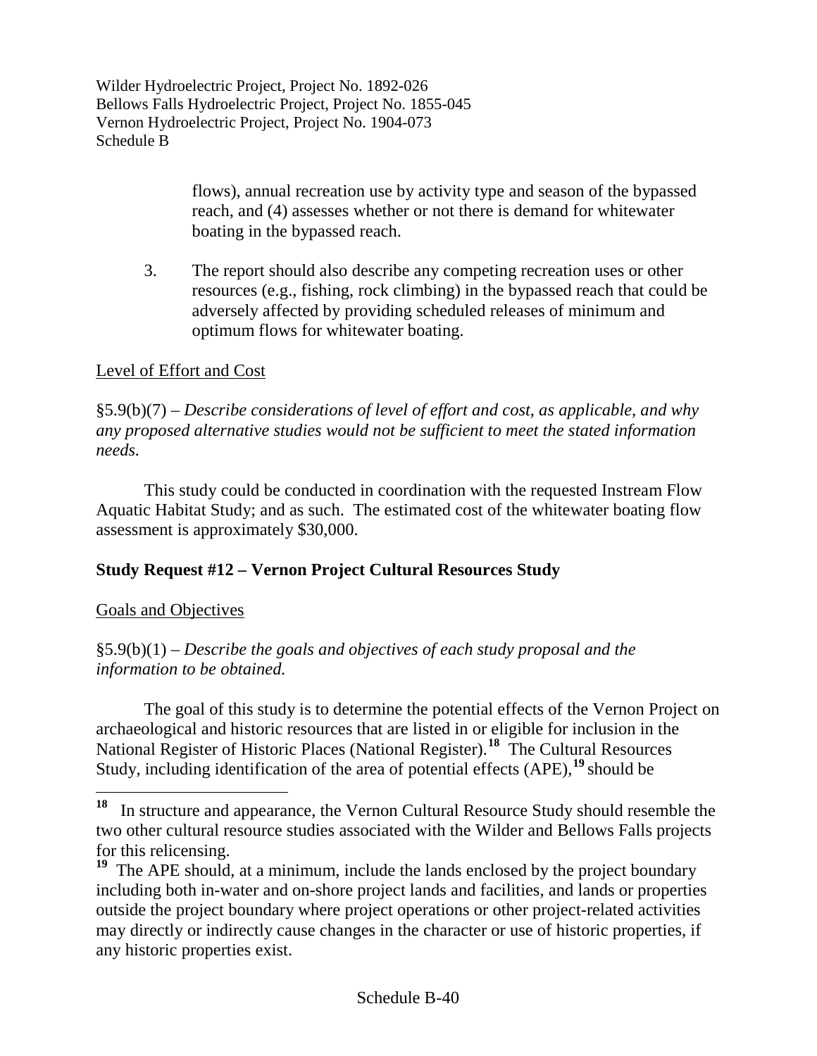flows), annual recreation use by activity type and season of the bypassed reach, and (4) assesses whether or not there is demand for whitewater boating in the bypassed reach.

3. The report should also describe any competing recreation uses or other resources (e.g., fishing, rock climbing) in the bypassed reach that could be adversely affected by providing scheduled releases of minimum and optimum flows for whitewater boating.

Level of Effort and Cost

§5.9(b)(7) – *Describe considerations of level of effort and cost, as applicable, and why any proposed alternative studies would not be sufficient to meet the stated information needs.*

This study could be conducted in coordination with the requested Instream Flow Aquatic Habitat Study; and as such. The estimated cost of the whitewater boating flow assessment is approximately $30,000.

**Study Request #12 – Vernon Project Cultural Resources Study**

Goals and Objectives

§5.9(b)(1) – *Describe the goals and objectives of each study proposal and the information to be obtained.*

The goal of this study is to determine the potential effects of the Vernon Project on archaeological and historic resources that are listed in or eligible for inclusion in the National Register of Historic Places (National Register).[18] The Cultural Resources Study, including identification of the area of potential effects (APE),[19] should be

[18] In structure and appearance, the Vernon Cultural Resource Study should resemble the two other cultural resource studies associated with the Wilder and Bellows Falls projects for this relicensing.

[19] The APE should, at a minimum, include the lands enclosed by the project boundary including both in-water and on-shore project lands and facilities, and lands or properties outside the project boundary where project operations or other project-related activities may directly or indirectly cause changes in the character or use of historic properties, if any historic properties exist.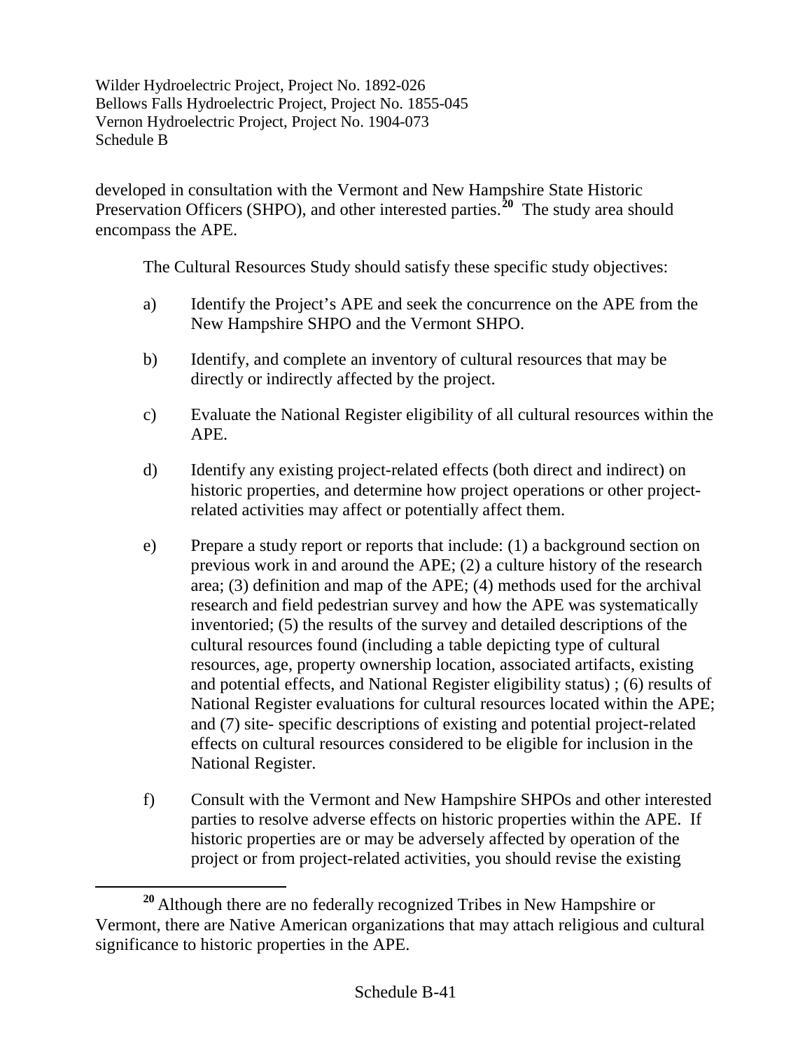developed in consultation with the Vermont and New Hampshire State Historic Preservation Officers (SHPO), and other interested parties.[20] The study area should encompass the APE.

The Cultural Resources Study should satisfy these specific study objectives:

a) Identify the Project's APE and seek the concurrence on the APE from the New Hampshire SHPO and the Vermont SHPO.

b) Identify, and complete an inventory of cultural resources that may be directly or indirectly affected by the project.

c) Evaluate the National Register eligibility of all cultural resources within the APE.

d) Identify any existing project-related effects (both direct and indirect) on historic properties, and determine how project operations or other project-related activities may affect or potentially affect them.

e) Prepare a study report or reports that include: (1) a background section on previous work in and around the APE; (2) a culture history of the research area; (3) definition and map of the APE; (4) methods used for the archival research and field pedestrian survey and how the APE was systematically inventoried; (5) the results of the survey and detailed descriptions of the cultural resources found (including a table depicting type of cultural resources, age, property ownership location, associated artifacts, existing and potential effects, and National Register eligibility status) ; (6) results of National Register evaluations for cultural resources located within the APE; and (7) site- specific descriptions of existing and potential project-related effects on cultural resources considered to be eligible for inclusion in the National Register.

f) Consult with the Vermont and New Hampshire SHPOs and other interested parties to resolve adverse effects on historic properties within the APE. If historic properties are or may be adversely affected by operation of the project or from project-related activities, you should revise the existing

---

[20] Although there are no federally recognized Tribes in New Hampshire or Vermont, there are Native American organizations that may attach religious and cultural significance to historic properties in the APE.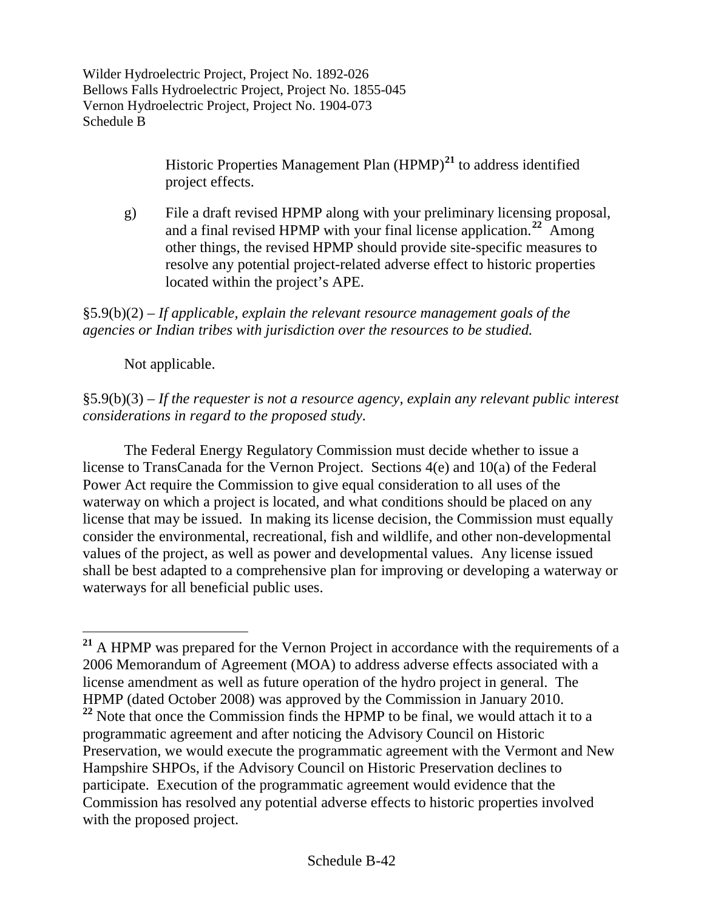Historic Properties Management Plan (HPMP)[21] to address identified project effects.

g) File a draft revised HPMP along with your preliminary licensing proposal, and a final revised HPMP with your final license application.[22] Among other things, the revised HPMP should provide site-specific measures to resolve any potential project-related adverse effect to historic properties located within the project's APE.

§5.9(b)(2) – *If applicable, explain the relevant resource management goals of the agencies or Indian tribes with jurisdiction over the resources to be studied.*

Not applicable.

§5.9(b)(3) – *If the requester is not a resource agency, explain any relevant public interest considerations in regard to the proposed study.*

The Federal Energy Regulatory Commission must decide whether to issue a license to TransCanada for the Vernon Project. Sections 4(e) and 10(a) of the Federal Power Act require the Commission to give equal consideration to all uses of the waterway on which a project is located, and what conditions should be placed on any license that may be issued. In making its license decision, the Commission must equally consider the environmental, recreational, fish and wildlife, and other non-developmental values of the project, as well as power and developmental values. Any license issued shall be best adapted to a comprehensive plan for improving or developing a waterway or waterways for all beneficial public uses.

---

[21] A HPMP was prepared for the Vernon Project in accordance with the requirements of a 2006 Memorandum of Agreement (MOA) to address adverse effects associated with a license amendment as well as future operation of the hydro project in general. The HPMP (dated October 2008) was approved by the Commission in January 2010.

[22] Note that once the Commission finds the HPMP to be final, we would attach it to a programmatic agreement and after noticing the Advisory Council on Historic Preservation, we would execute the programmatic agreement with the Vermont and New Hampshire SHPOs, if the Advisory Council on Historic Preservation declines to participate. Execution of the programmatic agreement would evidence that the Commission has resolved any potential adverse effects to historic properties involved with the proposed project.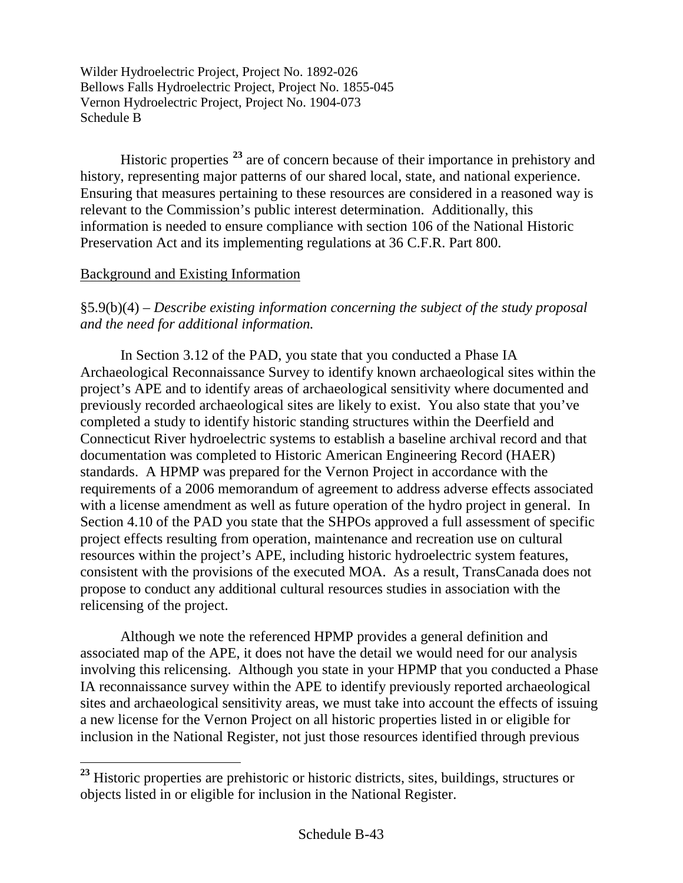Historic properties [23] are of concern because of their importance in prehistory and history, representing major patterns of our shared local, state, and national experience. Ensuring that measures pertaining to these resources are considered in a reasoned way is relevant to the Commission's public interest determination. Additionally, this information is needed to ensure compliance with section 106 of the National Historic Preservation Act and its implementing regulations at 36 C.F.R. Part 800.

<u>Background and Existing Information</u>

§5.9(b)(4) – *Describe existing information concerning the subject of the study proposal and the need for additional information.*

In Section 3.12 of the PAD, you state that you conducted a Phase IA Archaeological Reconnaissance Survey to identify known archaeological sites within the project's APE and to identify areas of archaeological sensitivity where documented and previously recorded archaeological sites are likely to exist. You also state that you've completed a study to identify historic standing structures within the Deerfield and Connecticut River hydroelectric systems to establish a baseline archival record and that documentation was completed to Historic American Engineering Record (HAER) standards. A HPMP was prepared for the Vernon Project in accordance with the requirements of a 2006 memorandum of agreement to address adverse effects associated with a license amendment as well as future operation of the hydro project in general. In Section 4.10 of the PAD you state that the SHPOs approved a full assessment of specific project effects resulting from operation, maintenance and recreation use on cultural resources within the project's APE, including historic hydroelectric system features, consistent with the provisions of the executed MOA. As a result, TransCanada does not propose to conduct any additional cultural resources studies in association with the relicensing of the project.

Although we note the referenced HPMP provides a general definition and associated map of the APE, it does not have the detail we would need for our analysis involving this relicensing. Although you state in your HPMP that you conducted a Phase IA reconnaissance survey within the APE to identify previously reported archaeological sites and archaeological sensitivity areas, we must take into account the effects of issuing a new license for the Vernon Project on all historic properties listed in or eligible for inclusion in the National Register, not just those resources identified through previous

[23] Historic properties are prehistoric or historic districts, sites, buildings, structures or objects listed in or eligible for inclusion in the National Register.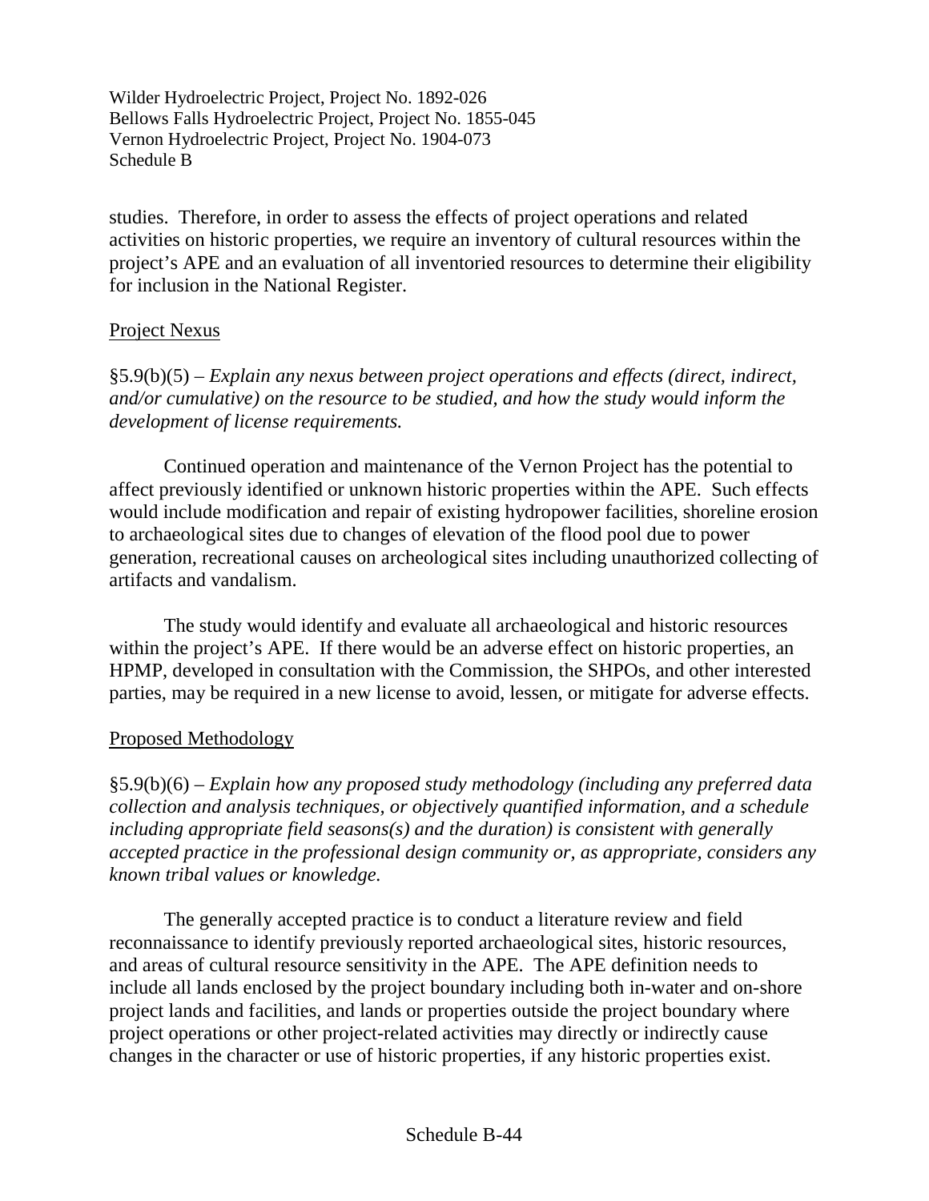studies. Therefore, in order to assess the effects of project operations and related activities on historic properties, we require an inventory of cultural resources within the project's APE and an evaluation of all inventoried resources to determine their eligibility for inclusion in the National Register.

<u>Project Nexus</u>

§5.9(b)(5) – *Explain any nexus between project operations and effects (direct, indirect, and/or cumulative) on the resource to be studied, and how the study would inform the development of license requirements.*

Continued operation and maintenance of the Vernon Project has the potential to affect previously identified or unknown historic properties within the APE. Such effects would include modification and repair of existing hydropower facilities, shoreline erosion to archaeological sites due to changes of elevation of the flood pool due to power generation, recreational causes on archeological sites including unauthorized collecting of artifacts and vandalism.

The study would identify and evaluate all archaeological and historic resources within the project's APE. If there would be an adverse effect on historic properties, an HPMP, developed in consultation with the Commission, the SHPOs, and other interested parties, may be required in a new license to avoid, lessen, or mitigate for adverse effects.

<u>Proposed Methodology</u>

§5.9(b)(6) – *Explain how any proposed study methodology (including any preferred data collection and analysis techniques, or objectively quantified information, and a schedule including appropriate field seasons(s) and the duration) is consistent with generally accepted practice in the professional design community or, as appropriate, considers any known tribal values or knowledge.*

The generally accepted practice is to conduct a literature review and field reconnaissance to identify previously reported archaeological sites, historic resources, and areas of cultural resource sensitivity in the APE. The APE definition needs to include all lands enclosed by the project boundary including both in-water and on-shore project lands and facilities, and lands or properties outside the project boundary where project operations or other project-related activities may directly or indirectly cause changes in the character or use of historic properties, if any historic properties exist.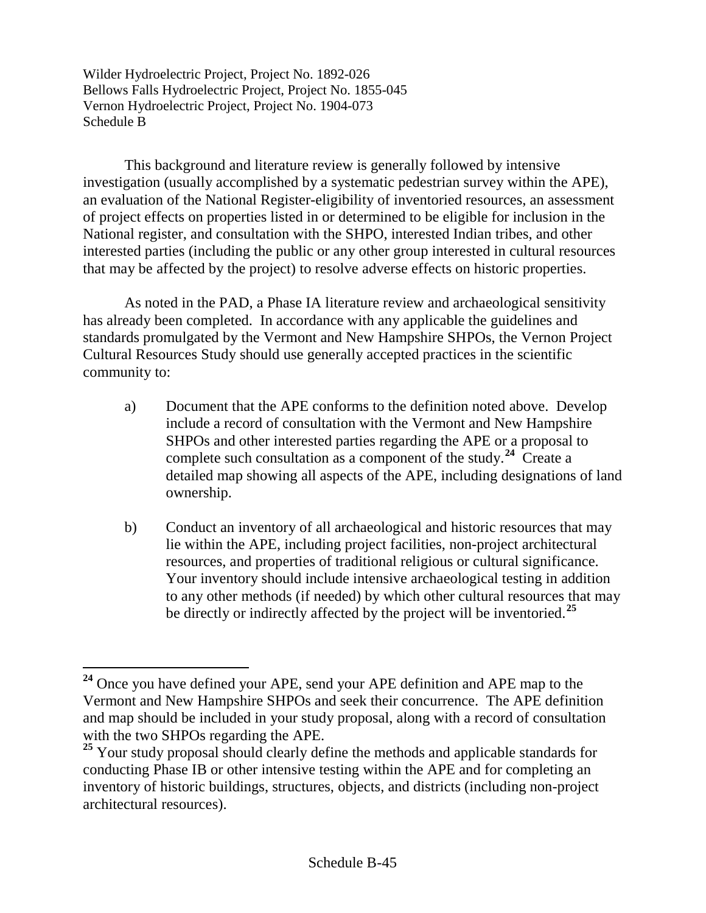This background and literature review is generally followed by intensive investigation (usually accomplished by a systematic pedestrian survey within the APE), an evaluation of the National Register-eligibility of inventoried resources, an assessment of project effects on properties listed in or determined to be eligible for inclusion in the National register, and consultation with the SHPO, interested Indian tribes, and other interested parties (including the public or any other group interested in cultural resources that may be affected by the project) to resolve adverse effects on historic properties.

As noted in the PAD, a Phase IA literature review and archaeological sensitivity has already been completed. In accordance with any applicable the guidelines and standards promulgated by the Vermont and New Hampshire SHPOs, the Vernon Project Cultural Resources Study should use generally accepted practices in the scientific community to:

a) Document that the APE conforms to the definition noted above. Develop include a record of consultation with the Vermont and New Hampshire SHPOs and other interested parties regarding the APE or a proposal to complete such consultation as a component of the study.[24] Create a detailed map showing all aspects of the APE, including designations of land ownership.

b) Conduct an inventory of all archaeological and historic resources that may lie within the APE, including project facilities, non-project architectural resources, and properties of traditional religious or cultural significance. Your inventory should include intensive archaeological testing in addition to any other methods (if needed) by which other cultural resources that may be directly or indirectly affected by the project will be inventoried.[25]

---

[24] Once you have defined your APE, send your APE definition and APE map to the Vermont and New Hampshire SHPOs and seek their concurrence. The APE definition and map should be included in your study proposal, along with a record of consultation with the two SHPOs regarding the APE.

[25] Your study proposal should clearly define the methods and applicable standards for conducting Phase IB or other intensive testing within the APE and for completing an inventory of historic buildings, structures, objects, and districts (including non-project architectural resources).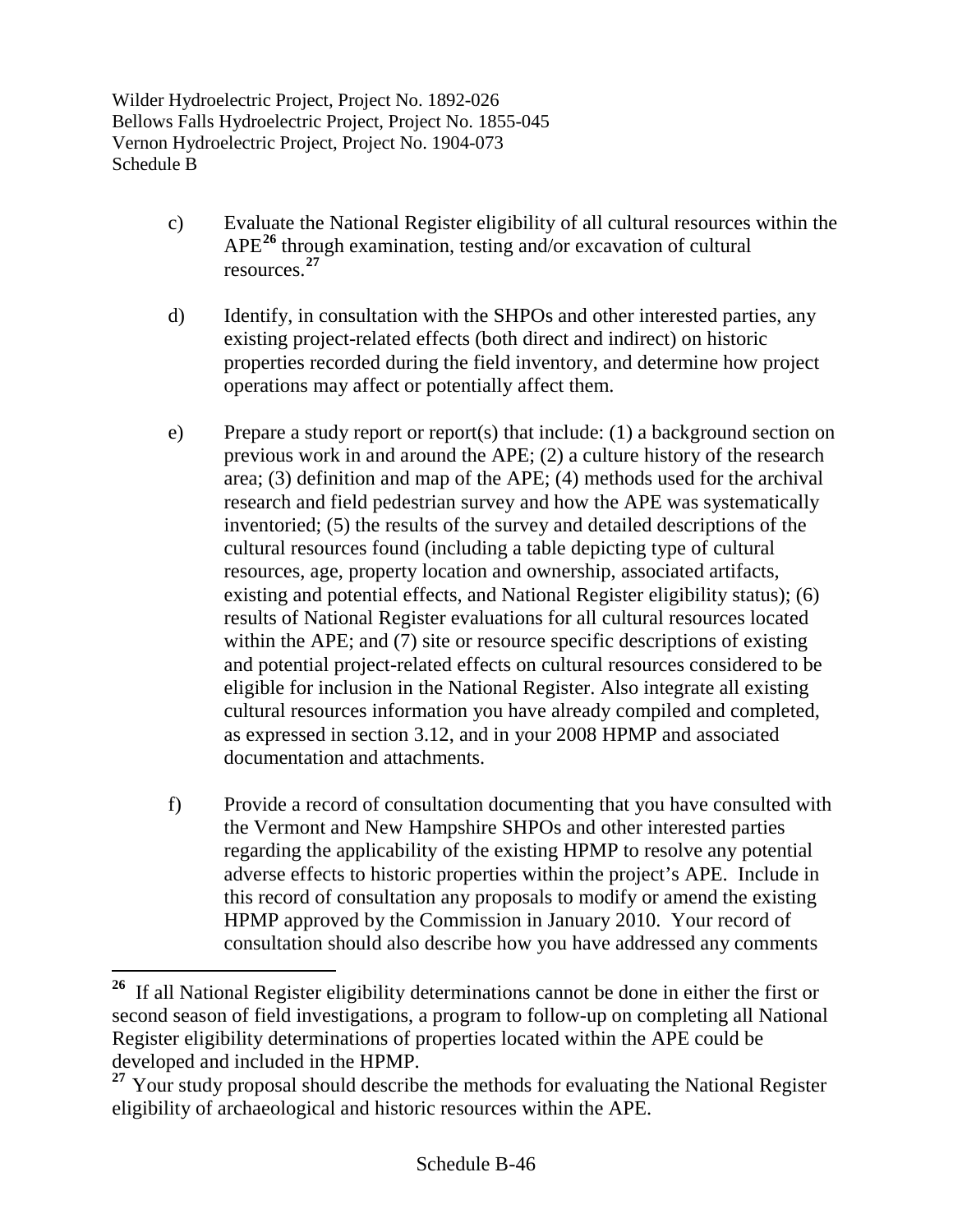c) Evaluate the National Register eligibility of all cultural resources within the APE[26] through examination, testing and/or excavation of cultural resources.[27]

d) Identify, in consultation with the SHPOs and other interested parties, any existing project-related effects (both direct and indirect) on historic properties recorded during the field inventory, and determine how project operations may affect or potentially affect them.

e) Prepare a study report or report(s) that include: (1) a background section on previous work in and around the APE; (2) a culture history of the research area; (3) definition and map of the APE; (4) methods used for the archival research and field pedestrian survey and how the APE was systematically inventoried; (5) the results of the survey and detailed descriptions of the cultural resources found (including a table depicting type of cultural resources, age, property location and ownership, associated artifacts, existing and potential effects, and National Register eligibility status); (6) results of National Register evaluations for all cultural resources located within the APE; and (7) site or resource specific descriptions of existing and potential project-related effects on cultural resources considered to be eligible for inclusion in the National Register. Also integrate all existing cultural resources information you have already compiled and completed, as expressed in section 3.12, and in your 2008 HPMP and associated documentation and attachments.

f) Provide a record of consultation documenting that you have consulted with the Vermont and New Hampshire SHPOs and other interested parties regarding the applicability of the existing HPMP to resolve any potential adverse effects to historic properties within the project's APE. Include in this record of consultation any proposals to modify or amend the existing HPMP approved by the Commission in January 2010. Your record of consultation should also describe how you have addressed any comments

---

[26] If all National Register eligibility determinations cannot be done in either the first or second season of field investigations, a program to follow-up on completing all National Register eligibility determinations of properties located within the APE could be developed and included in the HPMP.

[27] Your study proposal should describe the methods for evaluating the National Register eligibility of archaeological and historic resources within the APE.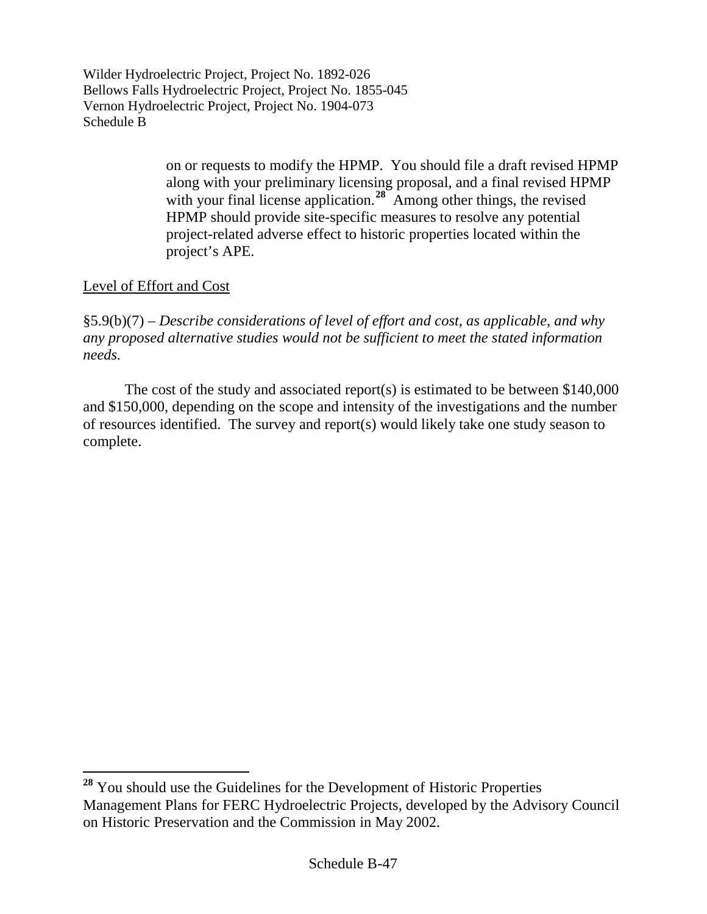on or requests to modify the HPMP. You should file a draft revised HPMP along with your preliminary licensing proposal, and a final revised HPMP with your final license application.[28] Among other things, the revised HPMP should provide site-specific measures to resolve any potential project-related adverse effect to historic properties located within the project's APE.

Level of Effort and Cost

§5.9(b)(7) – *Describe considerations of level of effort and cost, as applicable, and why any proposed alternative studies would not be sufficient to meet the stated information needs.*

The cost of the study and associated report(s) is estimated to be between $140,000 and $150,000, depending on the scope and intensity of the investigations and the number of resources identified. The survey and report(s) would likely take one study season to complete.

[28] You should use the Guidelines for the Development of Historic Properties Management Plans for FERC Hydroelectric Projects, developed by the Advisory Council on Historic Preservation and the Commission in May 2002.